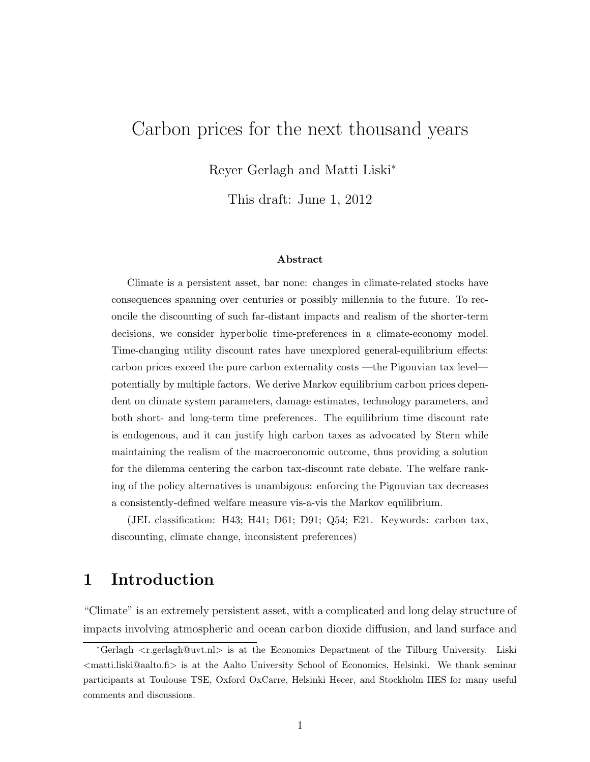# Carbon prices for the next thousand years

Reyer Gerlagh and Matti Liski*

This draft: June 1, 2012

**Abstract**

Climate is a persistent asset, bar none: changes in climate-related stocks have consequences spanning over centuries or possibly millennia to the future. To reconcile the discounting of such far-distant impacts and realism of the shorter-term decisions, we consider hyperbolic time-preferences in a climate-economy model. Time-changing utility discount rates have unexplored general-equilibrium effects: carbon prices exceed the pure carbon externality costs —the Pigouvian tax level— potentially by multiple factors. We derive Markov equilibrium carbon prices dependent on climate system parameters, damage estimates, technology parameters, and both short- and long-term time preferences. The equilibrium time discount rate is endogenous, and it can justify high carbon taxes as advocated by Stern while maintaining the realism of the macroeconomic outcome, thus providing a solution for the dilemma centering the carbon tax-discount rate debate. The welfare ranking of the policy alternatives is unambigous: enforcing the Pigouvian tax decreases a consistently-defined welfare measure vis-a-vis the Markov equilibrium.

(JEL classification: H43; H41; D61; D91; Q54; E21. Keywords: carbon tax, discounting, climate change, inconsistent preferences)

## 1 Introduction

"Climate" is an extremely persistent asset, with a complicated and long delay structure of impacts involving atmospheric and ocean carbon dioxide diffusion, and land surface and

---

*Gerlagh <r.gerlagh@uvt.nl> is at the Economics Department of the Tilburg University. Liski <matti.liski@aalto.fi> is at the Aalto University School of Economics, Helsinki. We thank seminar participants at Toulouse TSE, Oxford OxCarre, Helsinki Hecer, and Stockholm IIES for many useful comments and discussions.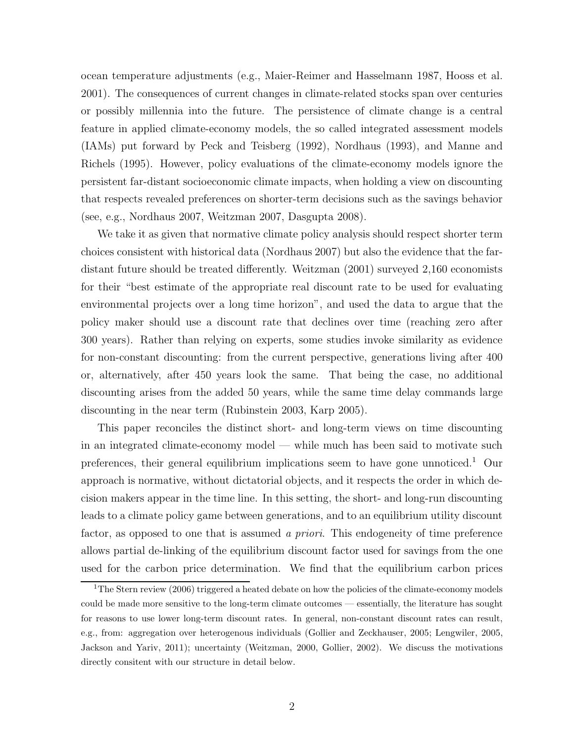ocean temperature adjustments (e.g., Maier-Reimer and Hasselmann 1987, Hooss et al. 2001). The consequences of current changes in climate-related stocks span over centuries or possibly millennia into the future. The persistence of climate change is a central feature in applied climate-economy models, the so called integrated assessment models (IAMs) put forward by Peck and Teisberg (1992), Nordhaus (1993), and Manne and Richels (1995). However, policy evaluations of the climate-economy models ignore the persistent far-distant socioeconomic climate impacts, when holding a view on discounting that respects revealed preferences on shorter-term decisions such as the savings behavior (see, e.g., Nordhaus 2007, Weitzman 2007, Dasgupta 2008).

We take it as given that normative climate policy analysis should respect shorter term choices consistent with historical data (Nordhaus 2007) but also the evidence that the far-distant future should be treated differently. Weitzman (2001) surveyed 2,160 economists for their "best estimate of the appropriate real discount rate to be used for evaluating environmental projects over a long time horizon", and used the data to argue that the policy maker should use a discount rate that declines over time (reaching zero after 300 years). Rather than relying on experts, some studies invoke similarity as evidence for non-constant discounting: from the current perspective, generations living after 400 or, alternatively, after 450 years look the same. That being the case, no additional discounting arises from the added 50 years, while the same time delay commands large discounting in the near term (Rubinstein 2003, Karp 2005).

This paper reconciles the distinct short- and long-term views on time discounting in an integrated climate-economy model — while much has been said to motivate such preferences, their general equilibrium implications seem to have gone unnoticed.[1] Our approach is normative, without dictatorial objects, and it respects the order in which decision makers appear in the time line. In this setting, the short- and long-run discounting leads to a climate policy game between generations, and to an equilibrium utility discount factor, as opposed to one that is assumed *a priori*. This endogeneity of time preference allows partial de-linking of the equilibrium discount factor used for savings from the one used for the carbon price determination. We find that the equilibrium carbon prices

[1] The Stern review (2006) triggered a heated debate on how the policies of the climate-economy models could be made more sensitive to the long-term climate outcomes — essentially, the literature has sought for reasons to use lower long-term discount rates. In general, non-constant discount rates can result, e.g., from: aggregation over heterogenous individuals (Gollier and Zeckhauser, 2005; Lengwiler, 2005, Jackson and Yariv, 2011); uncertainty (Weitzman, 2000, Gollier, 2002). We discuss the motivations directly consitent with our structure in detail below.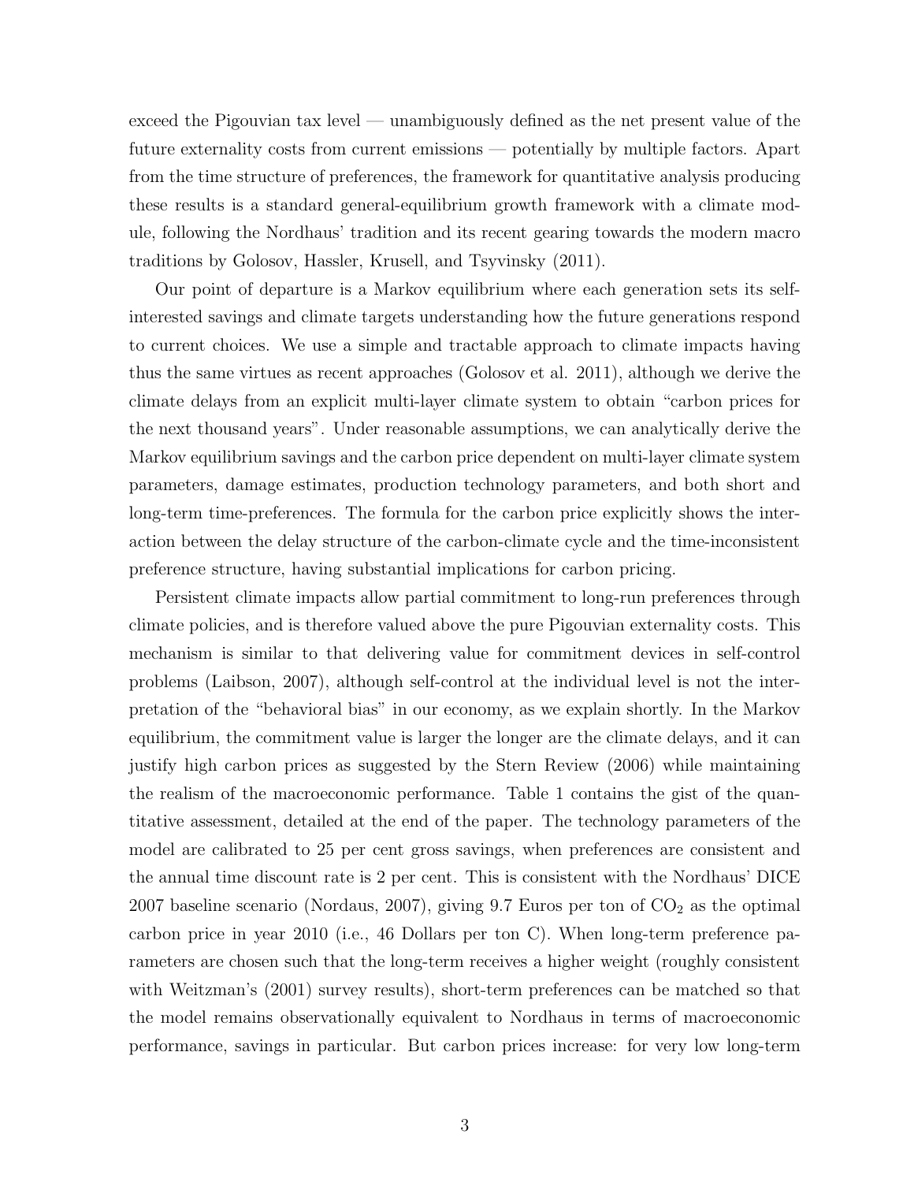exceed the Pigouvian tax level — unambiguously defined as the net present value of the future externality costs from current emissions — potentially by multiple factors. Apart from the time structure of preferences, the framework for quantitative analysis producing these results is a standard general-equilibrium growth framework with a climate module, following the Nordhaus' tradition and its recent gearing towards the modern macro traditions by Golosov, Hassler, Krusell, and Tsyvinsky (2011).

Our point of departure is a Markov equilibrium where each generation sets its self-interested savings and climate targets understanding how the future generations respond to current choices. We use a simple and tractable approach to climate impacts having thus the same virtues as recent approaches (Golosov et al. 2011), although we derive the climate delays from an explicit multi-layer climate system to obtain "carbon prices for the next thousand years". Under reasonable assumptions, we can analytically derive the Markov equilibrium savings and the carbon price dependent on multi-layer climate system parameters, damage estimates, production technology parameters, and both short and long-term time-preferences. The formula for the carbon price explicitly shows the interaction between the delay structure of the carbon-climate cycle and the time-inconsistent preference structure, having substantial implications for carbon pricing.

Persistent climate impacts allow partial commitment to long-run preferences through climate policies, and is therefore valued above the pure Pigouvian externality costs. This mechanism is similar to that delivering value for commitment devices in self-control problems (Laibson, 2007), although self-control at the individual level is not the interpretation of the "behavioral bias" in our economy, as we explain shortly. In the Markov equilibrium, the commitment value is larger the longer are the climate delays, and it can justify high carbon prices as suggested by the Stern Review (2006) while maintaining the realism of the macroeconomic performance. Table 1 contains the gist of the quantitative assessment, detailed at the end of the paper. The technology parameters of the model are calibrated to 25 per cent gross savings, when preferences are consistent and the annual time discount rate is 2 per cent. This is consistent with the Nordhaus' DICE 2007 baseline scenario (Nordaus, 2007), giving 9.7 Euros per ton of $CO_2$ as the optimal carbon price in year 2010 (i.e., 46 Dollars per ton C). When long-term preference parameters are chosen such that the long-term receives a higher weight (roughly consistent with Weitzman's (2001) survey results), short-term preferences can be matched so that the model remains observationally equivalent to Nordhaus in terms of macroeconomic performance, savings in particular. But carbon prices increase: for very low long-term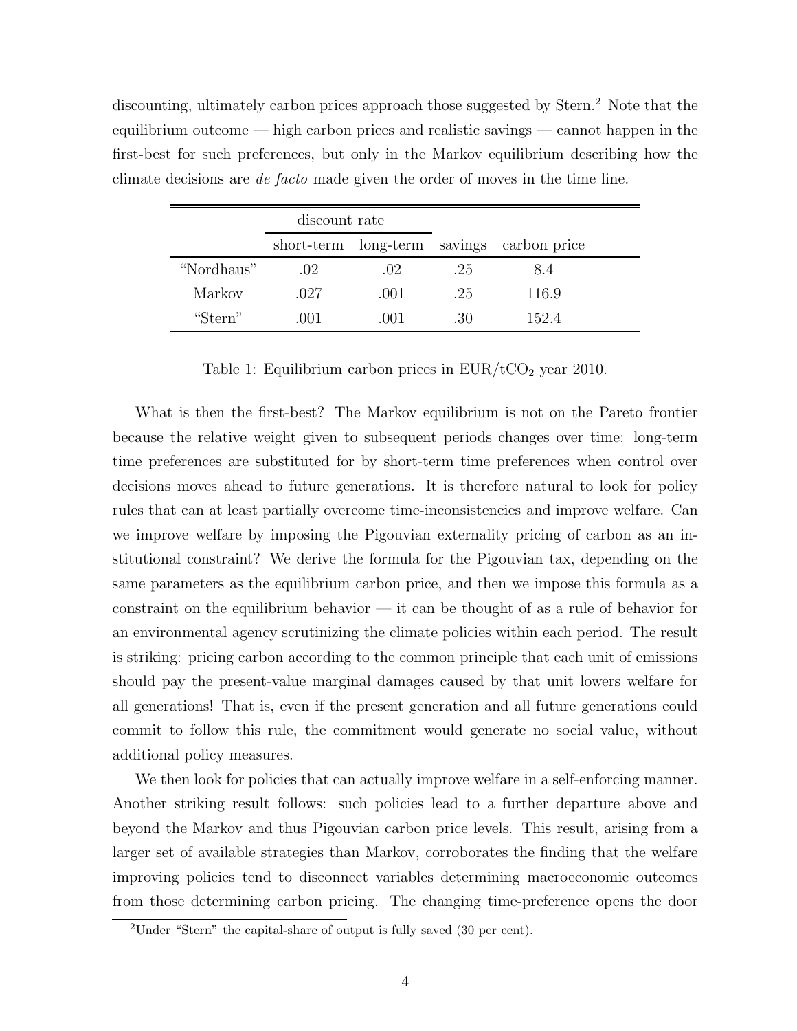discounting, ultimately carbon prices approach those suggested by Stern.[2] Note that the equilibrium outcome — high carbon prices and realistic savings — cannot happen in the first-best for such preferences, but only in the Markov equilibrium describing how the climate decisions are *de facto* made given the order of moves in the time line.

| | discount rate | | | |
|---|---|---|---|---|
| | short-term | long-term | savings | carbon price |
| "Nordhaus" | .02 | .02 | .25 | 8.4 |
| Markov | .027 | .001 | .25 | 116.9 |
| "Stern" | .001 | .001 | .30 | 152.4 |

Table 1: Equilibrium carbon prices in EUR/t$CO_2$ year 2010.

What is then the first-best? The Markov equilibrium is not on the Pareto frontier because the relative weight given to subsequent periods changes over time: long-term time preferences are substituted for by short-term time preferences when control over decisions moves ahead to future generations. It is therefore natural to look for policy rules that can at least partially overcome time-inconsistencies and improve welfare. Can we improve welfare by imposing the Pigouvian externality pricing of carbon as an institutional constraint? We derive the formula for the Pigouvian tax, depending on the same parameters as the equilibrium carbon price, and then we impose this formula as a constraint on the equilibrium behavior — it can be thought of as a rule of behavior for an environmental agency scrutinizing the climate policies within each period. The result is striking: pricing carbon according to the common principle that each unit of emissions should pay the present-value marginal damages caused by that unit lowers welfare for all generations! That is, even if the present generation and all future generations could commit to follow this rule, the commitment would generate no social value, without additional policy measures.

We then look for policies that can actually improve welfare in a self-enforcing manner. Another striking result follows: such policies lead to a further departure above and beyond the Markov and thus Pigouvian carbon price levels. This result, arising from a larger set of available strategies than Markov, corroborates the finding that the welfare improving policies tend to disconnect variables determining macroeconomic outcomes from those determining carbon pricing. The changing time-preference opens the door

[2] Under "Stern" the capital-share of output is fully saved (30 per cent).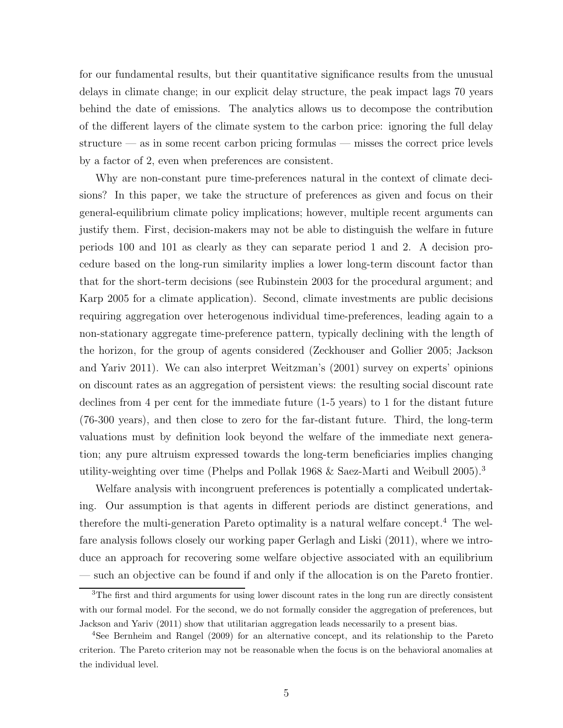for our fundamental results, but their quantitative significance results from the unusual delays in climate change; in our explicit delay structure, the peak impact lags 70 years behind the date of emissions. The analytics allows us to decompose the contribution of the different layers of the climate system to the carbon price: ignoring the full delay structure — as in some recent carbon pricing formulas — misses the correct price levels by a factor of 2, even when preferences are consistent.

Why are non-constant pure time-preferences natural in the context of climate decisions? In this paper, we take the structure of preferences as given and focus on their general-equilibrium climate policy implications; however, multiple recent arguments can justify them. First, decision-makers may not be able to distinguish the welfare in future periods 100 and 101 as clearly as they can separate period 1 and 2. A decision procedure based on the long-run similarity implies a lower long-term discount factor than that for the short-term decisions (see Rubinstein 2003 for the procedural argument; and Karp 2005 for a climate application). Second, climate investments are public decisions requiring aggregation over heterogenous individual time-preferences, leading again to a non-stationary aggregate time-preference pattern, typically declining with the length of the horizon, for the group of agents considered (Zeckhouser and Gollier 2005; Jackson and Yariv 2011). We can also interpret Weitzman's (2001) survey on experts' opinions on discount rates as an aggregation of persistent views: the resulting social discount rate declines from 4 per cent for the immediate future (1-5 years) to 1 for the distant future (76-300 years), and then close to zero for the far-distant future. Third, the long-term valuations must by definition look beyond the welfare of the immediate next generation; any pure altruism expressed towards the long-term beneficiaries implies changing utility-weighting over time (Phelps and Pollak 1968 & Saez-Marti and Weibull 2005).[3]

Welfare analysis with incongruent preferences is potentially a complicated undertaking. Our assumption is that agents in different periods are distinct generations, and therefore the multi-generation Pareto optimality is a natural welfare concept.[4] The welfare analysis follows closely our working paper Gerlagh and Liski (2011), where we introduce an approach for recovering some welfare objective associated with an equilibrium — such an objective can be found if and only if the allocation is on the Pareto frontier.

[3] The first and third arguments for using lower discount rates in the long run are directly consistent with our formal model. For the second, we do not formally consider the aggregation of preferences, but Jackson and Yariv (2011) show that utilitarian aggregation leads necessarily to a present bias.

[4] See Bernheim and Rangel (2009) for an alternative concept, and its relationship to the Pareto criterion. The Pareto criterion may not be reasonable when the focus is on the behavioral anomalies at the individual level.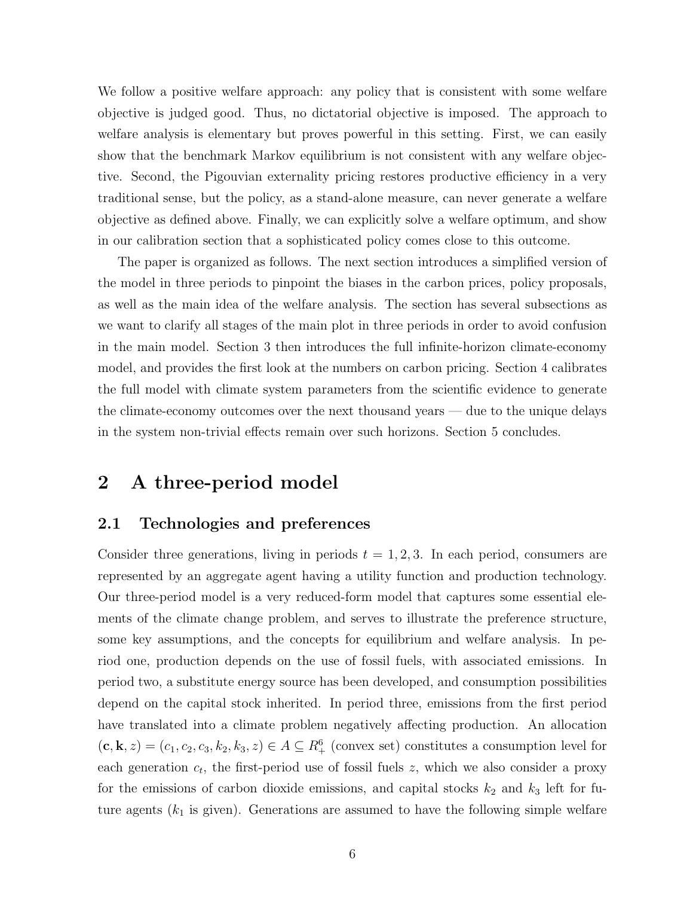We follow a positive welfare approach: any policy that is consistent with some welfare objective is judged good. Thus, no dictatorial objective is imposed. The approach to welfare analysis is elementary but proves powerful in this setting. First, we can easily show that the benchmark Markov equilibrium is not consistent with any welfare objective. Second, the Pigouvian externality pricing restores productive efficiency in a very traditional sense, but the policy, as a stand-alone measure, can never generate a welfare objective as defined above. Finally, we can explicitly solve a welfare optimum, and show in our calibration section that a sophisticated policy comes close to this outcome.

The paper is organized as follows. The next section introduces a simplified version of the model in three periods to pinpoint the biases in the carbon prices, policy proposals, as well as the main idea of the welfare analysis. The section has several subsections as we want to clarify all stages of the main plot in three periods in order to avoid confusion in the main model. Section 3 then introduces the full infinite-horizon climate-economy model, and provides the first look at the numbers on carbon pricing. Section 4 calibrates the full model with climate system parameters from the scientific evidence to generate the climate-economy outcomes over the next thousand years — due to the unique delays in the system non-trivial effects remain over such horizons. Section 5 concludes.

# 2 A three-period model

## 2.1 Technologies and preferences

Consider three generations, living in periods $t = 1, 2, 3$. In each period, consumers are represented by an aggregate agent having a utility function and production technology. Our three-period model is a very reduced-form model that captures some essential elements of the climate change problem, and serves to illustrate the preference structure, some key assumptions, and the concepts for equilibrium and welfare analysis. In period one, production depends on the use of fossil fuels, with associated emissions. In period two, a substitute energy source has been developed, and consumption possibilities depend on the capital stock inherited. In period three, emissions from the first period have translated into a climate problem negatively affecting production. An allocation $(\mathbf{c}, \mathbf{k}, z) = (c_1, c_2, c_3, k_2, k_3, z) \in A \subseteq R^6_+$ (convex set) constitutes a consumption level for each generation $c_t$, the first-period use of fossil fuels $z$, which we also consider a proxy for the emissions of carbon dioxide emissions, and capital stocks $k_2$ and $k_3$ left for future agents ($k_1$ is given). Generations are assumed to have the following simple welfare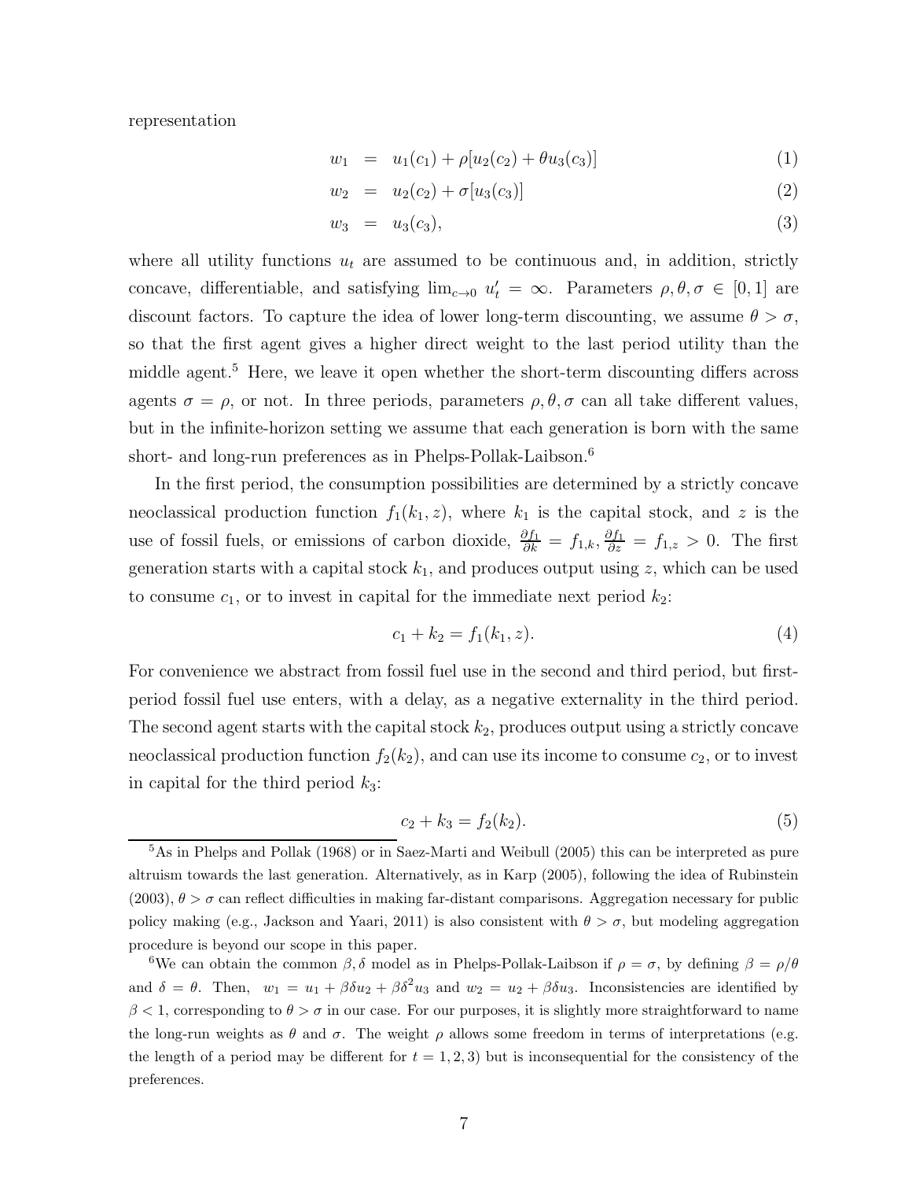representation

$$
\begin{aligned}
w_1 &= u_1(c_1) + \rho[u_2(c_2) + \theta u_3(c_3)] && (1)\\
w_2 &= u_2(c_2) + \sigma[u_3(c_3)] && (2)\\
w_3 &= u_3(c_3), && (3)
\end{aligned}
$$

where all utility functions $u_t$ are assumed to be continuous and, in addition, strictly concave, differentiable, and satisfying $\lim_{c \to 0} u_t' = \infty$. Parameters $\rho, \theta, \sigma \in [0, 1]$ are discount factors. To capture the idea of lower long-term discounting, we assume $\theta > \sigma$, so that the first agent gives a higher direct weight to the last period utility than the middle agent.[5] Here, we leave it open whether the short-term discounting differs across agents $\sigma = \rho$, or not. In three periods, parameters $\rho, \theta, \sigma$ can all take different values, but in the infinite-horizon setting we assume that each generation is born with the same short- and long-run preferences as in Phelps-Pollak-Laibson.[6]

In the first period, the consumption possibilities are determined by a strictly concave neoclassical production function $f_1(k_1, z)$, where $k_1$ is the capital stock, and $z$ is the use of fossil fuels, or emissions of carbon dioxide, $\frac{\partial f_1}{\partial k} = f_{1,k}, \frac{\partial f_1}{\partial z} = f_{1,z} > 0$. The first generation starts with a capital stock $k_1$, and produces output using $z$, which can be used to consume $c_1$, or to invest in capital for the immediate next period $k_2$:

$$c_1 + k_2 = f_1(k_1, z). \tag{4}$$

For convenience we abstract from fossil fuel use in the second and third period, but first-period fossil fuel use enters, with a delay, as a negative externality in the third period. The second agent starts with the capital stock $k_2$, produces output using a strictly concave neoclassical production function $f_2(k_2)$, and can use its income to consume $c_2$, or to invest in capital for the third period $k_3$:

$$c_2 + k_3 = f_2(k_2). \tag{5}$$

---

[5] As in Phelps and Pollak (1968) or in Saez-Marti and Weibull (2005) this can be interpreted as pure altruism towards the last generation. Alternatively, as in Karp (2005), following the idea of Rubinstein (2003), $\theta > \sigma$ can reflect difficulties in making far-distant comparisons. Aggregation necessary for public policy making (e.g., Jackson and Yaari, 2011) is also consistent with $\theta > \sigma$, but modeling aggregation procedure is beyond our scope in this paper.

[6] We can obtain the common $\beta, \delta$ model as in Phelps-Pollak-Laibson if $\rho = \sigma$, by defining $\beta = \rho/\theta$ and $\delta = \theta$. Then, $w_1 = u_1 + \beta\delta u_2 + \beta\delta^2 u_3$ and $w_2 = u_2 + \beta\delta u_3$. Inconsistencies are identified by $\beta < 1$, corresponding to $\theta > \sigma$ in our case. For our purposes, it is slightly more straightforward to name the long-run weights as $\theta$ and $\sigma$. The weight $\rho$ allows some freedom in terms of interpretations (e.g. the length of a period may be different for $t = 1, 2, 3$) but is inconsequential for the consistency of the preferences.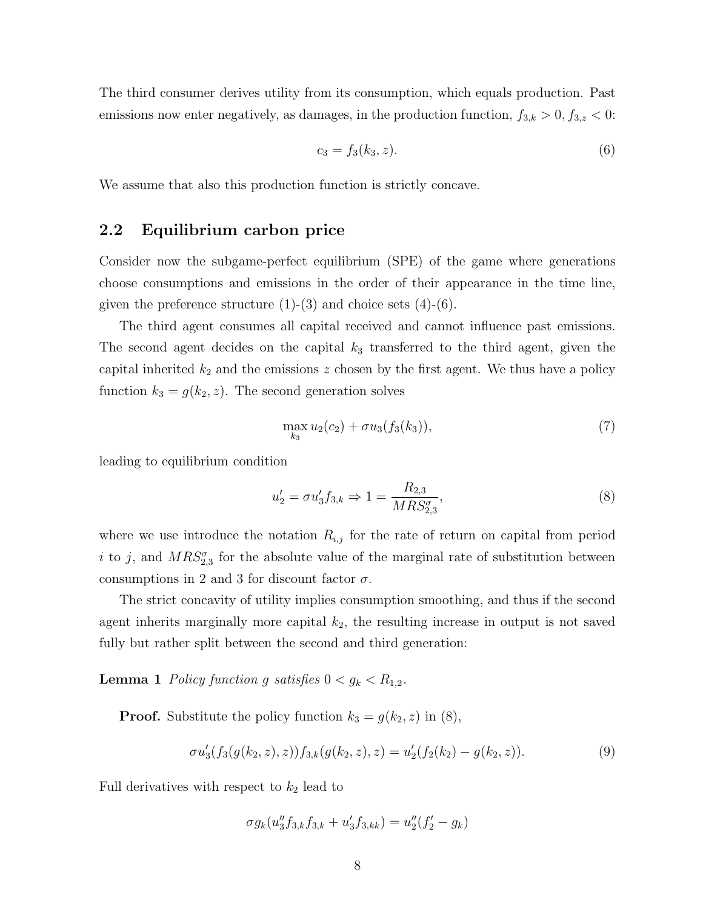The third consumer derives utility from its consumption, which equals production. Past emissions now enter negatively, as damages, in the production function, $f_{3,k} > 0, f_{3,z} < 0$:

$$c_3 = f_3(k_3, z). \tag{6}$$

We assume that also this production function is strictly concave.

## 2.2 Equilibrium carbon price

Consider now the subgame-perfect equilibrium (SPE) of the game where generations choose consumptions and emissions in the order of their appearance in the time line, given the preference structure (1)-(3) and choice sets (4)-(6).

The third agent consumes all capital received and cannot influence past emissions. The second agent decides on the capital $k_3$ transferred to the third agent, given the capital inherited $k_2$ and the emissions $z$ chosen by the first agent. We thus have a policy function $k_3 = g(k_2, z)$. The second generation solves

$$\max_{k_3} u_2(c_2) + \sigma u_3(f_3(k_3)), \tag{7}$$

leading to equilibrium condition

$$u_2' = \sigma u_3' f_{3,k} \Rightarrow 1 = \frac{R_{2,3}}{MRS_{2,3}^{\sigma}}, \tag{8}$$

where we use introduce the notation $R_{i,j}$ for the rate of return on capital from period $i$ to $j$, and $MRS_{2,3}^{\sigma}$ for the absolute value of the marginal rate of substitution between consumptions in 2 and 3 for discount factor $\sigma$.

The strict concavity of utility implies consumption smoothing, and thus if the second agent inherits marginally more capital $k_2$, the resulting increase in output is not saved fully but rather split between the second and third generation:

**Lemma 1** *Policy function $g$ satisfies $0 < g_k < R_{1,2}$.*

**Proof.** Substitute the policy function $k_3 = g(k_2, z)$ in (8),

$$\sigma u_3'(f_3(g(k_2, z), z)) f_{3,k}(g(k_2, z), z) = u_2'(f_2(k_2) - g(k_2, z)). \tag{9}$$

Full derivatives with respect to $k_2$ lead to

$$\sigma g_k(u_3'' f_{3,k} f_{3,k} + u_3' f_{3,kk}) = u_2''(f_2' - g_k)$$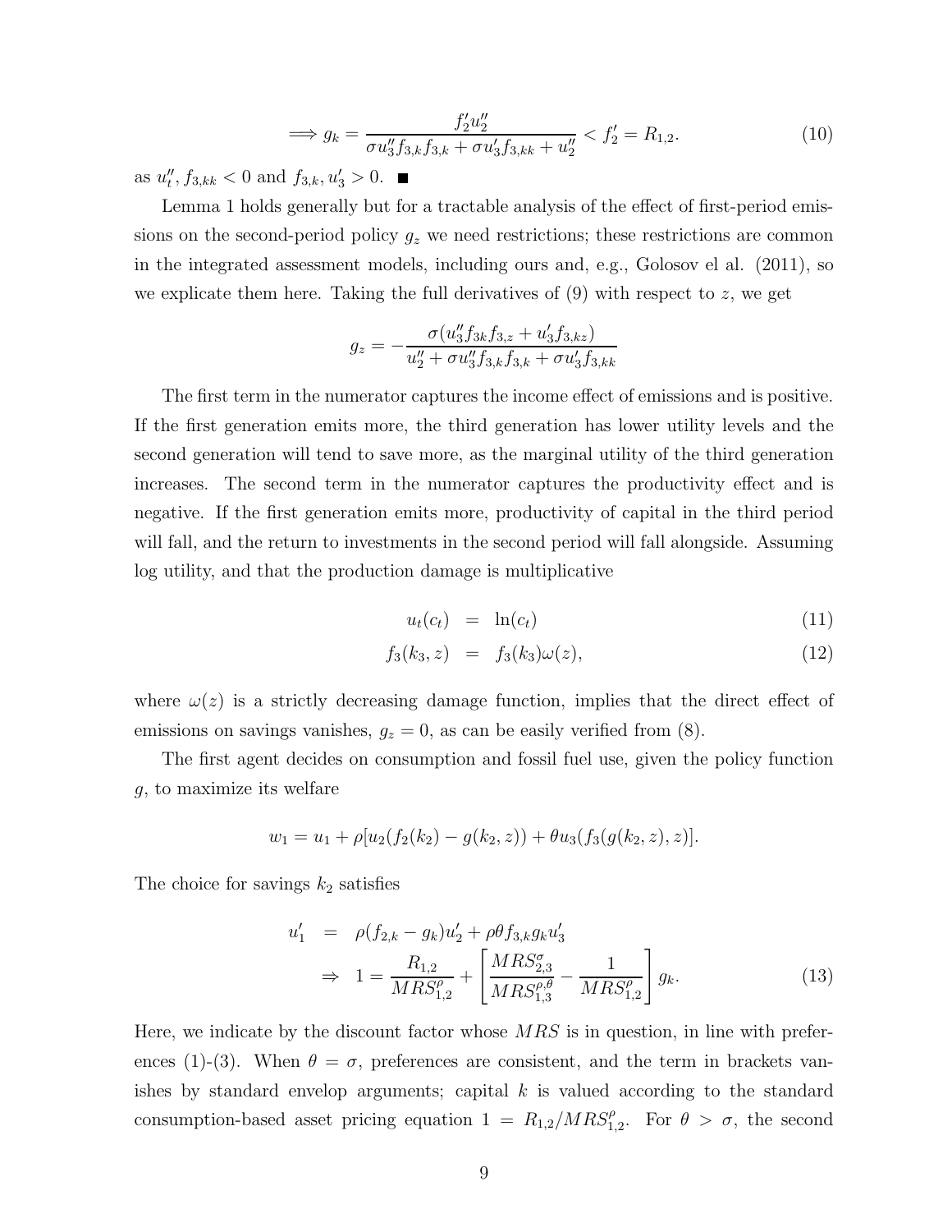$$\implies g_k = \frac{f_2' u_2''}{\sigma u_3'' f_{3,k} f_{3,k} + \sigma u_3' f_{3,kk} + u_2''} < f_2' = R_{1,2}. \tag{10}$$

as $u_t'', f_{3,kk} < 0$ and $f_{3,k}, u_3' > 0$. ■

Lemma 1 holds generally but for a tractable analysis of the effect of first-period emissions on the second-period policy $g_z$ we need restrictions; these restrictions are common in the integrated assessment models, including ours and, e.g., Golosov el al. (2011), so we explicate them here. Taking the full derivatives of (9) with respect to $z$, we get

$$g_z = -\frac{\sigma(u_3'' f_{3k} f_{3,z} + u_3' f_{3,kz})}{u_2'' + \sigma u_3'' f_{3,k} f_{3,k} + \sigma u_3' f_{3,kk}}$$

The first term in the numerator captures the income effect of emissions and is positive. If the first generation emits more, the third generation has lower utility levels and the second generation will tend to save more, as the marginal utility of the third generation increases. The second term in the numerator captures the productivity effect and is negative. If the first generation emits more, productivity of capital in the third period will fall, and the return to investments in the second period will fall alongside. Assuming log utility, and that the production damage is multiplicative

$$u_t(c_t) = \ln(c_t) \tag{11}$$

$$f_3(k_3, z) = f_3(k_3)\omega(z), \tag{12}$$

where $\omega(z)$ is a strictly decreasing damage function, implies that the direct effect of emissions on savings vanishes, $g_z = 0$, as can be easily verified from (8).

The first agent decides on consumption and fossil fuel use, given the policy function $g$, to maximize its welfare

$$w_1 = u_1 + \rho[u_2(f_2(k_2) - g(k_2, z)) + \theta u_3(f_3(g(k_2, z), z)].$$

The choice for savings $k_2$ satisfies

$$\begin{aligned} u_1' &= \rho(f_{2,k} - g_k)u_2' + \rho\theta f_{3,k} g_k u_3' \\ &\Rightarrow \; 1 = \frac{R_{1,2}}{MRS_{1,2}^{\rho}} + \left[\frac{MRS_{2,3}^{\sigma}}{MRS_{1,3}^{\rho,\theta}} - \frac{1}{MRS_{1,2}^{\rho}}\right] g_k. \end{aligned} \tag{13}$$

Here, we indicate by the discount factor whose $MRS$ is in question, in line with preferences (1)-(3). When $\theta = \sigma$, preferences are consistent, and the term in brackets vanishes by standard envelop arguments; capital $k$ is valued according to the standard consumption-based asset pricing equation $1 = R_{1,2}/MRS_{1,2}^{\rho}$. For $\theta > \sigma$, the second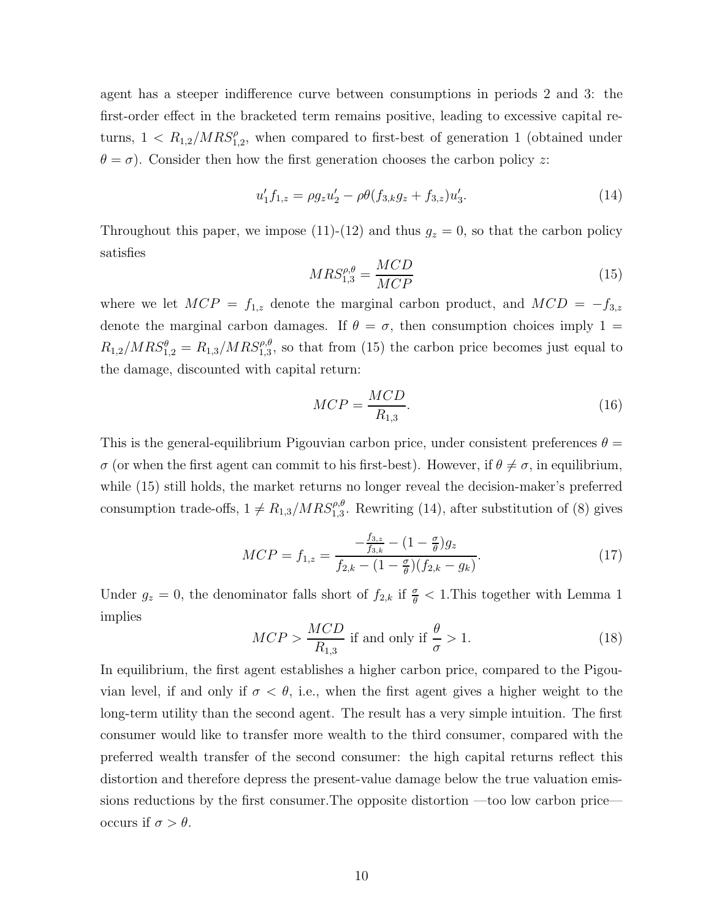agent has a steeper indifference curve between consumptions in periods 2 and 3: the first-order effect in the bracketed term remains positive, leading to excessive capital returns, $1 < R_{1,2}/MRS^{\rho}_{1,2}$, when compared to first-best of generation 1 (obtained under $\theta = \sigma$). Consider then how the first generation chooses the carbon policy $z$:

$$u'_1 f_{1,z} = \rho g_z u'_2 - \rho\theta(f_{3,k} g_z + f_{3,z})u'_3. \tag{14}$$

Throughout this paper, we impose (11)-(12) and thus $g_z = 0$, so that the carbon policy satisfies

$$MRS^{\rho,\theta}_{1,3} = \frac{MCD}{MCP} \tag{15}$$

where we let $MCP = f_{1,z}$ denote the marginal carbon product, and $MCD = -f_{3,z}$ denote the marginal carbon damages. If $\theta = \sigma$, then consumption choices imply $1 = R_{1,2}/MRS^{\theta}_{1,2} = R_{1,3}/MRS^{\rho,\theta}_{1,3}$, so that from (15) the carbon price becomes just equal to the damage, discounted with capital return:

$$MCP = \frac{MCD}{R_{1,3}}. \tag{16}$$

This is the general-equilibrium Pigouvian carbon price, under consistent preferences $\theta = \sigma$ (or when the first agent can commit to his first-best). However, if $\theta \neq \sigma$, in equilibrium, while (15) still holds, the market returns no longer reveal the decision-maker's preferred consumption trade-offs, $1 \neq R_{1,3}/MRS^{\rho,\theta}_{1,3}$. Rewriting (14), after substitution of (8) gives

$$MCP = f_{1,z} = \frac{-\frac{f_{3,z}}{f_{3,k}} - (1 - \frac{\sigma}{\theta})g_z}{f_{2,k} - (1 - \frac{\sigma}{\theta})(f_{2,k} - g_k)}. \tag{17}$$

Under $g_z = 0$, the denominator falls short of $f_{2,k}$ if $\frac{\sigma}{\theta} < 1$.This together with Lemma 1 implies

$$MCP > \frac{MCD}{R_{1,3}} \text{ if and only if } \frac{\theta}{\sigma} > 1. \tag{18}$$

In equilibrium, the first agent establishes a higher carbon price, compared to the Pigouvian level, if and only if $\sigma < \theta$, i.e., when the first agent gives a higher weight to the long-term utility than the second agent. The result has a very simple intuition. The first consumer would like to transfer more wealth to the third consumer, compared with the preferred wealth transfer of the second consumer: the high capital returns reflect this distortion and therefore depress the present-value damage below the true valuation emissions reductions by the first consumer.The opposite distortion —too low carbon price— occurs if $\sigma > \theta$.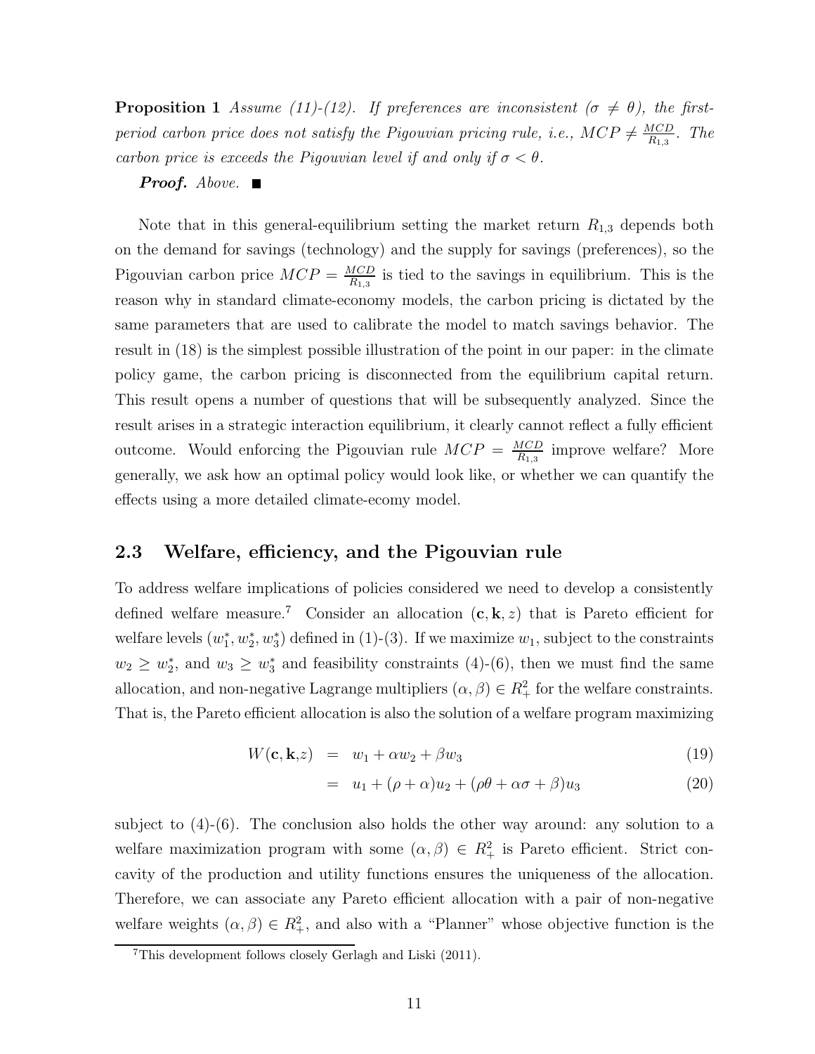**Proposition 1** *Assume (11)-(12). If preferences are inconsistent ($\sigma \neq \theta$), the first-period carbon price does not satisfy the Pigouvian pricing rule, i.e., $MCP \neq \frac{MCD}{R_{1,3}}$. The carbon price is exceeds the Pigouvian level if and only if $\sigma < \theta$.*

***Proof.*** *Above.* ■

Note that in this general-equilibrium setting the market return $R_{1,3}$ depends both on the demand for savings (technology) and the supply for savings (preferences), so the Pigouvian carbon price $MCP = \frac{MCD}{R_{1,3}}$ is tied to the savings in equilibrium. This is the reason why in standard climate-economy models, the carbon pricing is dictated by the same parameters that are used to calibrate the model to match savings behavior. The result in (18) is the simplest possible illustration of the point in our paper: in the climate policy game, the carbon pricing is disconnected from the equilibrium capital return. This result opens a number of questions that will be subsequently analyzed. Since the result arises in a strategic interaction equilibrium, it clearly cannot reflect a fully efficient outcome. Would enforcing the Pigouvian rule $MCP = \frac{MCD}{R_{1,3}}$ improve welfare? More generally, we ask how an optimal policy would look like, or whether we can quantify the effects using a more detailed climate-ecomy model.

## 2.3 Welfare, efficiency, and the Pigouvian rule

To address welfare implications of policies considered we need to develop a consistently defined welfare measure.[7] Consider an allocation $(\mathbf{c}, \mathbf{k}, z)$ that is Pareto efficient for welfare levels $(w_1^*, w_2^*, w_3^*)$ defined in (1)-(3). If we maximize $w_1$, subject to the constraints $w_2 \geq w_2^*$, and $w_3 \geq w_3^*$ and feasibility constraints (4)-(6), then we must find the same allocation, and non-negative Lagrange multipliers $(\alpha, \beta) \in R_+^2$ for the welfare constraints. That is, the Pareto efficient allocation is also the solution of a welfare program maximizing

$$W(\mathbf{c}, \mathbf{k}, z) = w_1 + \alpha w_2 + \beta w_3 \tag{19}$$

$$= u_1 + (\rho + \alpha) u_2 + (\rho\theta + \alpha\sigma + \beta) u_3 \tag{20}$$

subject to (4)-(6). The conclusion also holds the other way around: any solution to a welfare maximization program with some $(\alpha, \beta) \in R_+^2$ is Pareto efficient. Strict concavity of the production and utility functions ensures the uniqueness of the allocation. Therefore, we can associate any Pareto efficient allocation with a pair of non-negative welfare weights $(\alpha, \beta) \in R_+^2$, and also with a "Planner" whose objective function is the

[7] This development follows closely Gerlagh and Liski (2011).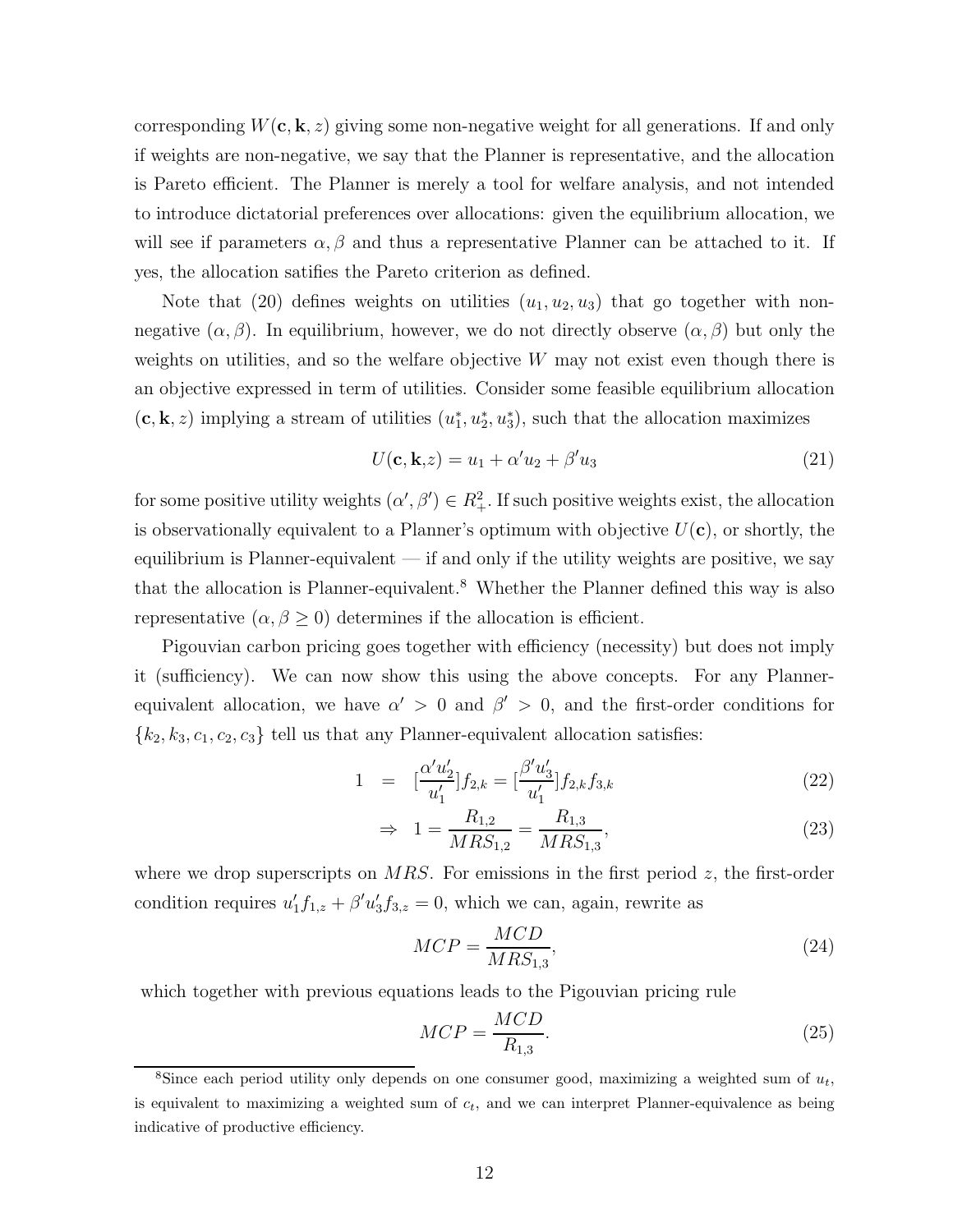corresponding $W(\mathbf{c}, \mathbf{k}, z)$ giving some non-negative weight for all generations. If and only if weights are non-negative, we say that the Planner is representative, and the allocation is Pareto efficient. The Planner is merely a tool for welfare analysis, and not intended to introduce dictatorial preferences over allocations: given the equilibrium allocation, we will see if parameters $\alpha, \beta$ and thus a representative Planner can be attached to it. If yes, the allocation satifies the Pareto criterion as defined.

Note that (20) defines weights on utilities $(u_1, u_2, u_3)$ that go together with non-negative $(\alpha, \beta)$. In equilibrium, however, we do not directly observe $(\alpha, \beta)$ but only the weights on utilities, and so the welfare objective $W$ may not exist even though there is an objective expressed in term of utilities. Consider some feasible equilibrium allocation $(\mathbf{c}, \mathbf{k}, z)$ implying a stream of utilities $(u_1^*, u_2^*, u_3^*)$, such that the allocation maximizes

$$U(\mathbf{c}, \mathbf{k}, z) = u_1 + \alpha' u_2 + \beta' u_3 \tag{21}$$

for some positive utility weights $(\alpha', \beta') \in R_+^2$. If such positive weights exist, the allocation is observationally equivalent to a Planner's optimum with objective $U(\mathbf{c})$, or shortly, the equilibrium is Planner-equivalent — if and only if the utility weights are positive, we say that the allocation is Planner-equivalent.[8] Whether the Planner defined this way is also representative ($\alpha, \beta \geq 0$) determines if the allocation is efficient.

Pigouvian carbon pricing goes together with efficiency (necessity) but does not imply it (sufficiency). We can now show this using the above concepts. For any Planner-equivalent allocation, we have $\alpha' > 0$ and $\beta' > 0$, and the first-order conditions for $\{k_2, k_3, c_1, c_2, c_3\}$ tell us that any Planner-equivalent allocation satisfies:

$$1 = [\frac{\alpha' u_2'}{u_1'}] f_{2,k} = [\frac{\beta' u_3'}{u_1'}] f_{2,k} f_{3,k} \tag{22}$$

$$\Rightarrow \quad 1 = \frac{R_{1,2}}{MRS_{1,2}} = \frac{R_{1,3}}{MRS_{1,3}}, \tag{23}$$

where we drop superscripts on $MRS$. For emissions in the first period $z$, the first-order condition requires $u_1' f_{1,z} + \beta' u_3' f_{3,z} = 0$, which we can, again, rewrite as

$$MCP = \frac{MCD}{MRS_{1,3}}, \tag{24}$$

which together with previous equations leads to the Pigouvian pricing rule

$$MCP = \frac{MCD}{R_{1,3}}. \tag{25}$$

[8] Since each period utility only depends on one consumer good, maximizing a weighted sum of $u_t$, is equivalent to maximizing a weighted sum of $c_t$, and we can interpret Planner-equivalence as being indicative of productive efficiency.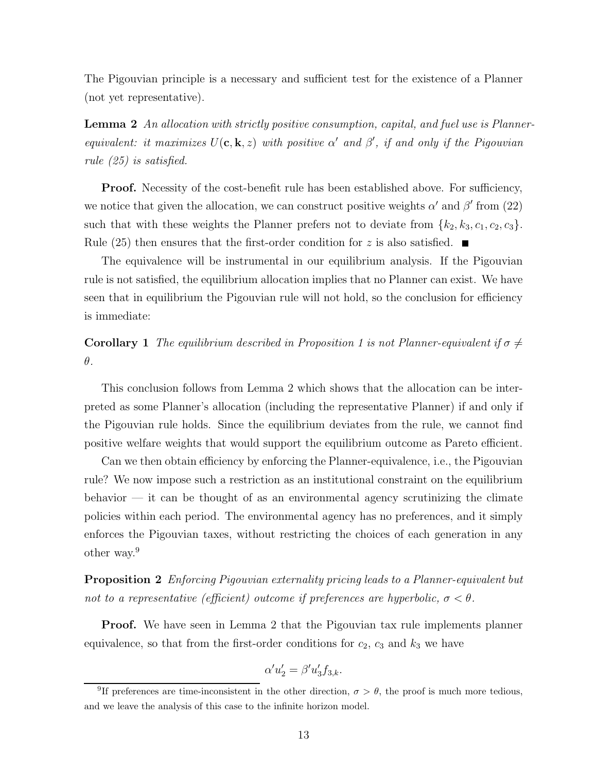The Pigouvian principle is a necessary and sufficient test for the existence of a Planner (not yet representative).

**Lemma 2** *An allocation with strictly positive consumption, capital, and fuel use is Planner-equivalent: it maximizes $U(\mathbf{c}, \mathbf{k}, z)$ with positive $\alpha'$ and $\beta'$, if and only if the Pigouvian rule (25) is satisfied.*

**Proof.** Necessity of the cost-benefit rule has been established above. For sufficiency, we notice that given the allocation, we can construct positive weights $\alpha'$ and $\beta'$ from (22) such that with these weights the Planner prefers not to deviate from $\{k_2, k_3, c_1, c_2, c_3\}$. Rule (25) then ensures that the first-order condition for $z$ is also satisfied. ■

The equivalence will be instrumental in our equilibrium analysis. If the Pigouvian rule is not satisfied, the equilibrium allocation implies that no Planner can exist. We have seen that in equilibrium the Pigouvian rule will not hold, so the conclusion for efficiency is immediate:

**Corollary 1** *The equilibrium described in Proposition 1 is not Planner-equivalent if $\sigma \neq \theta$.*

This conclusion follows from Lemma 2 which shows that the allocation can be interpreted as some Planner's allocation (including the representative Planner) if and only if the Pigouvian rule holds. Since the equilibrium deviates from the rule, we cannot find positive welfare weights that would support the equilibrium outcome as Pareto efficient.

Can we then obtain efficiency by enforcing the Planner-equivalence, i.e., the Pigouvian rule? We now impose such a restriction as an institutional constraint on the equilibrium behavior — it can be thought of as an environmental agency scrutinizing the climate policies within each period. The environmental agency has no preferences, and it simply enforces the Pigouvian taxes, without restricting the choices of each generation in any other way.[9]

**Proposition 2** *Enforcing Pigouvian externality pricing leads to a Planner-equivalent but not to a representative (efficient) outcome if preferences are hyperbolic, $\sigma < \theta$.*

**Proof.** We have seen in Lemma 2 that the Pigouvian tax rule implements planner equivalence, so that from the first-order conditions for $c_2$, $c_3$ and $k_3$ we have

$$\alpha' u_2' = \beta' u_3' f_{3,k}.$$

[9] If preferences are time-inconsistent in the other direction, $\sigma > \theta$, the proof is much more tedious, and we leave the analysis of this case to the infinite horizon model.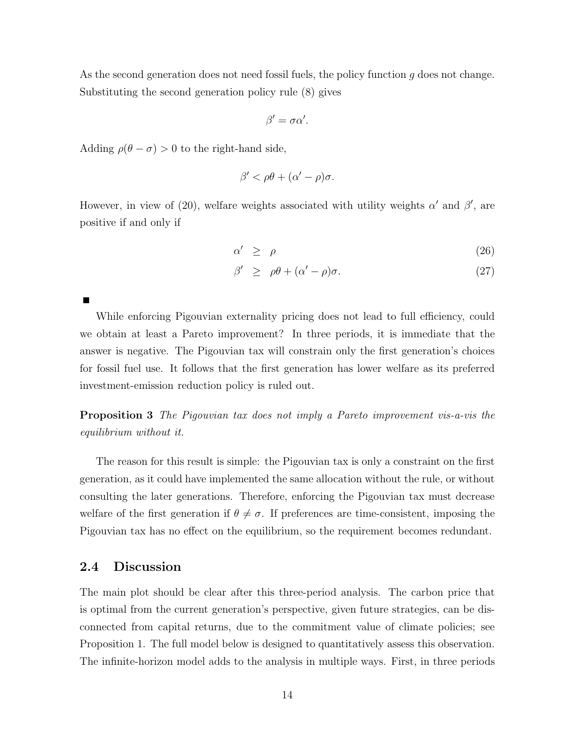As the second generation does not need fossil fuels, the policy function $g$ does not change. Substituting the second generation policy rule (8) gives

$$\beta' = \sigma\alpha'.$$

Adding $\rho(\theta - \sigma) > 0$ to the right-hand side,

$$\beta' < \rho\theta + (\alpha' - \rho)\sigma.$$

However, in view of (20), welfare weights associated with utility weights $\alpha'$ and $\beta'$, are positive if and only if

$$\alpha' \geq \rho \tag{26}$$

$$\beta' \geq \rho\theta + (\alpha' - \rho)\sigma. \tag{27}$$

■

While enforcing Pigouvian externality pricing does not lead to full efficiency, could we obtain at least a Pareto improvement? In three periods, it is immediate that the answer is negative. The Pigouvian tax will constrain only the first generation's choices for fossil fuel use. It follows that the first generation has lower welfare as its preferred investment-emission reduction policy is ruled out.

**Proposition 3** *The Pigouvian tax does not imply a Pareto improvement vis-a-vis the equilibrium without it.*

The reason for this result is simple: the Pigouvian tax is only a constraint on the first generation, as it could have implemented the same allocation without the rule, or without consulting the later generations. Therefore, enforcing the Pigouvian tax must decrease welfare of the first generation if $\theta \neq \sigma$. If preferences are time-consistent, imposing the Pigouvian tax has no effect on the equilibrium, so the requirement becomes redundant.

## 2.4 Discussion

The main plot should be clear after this three-period analysis. The carbon price that is optimal from the current generation's perspective, given future strategies, can be disconnected from capital returns, due to the commitment value of climate policies; see Proposition 1. The full model below is designed to quantitatively assess this observation. The infinite-horizon model adds to the analysis in multiple ways. First, in three periods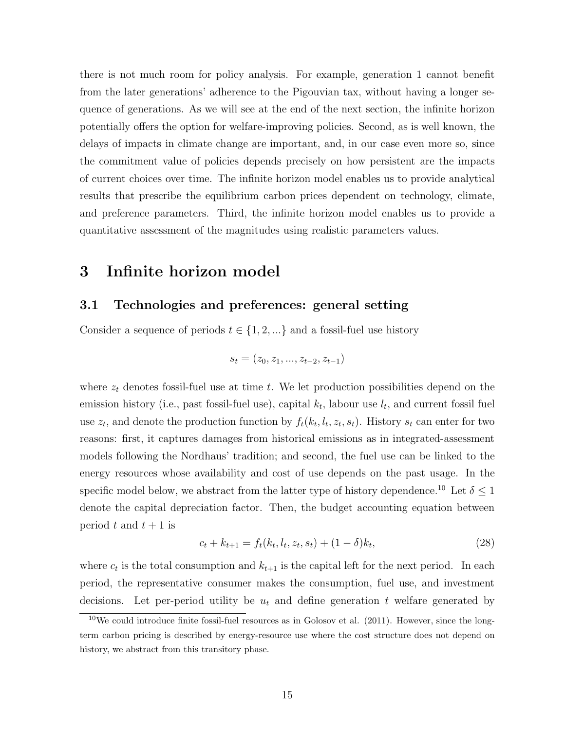there is not much room for policy analysis. For example, generation 1 cannot benefit from the later generations' adherence to the Pigouvian tax, without having a longer sequence of generations. As we will see at the end of the next section, the infinite horizon potentially offers the option for welfare-improving policies. Second, as is well known, the delays of impacts in climate change are important, and, in our case even more so, since the commitment value of policies depends precisely on how persistent are the impacts of current choices over time. The infinite horizon model enables us to provide analytical results that prescribe the equilibrium carbon prices dependent on technology, climate, and preference parameters. Third, the infinite horizon model enables us to provide a quantitative assessment of the magnitudes using realistic parameters values.

# 3 Infinite horizon model

## 3.1 Technologies and preferences: general setting

Consider a sequence of periods $t \in \{1, 2, ...\}$ and a fossil-fuel use history

$$s_t = (z_0, z_1, ..., z_{t-2}, z_{t-1})$$

where $z_t$ denotes fossil-fuel use at time $t$. We let production possibilities depend on the emission history (i.e., past fossil-fuel use), capital $k_t$, labour use $l_t$, and current fossil fuel use $z_t$, and denote the production function by $f_t(k_t, l_t, z_t, s_t)$. History $s_t$ can enter for two reasons: first, it captures damages from historical emissions as in integrated-assessment models following the Nordhaus' tradition; and second, the fuel use can be linked to the energy resources whose availability and cost of use depends on the past usage. In the specific model below, we abstract from the latter type of history dependence.[10] Let $\delta \leq 1$ denote the capital depreciation factor. Then, the budget accounting equation between period $t$ and $t + 1$ is

$$c_t + k_{t+1} = f_t(k_t, l_t, z_t, s_t) + (1 - \delta)k_t, \tag{28}$$

where $c_t$ is the total consumption and $k_{t+1}$ is the capital left for the next period. In each period, the representative consumer makes the consumption, fuel use, and investment decisions. Let per-period utility be $u_t$ and define generation $t$ welfare generated by

[10] We could introduce finite fossil-fuel resources as in Golosov et al. (2011). However, since the long-term carbon pricing is described by energy-resource use where the cost structure does not depend on history, we abstract from this transitory phase.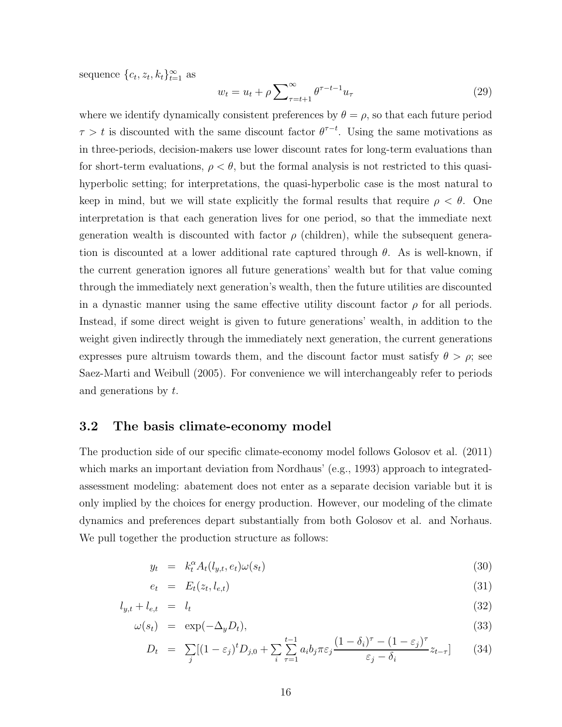sequence $\{c_t, z_t, k_t\}_{t=1}^{\infty}$ as

$$w_t = u_t + \rho \sum\nolimits_{\tau=t+1}^{\infty} \theta^{\tau-t-1} u_\tau \tag{29}$$

where we identify dynamically consistent preferences by $\theta = \rho$, so that each future period $\tau > t$ is discounted with the same discount factor $\theta^{\tau-t}$. Using the same motivations as in three-periods, decision-makers use lower discount rates for long-term evaluations than for short-term evaluations, $\rho < \theta$, but the formal analysis is not restricted to this quasi-hyperbolic setting; for interpretations, the quasi-hyperbolic case is the most natural to keep in mind, but we will state explicitly the formal results that require $\rho < \theta$. One interpretation is that each generation lives for one period, so that the immediate next generation wealth is discounted with factor $\rho$ (children), while the subsequent generation is discounted at a lower additional rate captured through $\theta$. As is well-known, if the current generation ignores all future generations' wealth but for that value coming through the immediately next generation's wealth, then the future utilities are discounted in a dynastic manner using the same effective utility discount factor $\rho$ for all periods. Instead, if some direct weight is given to future generations' wealth, in addition to the weight given indirectly through the immediately next generation, the current generations expresses pure altruism towards them, and the discount factor must satisfy $\theta > \rho$; see Saez-Marti and Weibull (2005). For convenience we will interchangeably refer to periods and generations by $t$.

## 3.2 The basis climate-economy model

The production side of our specific climate-economy model follows Golosov et al. (2011) which marks an important deviation from Nordhaus' (e.g., 1993) approach to integrated-assessment modeling: abatement does not enter as a separate decision variable but it is only implied by the choices for energy production. However, our modeling of the climate dynamics and preferences depart substantially from both Golosov et al. and Norhaus. We pull together the production structure as follows:

$$y_t = k_t^{\alpha} A_t(l_{y,t}, e_t)\omega(s_t) \tag{30}$$

$$e_t = E_t(z_t, l_{e,t}) \tag{31}$$

$$l_{y,t} + l_{e,t} = l_t \tag{32}$$

$$\omega(s_t) = \exp(-\Delta_y D_t), \tag{33}$$

$$D_t = \sum_j [(1-\varepsilon_j)^t D_{j,0} + \sum_i \sum_{\tau=1}^{t-1} a_i b_j \pi \varepsilon_j \frac{(1-\delta_i)^{\tau} - (1-\varepsilon_j)^{\tau}}{\varepsilon_j - \delta_i} z_{t-\tau}] \tag{34}$$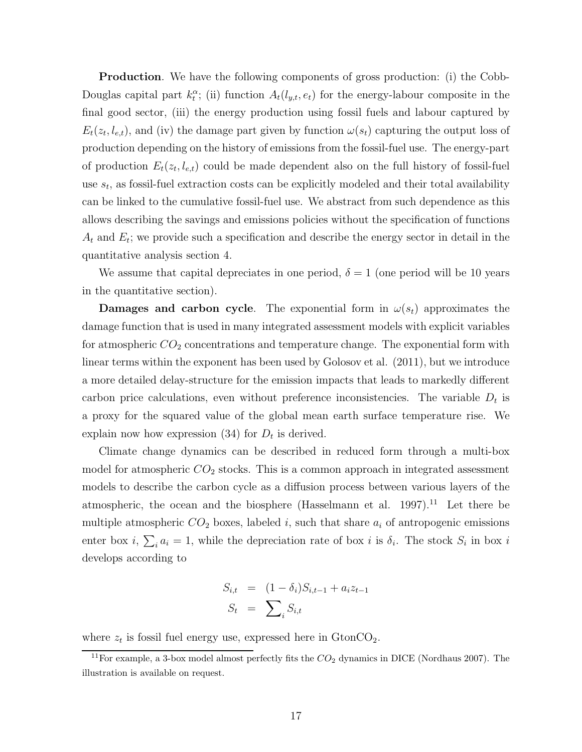**Production**. We have the following components of gross production: (i) the Cobb-Douglas capital part $k_t^\alpha$; (ii) function $A_t(l_{y,t}, e_t)$ for the energy-labour composite in the final good sector, (iii) the energy production using fossil fuels and labour captured by $E_t(z_t, l_{e,t})$, and (iv) the damage part given by function $\omega(s_t)$ capturing the output loss of production depending on the history of emissions from the fossil-fuel use. The energy-part of production $E_t(z_t, l_{e,t})$ could be made dependent also on the full history of fossil-fuel use $s_t$, as fossil-fuel extraction costs can be explicitly modeled and their total availability can be linked to the cumulative fossil-fuel use. We abstract from such dependence as this allows describing the savings and emissions policies without the specification of functions $A_t$ and $E_t$; we provide such a specification and describe the energy sector in detail in the quantitative analysis section 4.

We assume that capital depreciates in one period, $\delta = 1$ (one period will be 10 years in the quantitative section).

**Damages and carbon cycle**. The exponential form in $\omega(s_t)$ approximates the damage function that is used in many integrated assessment models with explicit variables for atmospheric $CO_2$ concentrations and temperature change. The exponential form with linear terms within the exponent has been used by Golosov et al. (2011), but we introduce a more detailed delay-structure for the emission impacts that leads to markedly different carbon price calculations, even without preference inconsistencies. The variable $D_t$ is a proxy for the squared value of the global mean earth surface temperature rise. We explain now how expression (34) for $D_t$ is derived.

Climate change dynamics can be described in reduced form through a multi-box model for atmospheric $CO_2$ stocks. This is a common approach in integrated assessment models to describe the carbon cycle as a diffusion process between various layers of the atmospheric, the ocean and the biosphere (Hasselmann et al. 1997).[11] Let there be multiple atmospheric $CO_2$ boxes, labeled $i$, such that share $a_i$ of antropogenic emissions enter box $i$, $\sum_i a_i = 1$, while the depreciation rate of box $i$ is $\delta_i$. The stock $S_i$ in box $i$ develops according to

$$
\begin{aligned}
S_{i,t} &= (1 - \delta_i) S_{i,t-1} + a_i z_{t-1} \\
S_t &= \sum\nolimits_i S_{i,t}
\end{aligned}
$$

where $z_t$ is fossil fuel energy use, expressed here in GtonCO$_2$.

[11] For example, a 3-box model almost perfectly fits the $CO_2$ dynamics in DICE (Nordhaus 2007). The illustration is available on request.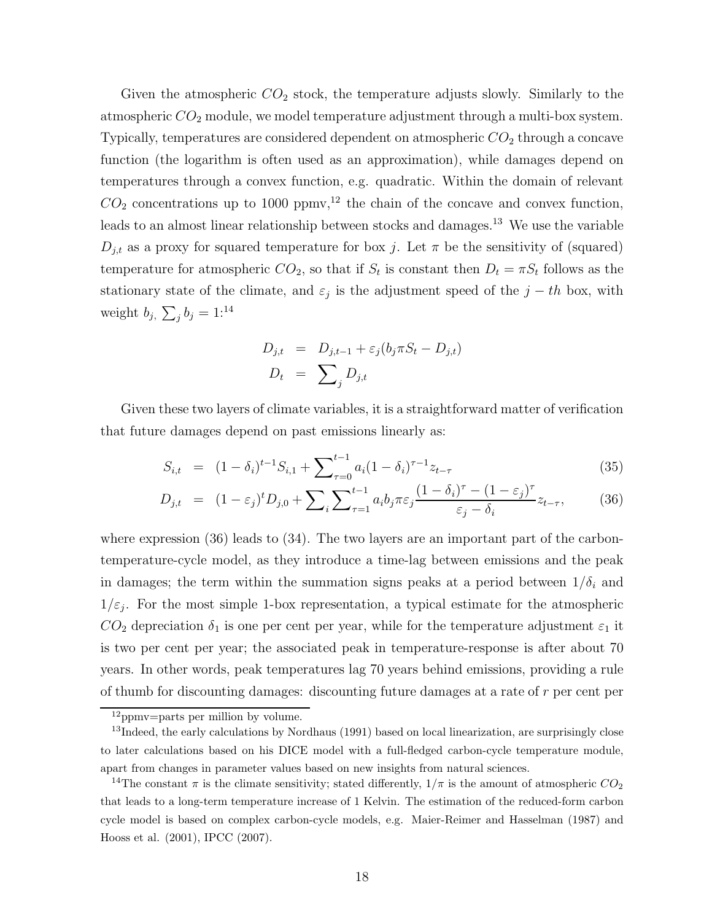Given the atmospheric $CO_2$ stock, the temperature adjusts slowly. Similarly to the atmospheric $CO_2$ module, we model temperature adjustment through a multi-box system. Typically, temperatures are considered dependent on atmospheric $CO_2$ through a concave function (the logarithm is often used as an approximation), while damages depend on temperatures through a convex function, e.g. quadratic. Within the domain of relevant $CO_2$ concentrations up to 1000 ppmv,[12] the chain of the concave and convex function, leads to an almost linear relationship between stocks and damages.[13] We use the variable $D_{j,t}$ as a proxy for squared temperature for box $j$. Let $\pi$ be the sensitivity of (squared) temperature for atmospheric $CO_2$, so that if $S_t$ is constant then $D_t = \pi S_t$ follows as the stationary state of the climate, and $\varepsilon_j$ is the adjustment speed of the $j-th$ box, with weight $b_j$, $\sum_j b_j = 1$:[14]

$$
\begin{aligned}
D_{j,t} &= D_{j,t-1} + \varepsilon_j (b_j \pi S_t - D_{j,t}) \\
D_t &= \sum\nolimits_j D_{j,t}
\end{aligned}
$$

Given these two layers of climate variables, it is a straightforward matter of verification that future damages depend on past emissions linearly as:

$$
S_{i,t} = (1-\delta_i)^{t-1} S_{i,1} + \sum\nolimits_{\tau=0}^{t-1} a_i (1-\delta_i)^{\tau-1} z_{t-\tau} \tag{35}
$$

$$
D_{j,t} = (1-\varepsilon_j)^t D_{j,0} + \sum\nolimits_i \sum\nolimits_{\tau=1}^{t-1} a_i b_j \pi \varepsilon_j \frac{(1-\delta_i)^\tau - (1-\varepsilon_j)^\tau}{\varepsilon_j - \delta_i} z_{t-\tau}, \tag{36}
$$

where expression (36) leads to (34). The two layers are an important part of the carbon-temperature-cycle model, as they introduce a time-lag between emissions and the peak in damages; the term within the summation signs peaks at a period between $1/\delta_i$ and $1/\varepsilon_j$. For the most simple 1-box representation, a typical estimate for the atmospheric $CO_2$ depreciation $\delta_1$ is one per cent per year, while for the temperature adjustment $\varepsilon_1$ it is two per cent per year; the associated peak in temperature-response is after about 70 years. In other words, peak temperatures lag 70 years behind emissions, providing a rule of thumb for discounting damages: discounting future damages at a rate of $r$ per cent per

[12] ppmv=parts per million by volume.

[13] Indeed, the early calculations by Nordhaus (1991) based on local linearization, are surprisingly close to later calculations based on his DICE model with a full-fledged carbon-cycle temperature module, apart from changes in parameter values based on new insights from natural sciences.

[14] The constant $\pi$ is the climate sensitivity; stated differently, $1/\pi$ is the amount of atmospheric $CO_2$ that leads to a long-term temperature increase of 1 Kelvin. The estimation of the reduced-form carbon cycle model is based on complex carbon-cycle models, e.g. Maier-Reimer and Hasselman (1987) and Hooss et al. (2001), IPCC (2007).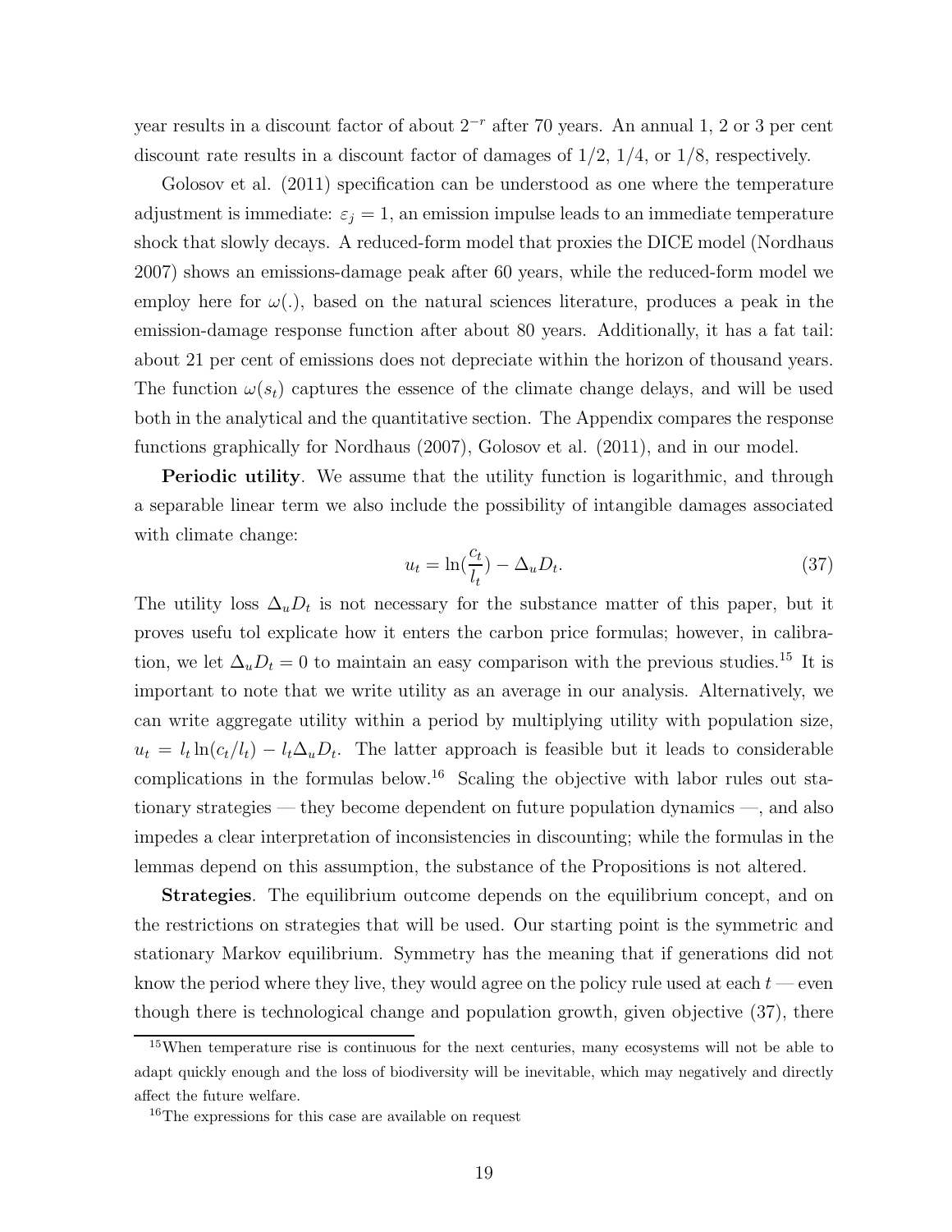year results in a discount factor of about $2^{-r}$ after 70 years. An annual 1, 2 or 3 per cent discount rate results in a discount factor of damages of 1/2, 1/4, or 1/8, respectively.

Golosov et al. (2011) specification can be understood as one where the temperature adjustment is immediate: $\varepsilon_j = 1$, an emission impulse leads to an immediate temperature shock that slowly decays. A reduced-form model that proxies the DICE model (Nordhaus 2007) shows an emissions-damage peak after 60 years, while the reduced-form model we employ here for $\omega(.)$, based on the natural sciences literature, produces a peak in the emission-damage response function after about 80 years. Additionally, it has a fat tail: about 21 per cent of emissions does not depreciate within the horizon of thousand years. The function $\omega(s_t)$ captures the essence of the climate change delays, and will be used both in the analytical and the quantitative section. The Appendix compares the response functions graphically for Nordhaus (2007), Golosov et al. (2011), and in our model.

**Periodic utility**. We assume that the utility function is logarithmic, and through a separable linear term we also include the possibility of intangible damages associated with climate change:

$$u_t = \ln(\frac{c_t}{l_t}) - \Delta_u D_t. \tag{37}$$

The utility loss $\Delta_u D_t$ is not necessary for the substance matter of this paper, but it proves usefu tol explicate how it enters the carbon price formulas; however, in calibration, we let $\Delta_u D_t = 0$ to maintain an easy comparison with the previous studies.[15] It is important to note that we write utility as an average in our analysis. Alternatively, we can write aggregate utility within a period by multiplying utility with population size, $u_t = l_t \ln(c_t/l_t) - l_t \Delta_u D_t$. The latter approach is feasible but it leads to considerable complications in the formulas below.[16] Scaling the objective with labor rules out stationary strategies — they become dependent on future population dynamics —, and also impedes a clear interpretation of inconsistencies in discounting; while the formulas in the lemmas depend on this assumption, the substance of the Propositions is not altered.

**Strategies**. The equilibrium outcome depends on the equilibrium concept, and on the restrictions on strategies that will be used. Our starting point is the symmetric and stationary Markov equilibrium. Symmetry has the meaning that if generations did not know the period where they live, they would agree on the policy rule used at each $t$ — even though there is technological change and population growth, given objective (37), there

[15] When temperature rise is continuous for the next centuries, many ecosystems will not be able to adapt quickly enough and the loss of biodiversity will be inevitable, which may negatively and directly affect the future welfare.

[16] The expressions for this case are available on request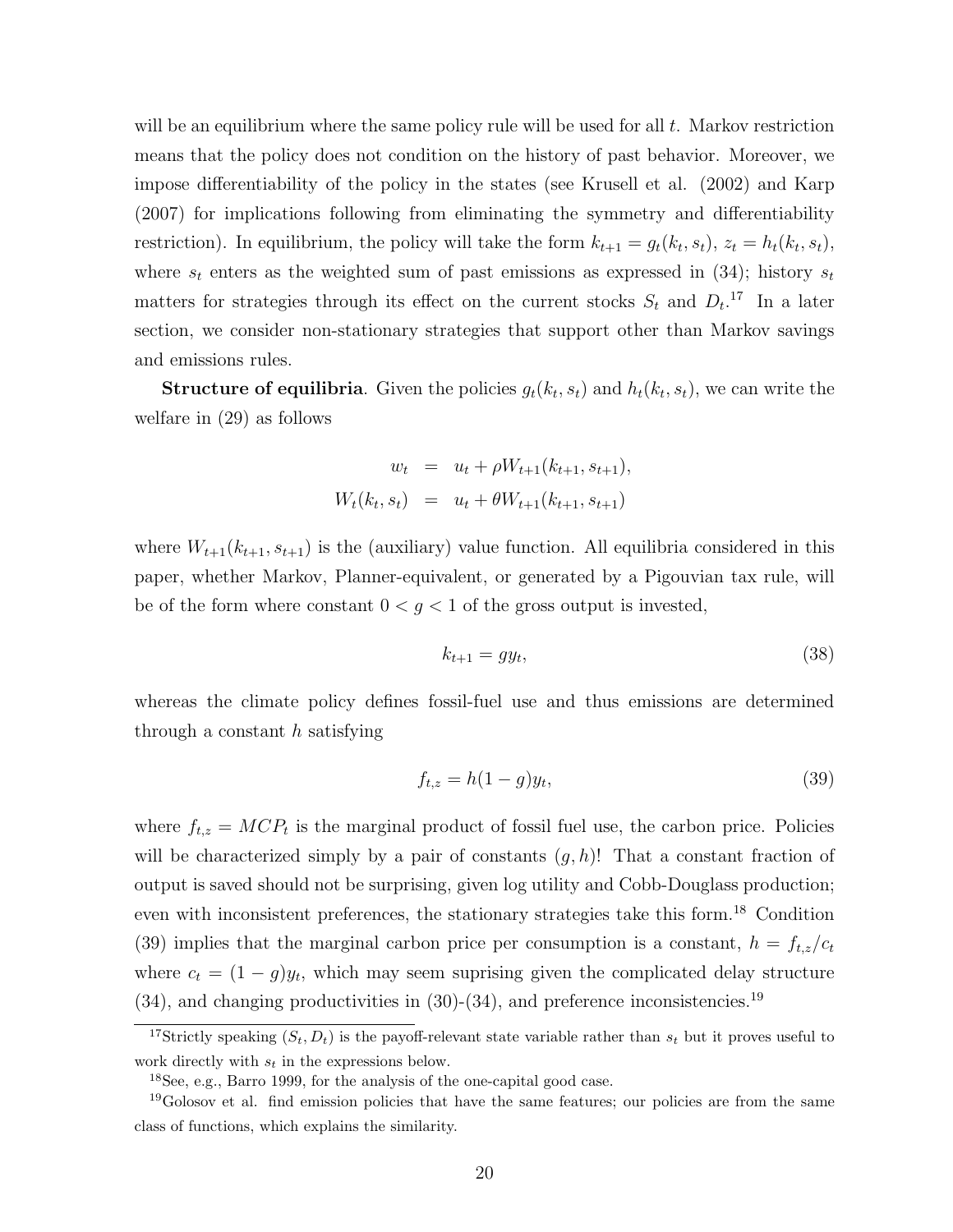will be an equilibrium where the same policy rule will be used for all $t$. Markov restriction means that the policy does not condition on the history of past behavior. Moreover, we impose differentiability of the policy in the states (see Krusell et al. (2002) and Karp (2007) for implications following from eliminating the symmetry and differentiability restriction). In equilibrium, the policy will take the form $k_{t+1} = g_t(k_t, s_t)$, $z_t = h_t(k_t, s_t)$, where $s_t$ enters as the weighted sum of past emissions as expressed in (34); history $s_t$ matters for strategies through its effect on the current stocks $S_t$ and $D_t$.[17] In a later section, we consider non-stationary strategies that support other than Markov savings and emissions rules.

**Structure of equilibria**. Given the policies $g_t(k_t, s_t)$ and $h_t(k_t, s_t)$, we can write the welfare in (29) as follows

$$
\begin{aligned}
w_t &= u_t + \rho W_{t+1}(k_{t+1}, s_{t+1}), \\
W_t(k_t, s_t) &= u_t + \theta W_{t+1}(k_{t+1}, s_{t+1})
\end{aligned}
$$

where $W_{t+1}(k_{t+1}, s_{t+1})$ is the (auxiliary) value function. All equilibria considered in this paper, whether Markov, Planner-equivalent, or generated by a Pigouvian tax rule, will be of the form where constant $0 < g < 1$ of the gross output is invested,

$$
k_{t+1} = g y_t, \tag{38}
$$

whereas the climate policy defines fossil-fuel use and thus emissions are determined through a constant $h$ satisfying

$$
f_{t,z} = h(1-g) y_t, \tag{39}
$$

where $f_{t,z} = MCP_t$ is the marginal product of fossil fuel use, the carbon price. Policies will be characterized simply by a pair of constants $(g, h)$! That a constant fraction of output is saved should not be surprising, given log utility and Cobb-Douglass production; even with inconsistent preferences, the stationary strategies take this form.[18] Condition (39) implies that the marginal carbon price per consumption is a constant, $h = f_{t,z}/c_t$ where $c_t = (1-g)y_t$, which may seem suprising given the complicated delay structure (34), and changing productivities in (30)-(34), and preference inconsistencies.[19]

[17] Strictly speaking $(S_t, D_t)$ is the payoff-relevant state variable rather than $s_t$ but it proves useful to work directly with $s_t$ in the expressions below.

[18] See, e.g., Barro 1999, for the analysis of the one-capital good case.

[19] Golosov et al. find emission policies that have the same features; our policies are from the same class of functions, which explains the similarity.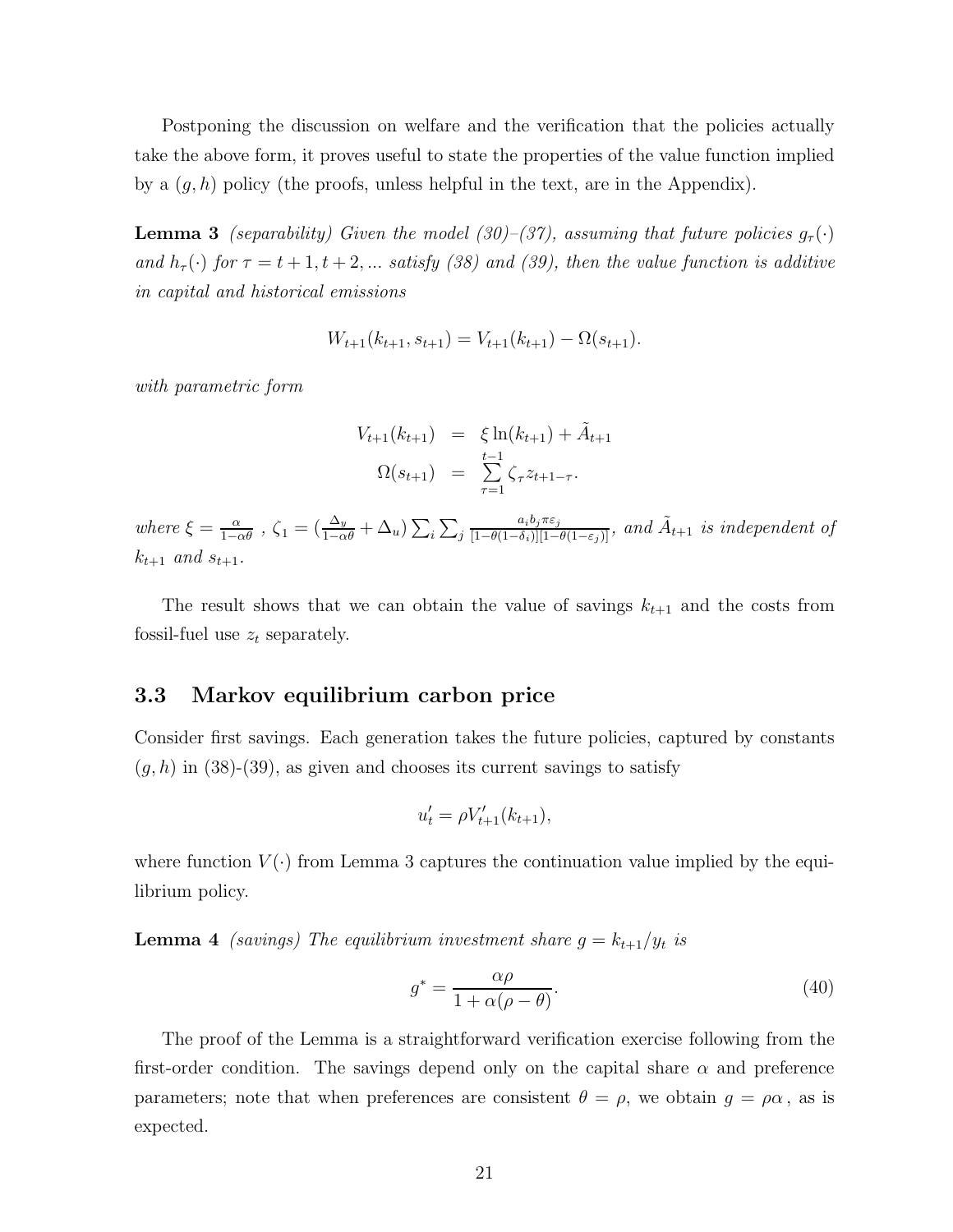Postponing the discussion on welfare and the verification that the policies actually take the above form, it proves useful to state the properties of the value function implied by a $(g, h)$ policy (the proofs, unless helpful in the text, are in the Appendix).

**Lemma 3** *(separability) Given the model (30)–(37), assuming that future policies $g_\tau(\cdot)$ and $h_\tau(\cdot)$ for $\tau = t+1, t+2, ...$ satisfy (38) and (39), then the value function is additive in capital and historical emissions*

$$W_{t+1}(k_{t+1}, s_{t+1}) = V_{t+1}(k_{t+1}) - \Omega(s_{t+1}).$$

*with parametric form*

$$\begin{aligned} V_{t+1}(k_{t+1}) &= \xi \ln(k_{t+1}) + \tilde{A}_{t+1} \\ \Omega(s_{t+1}) &= \sum_{\tau=1}^{t-1} \zeta_\tau z_{t+1-\tau}. \end{aligned}$$

*where $\xi = \frac{\alpha}{1-\alpha\theta}$ , $\zeta_1 = (\frac{\Delta_y}{1-\alpha\theta} + \Delta_u) \sum_i \sum_j \frac{a_i b_j \pi \varepsilon_j}{[1-\theta(1-\delta_i)][1-\theta(1-\varepsilon_j)]}$, and $\tilde{A}_{t+1}$ is independent of $k_{t+1}$ and $s_{t+1}$.*

The result shows that we can obtain the value of savings $k_{t+1}$ and the costs from fossil-fuel use $z_t$ separately.

### 3.3 Markov equilibrium carbon price

Consider first savings. Each generation takes the future policies, captured by constants $(g, h)$ in (38)-(39), as given and chooses its current savings to satisfy

$$u'_t = \rho V'_{t+1}(k_{t+1}),$$

where function $V(\cdot)$ from Lemma 3 captures the continuation value implied by the equilibrium policy.

**Lemma 4** *(savings) The equilibrium investment share $g = k_{t+1}/y_t$ is*

$$g^* = \frac{\alpha\rho}{1 + \alpha(\rho - \theta)}. \tag{40}$$

The proof of the Lemma is a straightforward verification exercise following from the first-order condition. The savings depend only on the capital share $\alpha$ and preference parameters; note that when preferences are consistent $\theta = \rho$, we obtain $g = \rho\alpha$ , as is expected.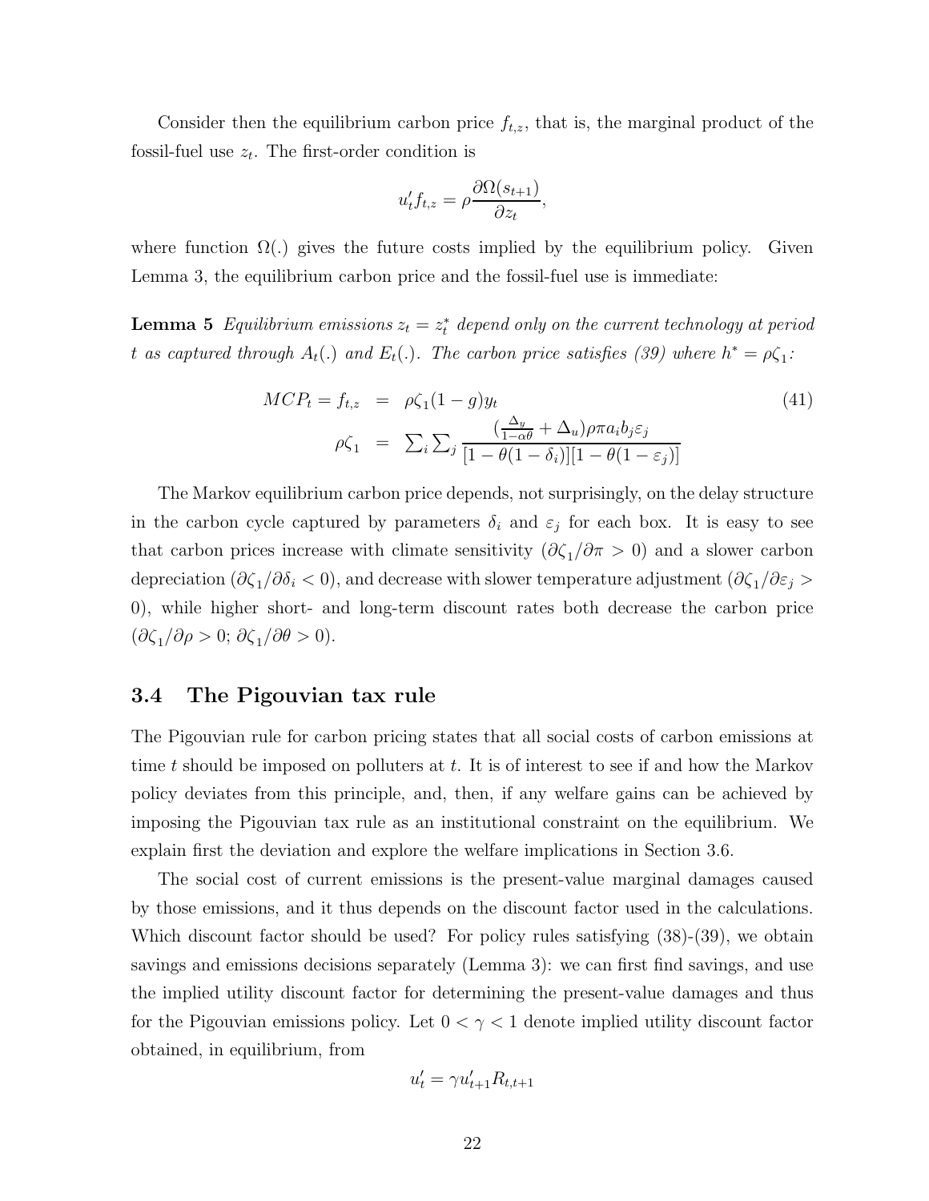Consider then the equilibrium carbon price $f_{t,z}$, that is, the marginal product of the fossil-fuel use $z_t$. The first-order condition is

$$u'_t f_{t,z} = \rho \frac{\partial \Omega(s_{t+1})}{\partial z_t},$$

where function $\Omega(.)$ gives the future costs implied by the equilibrium policy. Given Lemma 3, the equilibrium carbon price and the fossil-fuel use is immediate:

**Lemma 5** *Equilibrium emissions $z_t = z_t^*$ depend only on the current technology at period $t$ as captured through $A_t(.)$ and $E_t(.)$. The carbon price satisfies (39) where $h^* = \rho\zeta_1$:*

$$\begin{aligned} MCP_t = f_{t,z} &= \rho\zeta_1(1-g)y_t \\ \rho\zeta_1 &= \sum_i \sum_j \frac{(\frac{\Delta_y}{1-\alpha\theta} + \Delta_u)\rho\pi a_i b_j \varepsilon_j}{[1-\theta(1-\delta_i)][1-\theta(1-\varepsilon_j)]} \end{aligned} \tag{41}$$

The Markov equilibrium carbon price depends, not surprisingly, on the delay structure in the carbon cycle captured by parameters $\delta_i$ and $\varepsilon_j$ for each box. It is easy to see that carbon prices increase with climate sensitivity ($\partial\zeta_1/\partial\pi > 0$) and a slower carbon depreciation ($\partial\zeta_1/\partial\delta_i < 0$), and decrease with slower temperature adjustment ($\partial\zeta_1/\partial\varepsilon_j > 0$), while higher short- and long-term discount rates both decrease the carbon price ($\partial\zeta_1/\partial\rho > 0$; $\partial\zeta_1/\partial\theta > 0$).

## 3.4 The Pigouvian tax rule

The Pigouvian rule for carbon pricing states that all social costs of carbon emissions at time $t$ should be imposed on polluters at $t$. It is of interest to see if and how the Markov policy deviates from this principle, and, then, if any welfare gains can be achieved by imposing the Pigouvian tax rule as an institutional constraint on the equilibrium. We explain first the deviation and explore the welfare implications in Section 3.6.

The social cost of current emissions is the present-value marginal damages caused by those emissions, and it thus depends on the discount factor used in the calculations. Which discount factor should be used? For policy rules satisfying (38)-(39), we obtain savings and emissions decisions separately (Lemma 3): we can first find savings, and use the implied utility discount factor for determining the present-value damages and thus for the Pigouvian emissions policy. Let $0 < \gamma < 1$ denote implied utility discount factor obtained, in equilibrium, from

$$u'_t = \gamma u'_{t+1} R_{t,t+1}$$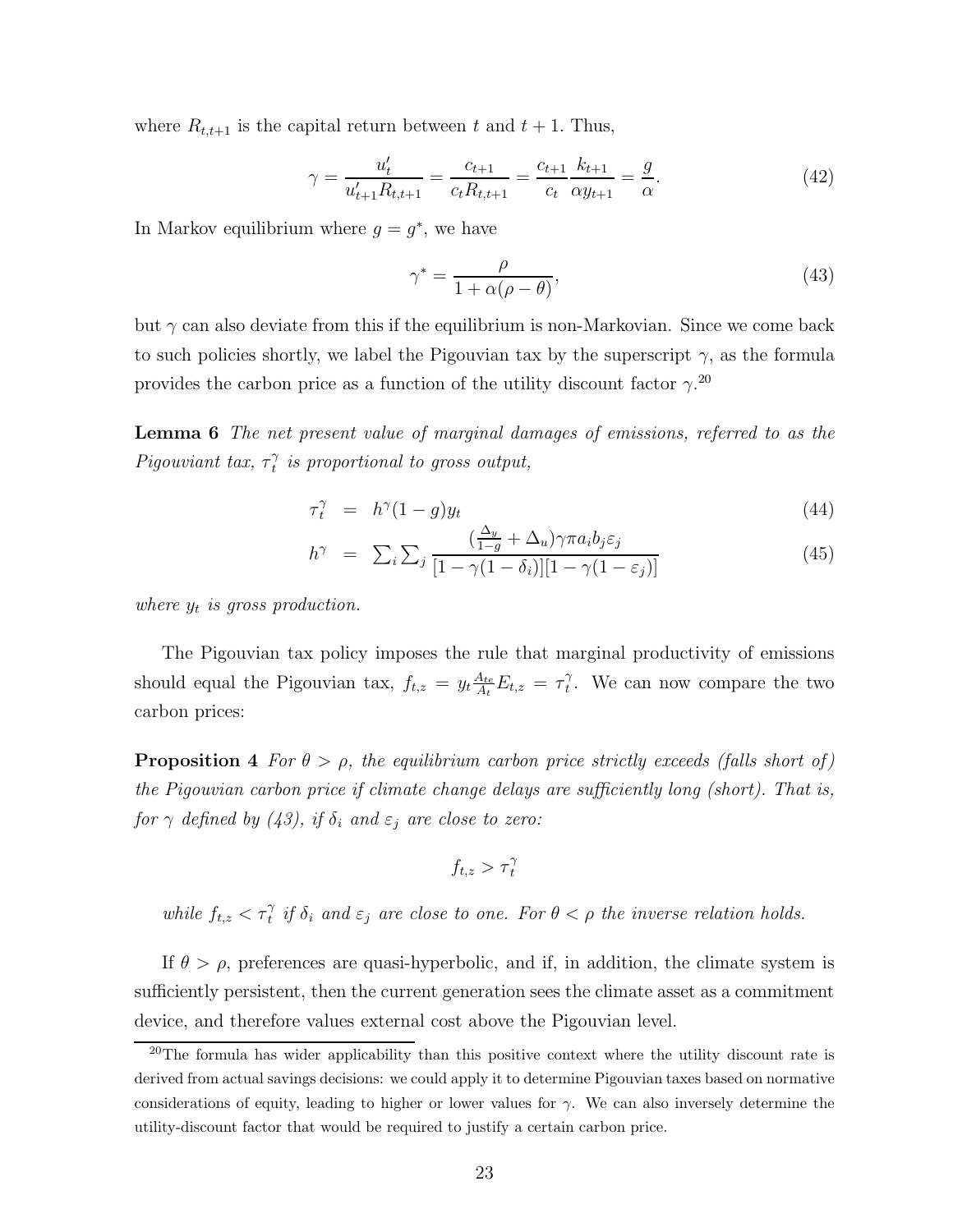where $R_{t,t+1}$ is the capital return between $t$ and $t+1$. Thus,

$$\gamma = \frac{u'_t}{u'_{t+1}R_{t,t+1}} = \frac{c_{t+1}}{c_t R_{t,t+1}} = \frac{c_{t+1}}{c_t}\frac{k_{t+1}}{\alpha y_{t+1}} = \frac{g}{\alpha}. \tag{42}$$

In Markov equilibrium where $g = g^*$, we have

$$\gamma^* = \frac{\rho}{1+\alpha(\rho-\theta)}, \tag{43}$$

but $\gamma$ can also deviate from this if the equilibrium is non-Markovian. Since we come back to such policies shortly, we label the Pigouvian tax by the superscript $\gamma$, as the formula provides the carbon price as a function of the utility discount factor $\gamma$.[20]

**Lemma 6** *The net present value of marginal damages of emissions, referred to as the Pigouviant tax, $\tau_t^\gamma$ is proportional to gross output,*

$$\tau_t^\gamma = h^\gamma(1-g)y_t \tag{44}$$

$$h^\gamma = \sum_i \sum_j \frac{(\frac{\Delta_y}{1-g}+\Delta_u)\gamma\pi a_i b_j \varepsilon_j}{[1-\gamma(1-\delta_i)][1-\gamma(1-\varepsilon_j)]} \tag{45}$$

*where $y_t$ is gross production.*

The Pigouvian tax policy imposes the rule that marginal productivity of emissions should equal the Pigouvian tax, $f_{t,z} = y_t \frac{A_{te}}{A_t} E_{t,z} = \tau_t^\gamma$. We can now compare the two carbon prices:

**Proposition 4** *For $\theta > \rho$, the equilibrium carbon price strictly exceeds (falls short of) the Pigouvian carbon price if climate change delays are sufficiently long (short). That is, for $\gamma$ defined by (43), if $\delta_i$ and $\varepsilon_j$ are close to zero:*

$$f_{t,z} > \tau_t^\gamma$$

*while $f_{t,z} < \tau_t^\gamma$ if $\delta_i$ and $\varepsilon_j$ are close to one. For $\theta < \rho$ the inverse relation holds.*

If $\theta > \rho$, preferences are quasi-hyperbolic, and if, in addition, the climate system is sufficiently persistent, then the current generation sees the climate asset as a commitment device, and therefore values external cost above the Pigouvian level.

[20] The formula has wider applicability than this positive context where the utility discount rate is derived from actual savings decisions: we could apply it to determine Pigouvian taxes based on normative considerations of equity, leading to higher or lower values for $\gamma$. We can also inversely determine the utility-discount factor that would be required to justify a certain carbon price.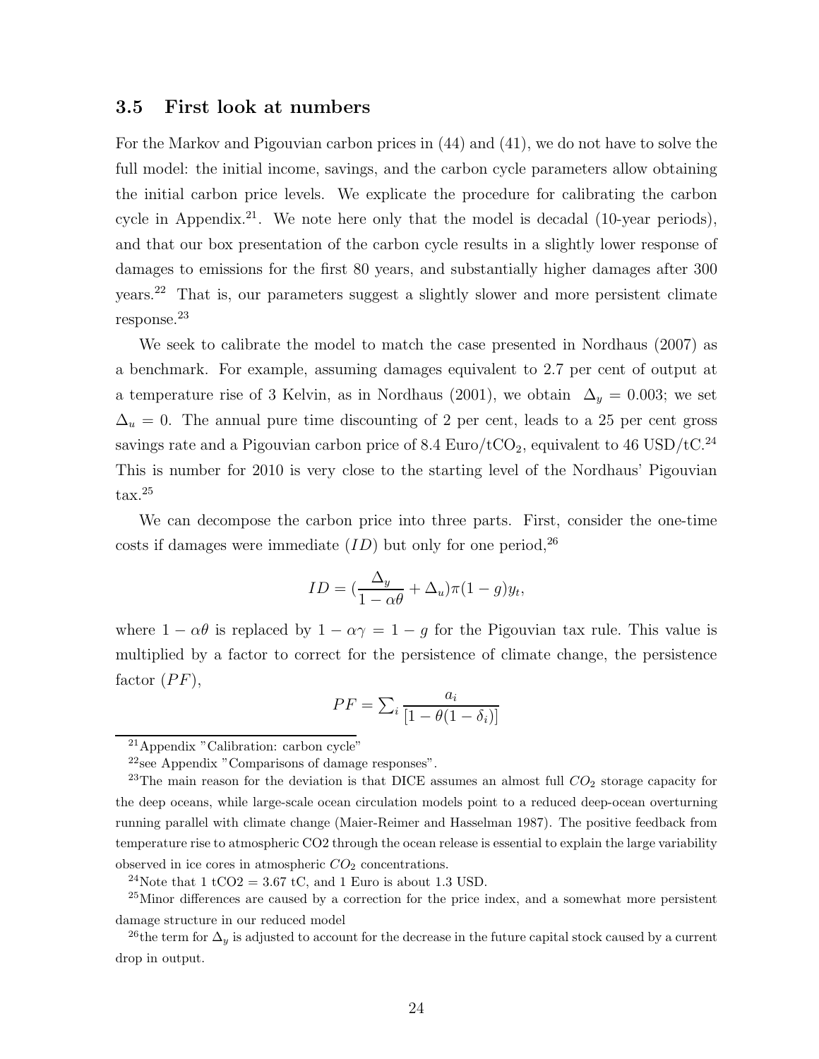### 3.5 First look at numbers

For the Markov and Pigouvian carbon prices in (44) and (41), we do not have to solve the full model: the initial income, savings, and the carbon cycle parameters allow obtaining the initial carbon price levels. We explicate the procedure for calibrating the carbon cycle in Appendix.[21]. We note here only that the model is decadal (10-year periods), and that our box presentation of the carbon cycle results in a slightly lower response of damages to emissions for the first 80 years, and substantially higher damages after 300 years.[22] That is, our parameters suggest a slightly slower and more persistent climate response.[23]

We seek to calibrate the model to match the case presented in Nordhaus (2007) as a benchmark. For example, assuming damages equivalent to 2.7 per cent of output at a temperature rise of 3 Kelvin, as in Nordhaus (2001), we obtain $\Delta_y = 0.003$; we set $\Delta_u = 0$. The annual pure time discounting of 2 per cent, leads to a 25 per cent gross savings rate and a Pigouvian carbon price of 8.4 Euro/t$CO_2$, equivalent to 46 USD/tC.[24] This is number for 2010 is very close to the starting level of the Nordhaus' Pigouvian tax.[25]

We can decompose the carbon price into three parts. First, consider the one-time costs if damages were immediate ($ID$) but only for one period,[26]

$$ID = (\frac{\Delta_y}{1-\alpha\theta} + \Delta_u)\pi(1-g)y_t,$$

where $1 - \alpha\theta$ is replaced by $1 - \alpha\gamma = 1 - g$ for the Pigouvian tax rule. This value is multiplied by a factor to correct for the persistence of climate change, the persistence factor ($PF$),

$$PF = \sum_i \frac{a_i}{[1-\theta(1-\delta_i)]}$$

[21] Appendix "Calibration: carbon cycle"

[22] see Appendix "Comparisons of damage responses".

[23] The main reason for the deviation is that DICE assumes an almost full $CO_2$ storage capacity for the deep oceans, while large-scale ocean circulation models point to a reduced deep-ocean overturning running parallel with climate change (Maier-Reimer and Hasselman 1987). The positive feedback from temperature rise to atmospheric CO2 through the ocean release is essential to explain the large variability observed in ice cores in atmospheric $CO_2$ concentrations.

[24] Note that 1 tCO2 = 3.67 tC, and 1 Euro is about 1.3 USD.

[25] Minor differences are caused by a correction for the price index, and a somewhat more persistent damage structure in our reduced model

[26] the term for $\Delta_y$ is adjusted to account for the decrease in the future capital stock caused by a current drop in output.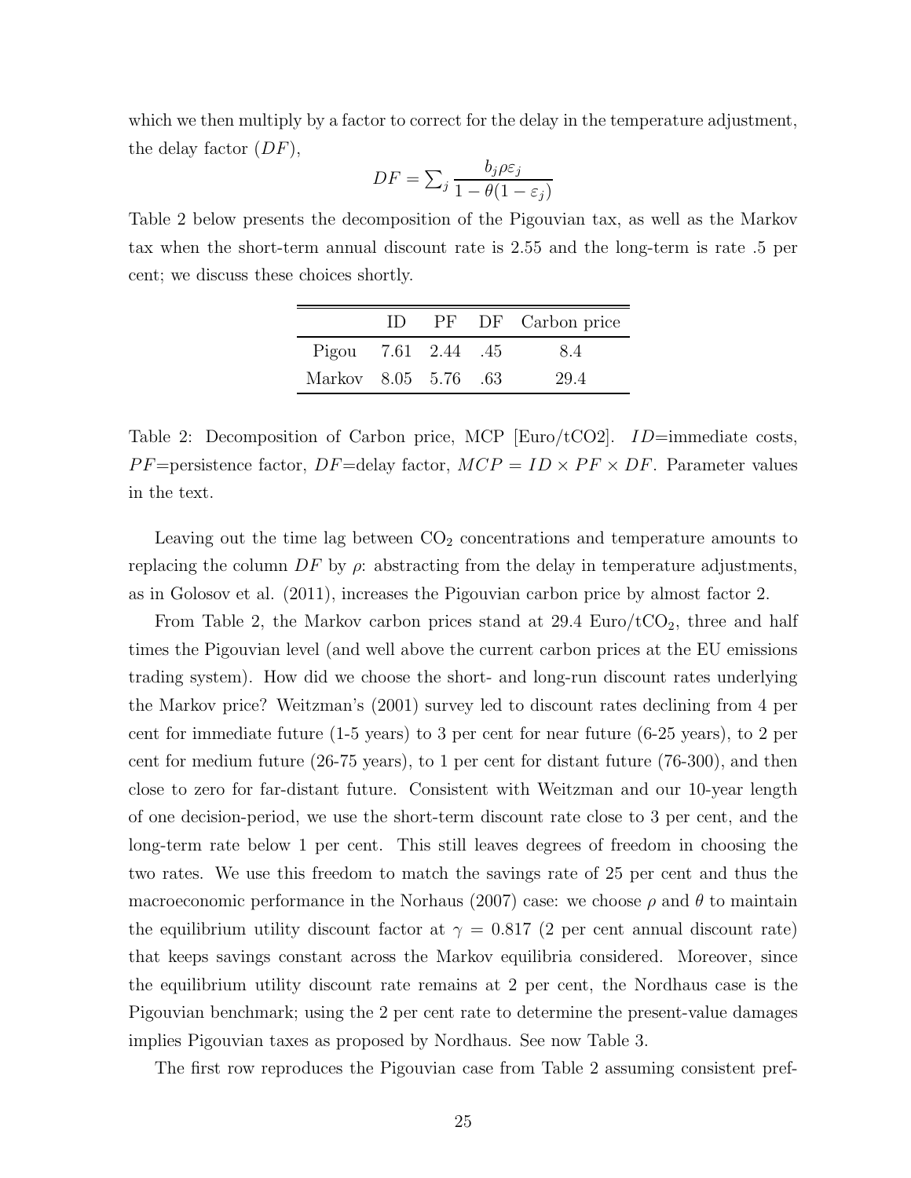which we then multiply by a factor to correct for the delay in the temperature adjustment, the delay factor ($DF$),

$$DF = \sum_j \frac{b_j \rho \varepsilon_j}{1 - \theta(1 - \varepsilon_j)}$$

Table 2 below presents the decomposition of the Pigouvian tax, as well as the Markov tax when the short-term annual discount rate is 2.55 and the long-term is rate .5 per cent; we discuss these choices shortly.

| | ID | PF | DF | Carbon price |
|---|---|---|---|---|
| Pigou | 7.61 | 2.44 | .45 | 8.4 |
| Markov | 8.05 | 5.76 | .63 | 29.4 |

Table 2: Decomposition of Carbon price, MCP [Euro/tCO2]. $ID$=immediate costs, $PF$=persistence factor, $DF$=delay factor, $MCP = ID \times PF \times DF$. Parameter values in the text.

Leaving out the time lag between $CO_2$ concentrations and temperature amounts to replacing the column $DF$ by $\rho$: abstracting from the delay in temperature adjustments, as in Golosov et al. (2011), increases the Pigouvian carbon price by almost factor 2.

From Table 2, the Markov carbon prices stand at 29.4 Euro/t$CO_2$, three and half times the Pigouvian level (and well above the current carbon prices at the EU emissions trading system). How did we choose the short- and long-run discount rates underlying the Markov price? Weitzman's (2001) survey led to discount rates declining from 4 per cent for immediate future (1-5 years) to 3 per cent for near future (6-25 years), to 2 per cent for medium future (26-75 years), to 1 per cent for distant future (76-300), and then close to zero for far-distant future. Consistent with Weitzman and our 10-year length of one decision-period, we use the short-term discount rate close to 3 per cent, and the long-term rate below 1 per cent. This still leaves degrees of freedom in choosing the two rates. We use this freedom to match the savings rate of 25 per cent and thus the macroeconomic performance in the Norhaus (2007) case: we choose $\rho$ and $\theta$ to maintain the equilibrium utility discount factor at $\gamma = 0.817$ (2 per cent annual discount rate) that keeps savings constant across the Markov equilibria considered. Moreover, since the equilibrium utility discount rate remains at 2 per cent, the Nordhaus case is the Pigouvian benchmark; using the 2 per cent rate to determine the present-value damages implies Pigouvian taxes as proposed by Nordhaus. See now Table 3.

The first row reproduces the Pigouvian case from Table 2 assuming consistent pref-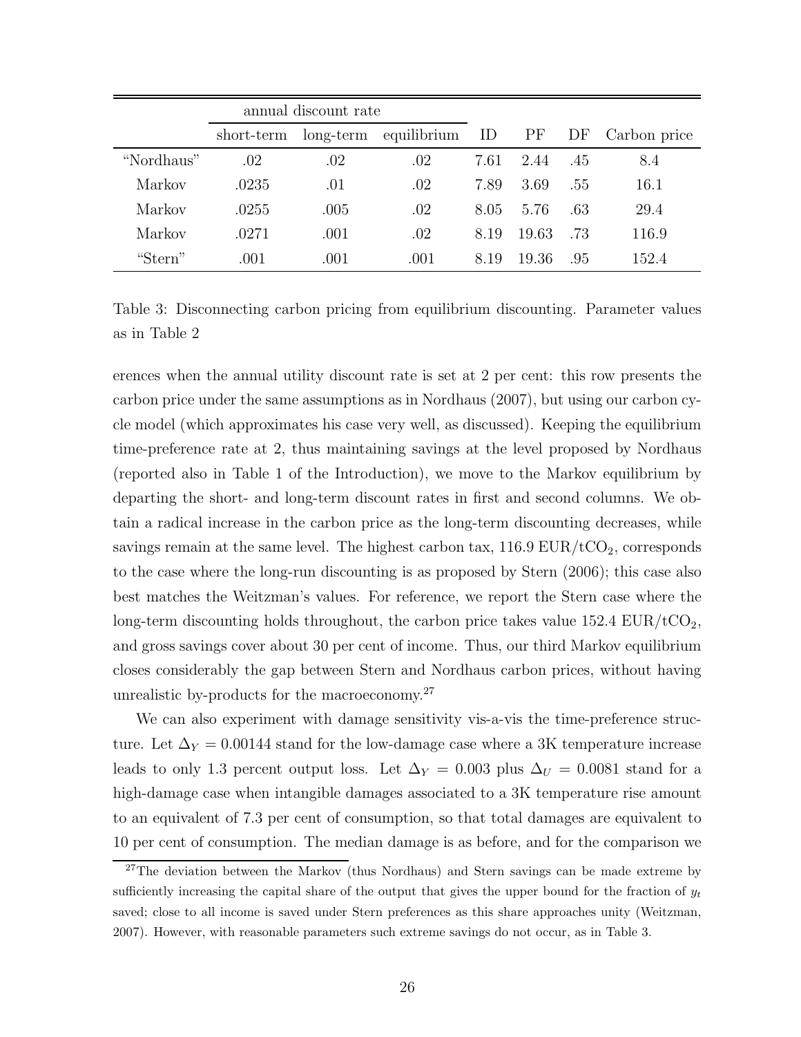| | annual discount rate | | | | | | |
|---|---|---|---|---|---|---|---|
| | short-term | long-term | equilibrium | ID | PF | DF | Carbon price |
| "Nordhaus" | .02 | .02 | .02 | 7.61 | 2.44 | .45 | 8.4 |
| Markov | .0235 | .01 | .02 | 7.89 | 3.69 | .55 | 16.1 |
| Markov | .0255 | .005 | .02 | 8.05 | 5.76 | .63 | 29.4 |
| Markov | .0271 | .001 | .02 | 8.19 | 19.63 | .73 | 116.9 |
| "Stern" | .001 | .001 | .001 | 8.19 | 19.36 | .95 | 152.4 |

Table 3: Disconnecting carbon pricing from equilibrium discounting. Parameter values as in Table 2

erences when the annual utility discount rate is set at 2 per cent: this row presents the carbon price under the same assumptions as in Nordhaus (2007), but using our carbon cycle model (which approximates his case very well, as discussed). Keeping the equilibrium time-preference rate at 2, thus maintaining savings at the level proposed by Nordhaus (reported also in Table 1 of the Introduction), we move to the Markov equilibrium by departing the short- and long-term discount rates in first and second columns. We obtain a radical increase in the carbon price as the long-term discounting decreases, while savings remain at the same level. The highest carbon tax, 116.9 EUR/t$CO_2$, corresponds to the case where the long-run discounting is as proposed by Stern (2006); this case also best matches the Weitzman's values. For reference, we report the Stern case where the long-term discounting holds throughout, the carbon price takes value 152.4 EUR/t$CO_2$, and gross savings cover about 30 per cent of income. Thus, our third Markov equilibrium closes considerably the gap between Stern and Nordhaus carbon prices, without having unrealistic by-products for the macroeconomy.[27]

We can also experiment with damage sensitivity vis-a-vis the time-preference structure. Let $\Delta_Y = 0.00144$ stand for the low-damage case where a 3K temperature increase leads to only 1.3 percent output loss. Let $\Delta_Y = 0.003$ plus $\Delta_U = 0.0081$ stand for a high-damage case when intangible damages associated to a 3K temperature rise amount to an equivalent of 7.3 per cent of consumption, so that total damages are equivalent to 10 per cent of consumption. The median damage is as before, and for the comparison we

[27] The deviation between the Markov (thus Nordhaus) and Stern savings can be made extreme by sufficiently increasing the capital share of the output that gives the upper bound for the fraction of $y_t$ saved; close to all income is saved under Stern preferences as this share approaches unity (Weitzman, 2007). However, with reasonable parameters such extreme savings do not occur, as in Table 3.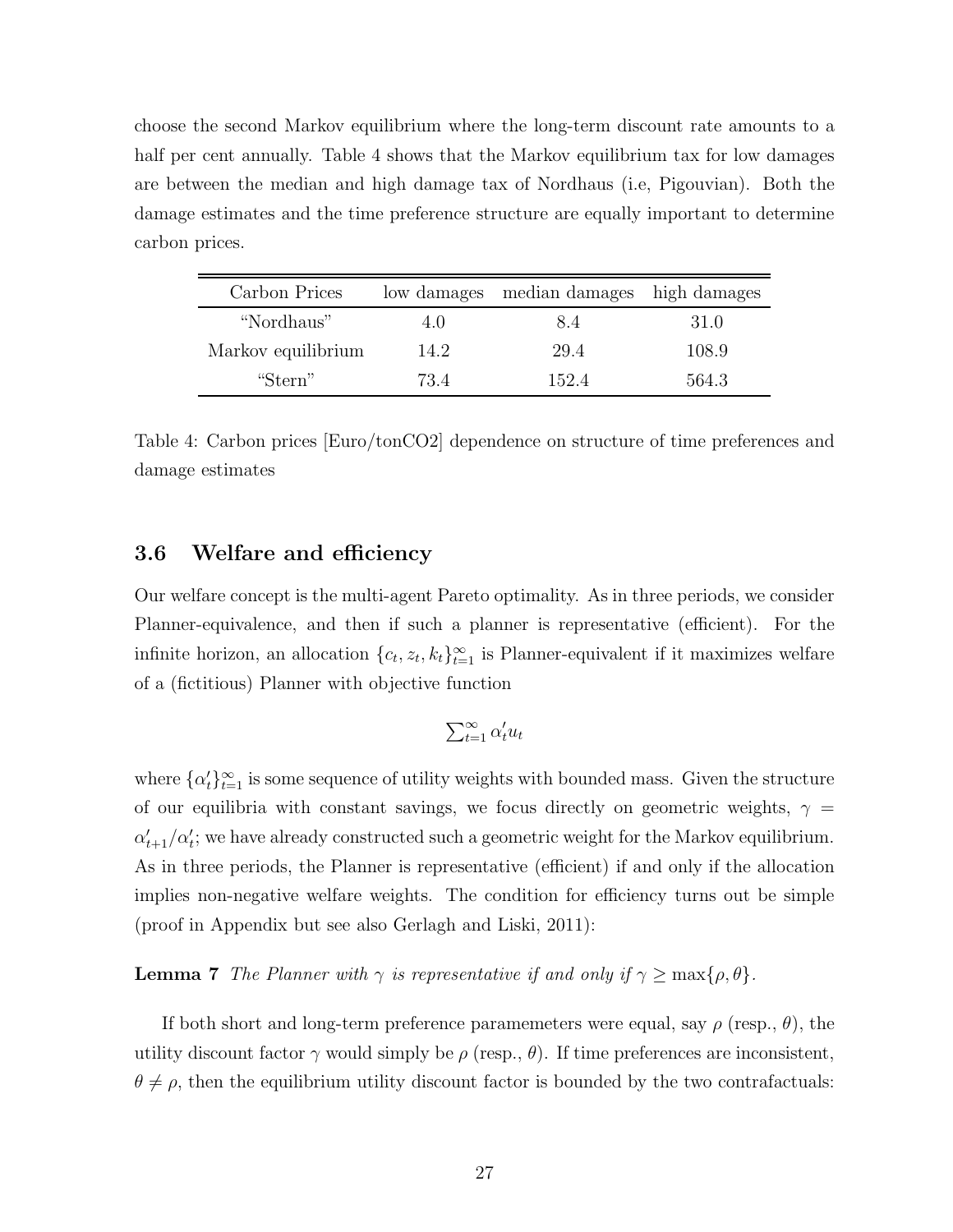choose the second Markov equilibrium where the long-term discount rate amounts to a half per cent annually. Table 4 shows that the Markov equilibrium tax for low damages are between the median and high damage tax of Nordhaus (i.e, Pigouvian). Both the damage estimates and the time preference structure are equally important to determine carbon prices.

| Carbon Prices | low damages | median damages | high damages |
|---|---|---|---|
| "Nordhaus" | 4.0 | 8.4 | 31.0 |
| Markov equilibrium | 14.2 | 29.4 | 108.9 |
| "Stern" | 73.4 | 152.4 | 564.3 |

Table 4: Carbon prices [Euro/tonCO2] dependence on structure of time preferences and damage estimates

### 3.6 Welfare and efficiency

Our welfare concept is the multi-agent Pareto optimality. As in three periods, we consider Planner-equivalence, and then if such a planner is representative (efficient). For the infinite horizon, an allocation $\{c_t, z_t, k_t\}_{t=1}^{\infty}$ is Planner-equivalent if it maximizes welfare of a (fictitious) Planner with objective function

$$\sum_{t=1}^{\infty} \alpha'_t u_t$$

where $\{\alpha'_t\}_{t=1}^{\infty}$ is some sequence of utility weights with bounded mass. Given the structure of our equilibria with constant savings, we focus directly on geometric weights, $\gamma = \alpha'_{t+1}/\alpha'_t$; we have already constructed such a geometric weight for the Markov equilibrium. As in three periods, the Planner is representative (efficient) if and only if the allocation implies non-negative welfare weights. The condition for efficiency turns out be simple (proof in Appendix but see also Gerlagh and Liski, 2011):

**Lemma 7** *The Planner with $\gamma$ is representative if and only if $\gamma \geq \max\{\rho, \theta\}$.*

If both short and long-term preference paramemeters were equal, say $\rho$ (resp., $\theta$), the utility discount factor $\gamma$ would simply be $\rho$ (resp., $\theta$). If time preferences are inconsistent, $\theta \neq \rho$, then the equilibrium utility discount factor is bounded by the two contrafactuals: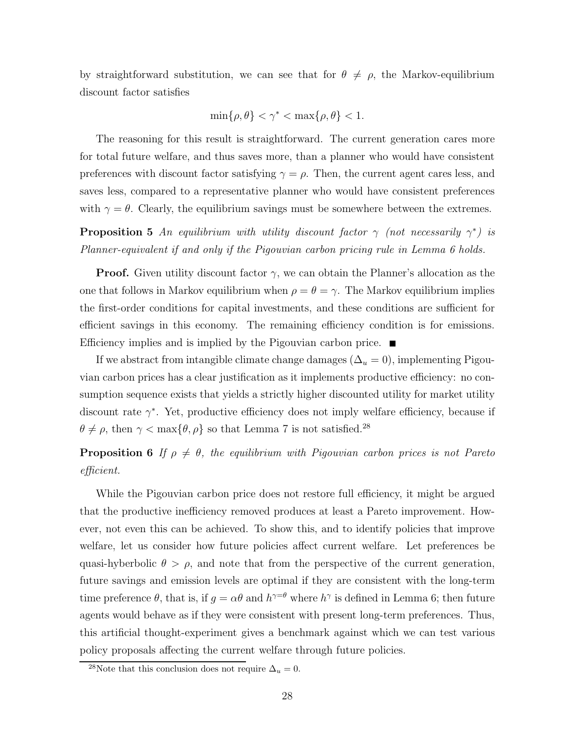by straightforward substitution, we can see that for $\theta \neq \rho$, the Markov-equilibrium discount factor satisfies

$$\min\{\rho, \theta\} < \gamma^* < \max\{\rho, \theta\} < 1.$$

The reasoning for this result is straightforward. The current generation cares more for total future welfare, and thus saves more, than a planner who would have consistent preferences with discount factor satisfying $\gamma = \rho$. Then, the current agent cares less, and saves less, compared to a representative planner who would have consistent preferences with $\gamma = \theta$. Clearly, the equilibrium savings must be somewhere between the extremes.

**Proposition 5** *An equilibrium with utility discount factor $\gamma$ (not necessarily $\gamma^*$) is Planner-equivalent if and only if the Pigouvian carbon pricing rule in Lemma 6 holds.*

**Proof.** Given utility discount factor $\gamma$, we can obtain the Planner's allocation as the one that follows in Markov equilibrium when $\rho = \theta = \gamma$. The Markov equilibrium implies the first-order conditions for capital investments, and these conditions are sufficient for efficient savings in this economy. The remaining efficiency condition is for emissions. Efficiency implies and is implied by the Pigouvian carbon price. ■

If we abstract from intangible climate change damages ($\Delta_u = 0$), implementing Pigouvian carbon prices has a clear justification as it implements productive efficiency: no consumption sequence exists that yields a strictly higher discounted utility for market utility discount rate $\gamma^*$. Yet, productive efficiency does not imply welfare efficiency, because if $\theta \neq \rho$, then $\gamma < \max\{\theta, \rho\}$ so that Lemma 7 is not satisfied.[28]

**Proposition 6** *If $\rho \neq \theta$, the equilibrium with Pigouvian carbon prices is not Pareto efficient.*

While the Pigouvian carbon price does not restore full efficiency, it might be argued that the productive inefficiency removed produces at least a Pareto improvement. However, not even this can be achieved. To show this, and to identify policies that improve welfare, let us consider how future policies affect current welfare. Let preferences be quasi-hyberbolic $\theta > \rho$, and note that from the perspective of the current generation, future savings and emission levels are optimal if they are consistent with the long-term time preference $\theta$, that is, if $g = \alpha\theta$ and $h^{\gamma=\theta}$ where $h^{\gamma}$ is defined in Lemma 6; then future agents would behave as if they were consistent with present long-term preferences. Thus, this artificial thought-experiment gives a benchmark against which we can test various policy proposals affecting the current welfare through future policies.

[28]Note that this conclusion does not require $\Delta_u = 0$.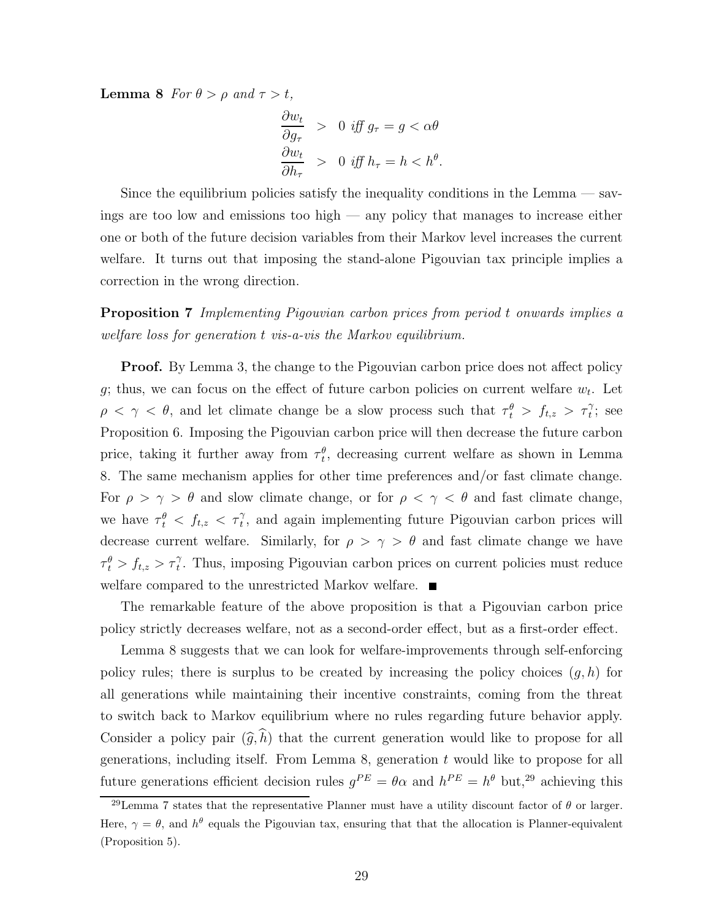**Lemma 8** *For $\theta > \rho$ and $\tau > t$,*

$$\frac{\partial w_t}{\partial g_\tau} > 0 \text{ iff } g_\tau = g < \alpha\theta$$
$$\frac{\partial w_t}{\partial h_\tau} > 0 \text{ iff } h_\tau = h < h^\theta.$$

Since the equilibrium policies satisfy the inequality conditions in the Lemma — savings are too low and emissions too high — any policy that manages to increase either one or both of the future decision variables from their Markov level increases the current welfare. It turns out that imposing the stand-alone Pigouvian tax principle implies a correction in the wrong direction.

**Proposition 7** *Implementing Pigouvian carbon prices from period $t$ onwards implies a welfare loss for generation $t$ vis-a-vis the Markov equilibrium.*

**Proof.** By Lemma 3, the change to the Pigouvian carbon price does not affect policy $g$; thus, we can focus on the effect of future carbon policies on current welfare $w_t$. Let $\rho < \gamma < \theta$, and let climate change be a slow process such that $\tau_t^\theta > f_{t,z} > \tau_t^\gamma$; see Proposition 6. Imposing the Pigouvian carbon price will then decrease the future carbon price, taking it further away from $\tau_t^\theta$, decreasing current welfare as shown in Lemma 8. The same mechanism applies for other time preferences and/or fast climate change. For $\rho > \gamma > \theta$ and slow climate change, or for $\rho < \gamma < \theta$ and fast climate change, we have $\tau_t^\theta < f_{t,z} < \tau_t^\gamma$, and again implementing future Pigouvian carbon prices will decrease current welfare. Similarly, for $\rho > \gamma > \theta$ and fast climate change we have $\tau_t^\theta > f_{t,z} > \tau_t^\gamma$. Thus, imposing Pigouvian carbon prices on current policies must reduce welfare compared to the unrestricted Markov welfare. ■

The remarkable feature of the above proposition is that a Pigouvian carbon price policy strictly decreases welfare, not as a second-order effect, but as a first-order effect.

Lemma 8 suggests that we can look for welfare-improvements through self-enforcing policy rules; there is surplus to be created by increasing the policy choices $(g, h)$ for all generations while maintaining their incentive constraints, coming from the threat to switch back to Markov equilibrium where no rules regarding future behavior apply. Consider a policy pair $(\widehat{g}, \widehat{h})$ that the current generation would like to propose for all generations, including itself. From Lemma 8, generation $t$ would like to propose for all future generations efficient decision rules $g^{PE} = \theta\alpha$ and $h^{PE} = h^\theta$ but,[29] achieving this

[29] Lemma 7 states that the representative Planner must have a utility discount factor of $\theta$ or larger. Here, $\gamma = \theta$, and $h^\theta$ equals the Pigouvian tax, ensuring that that the allocation is Planner-equivalent (Proposition 5).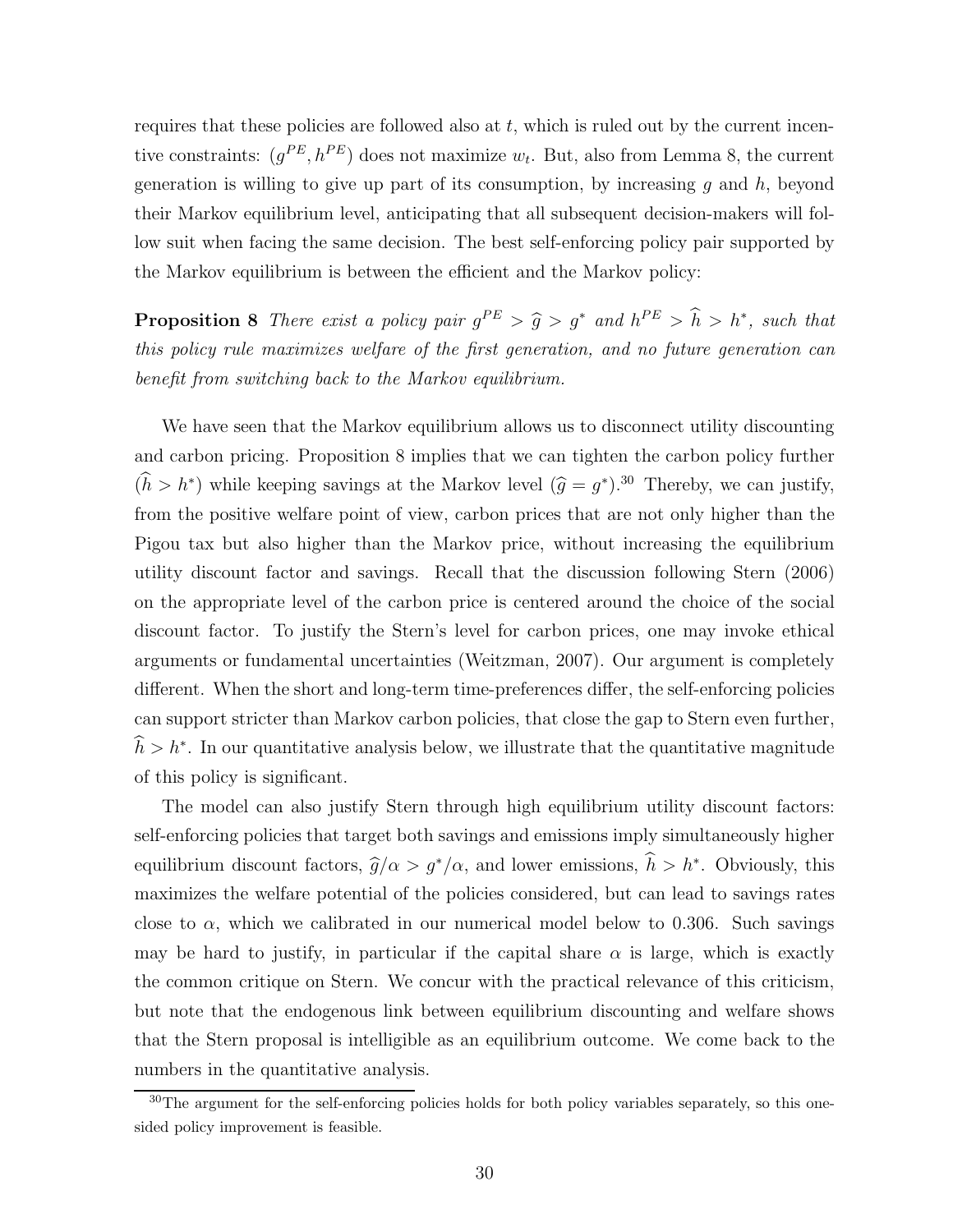requires that these policies are followed also at $t$, which is ruled out by the current incentive constraints: $(g^{PE}, h^{PE})$ does not maximize $w_t$. But, also from Lemma 8, the current generation is willing to give up part of its consumption, by increasing $g$ and $h$, beyond their Markov equilibrium level, anticipating that all subsequent decision-makers will follow suit when facing the same decision. The best self-enforcing policy pair supported by the Markov equilibrium is between the efficient and the Markov policy:

**Proposition 8** *There exist a policy pair $g^{PE} > \widehat{g} > g^*$ and $h^{PE} > \widehat{h} > h^*$, such that this policy rule maximizes welfare of the first generation, and no future generation can benefit from switching back to the Markov equilibrium.*

We have seen that the Markov equilibrium allows us to disconnect utility discounting and carbon pricing. Proposition 8 implies that we can tighten the carbon policy further $(\widehat{h} > h^*)$ while keeping savings at the Markov level $(\widehat{g} = g^*)$.[30] Thereby, we can justify, from the positive welfare point of view, carbon prices that are not only higher than the Pigou tax but also higher than the Markov price, without increasing the equilibrium utility discount factor and savings. Recall that the discussion following Stern (2006) on the appropriate level of the carbon price is centered around the choice of the social discount factor. To justify the Stern's level for carbon prices, one may invoke ethical arguments or fundamental uncertainties (Weitzman, 2007). Our argument is completely different. When the short and long-term time-preferences differ, the self-enforcing policies can support stricter than Markov carbon policies, that close the gap to Stern even further, $\widehat{h} > h^*$. In our quantitative analysis below, we illustrate that the quantitative magnitude of this policy is significant.

The model can also justify Stern through high equilibrium utility discount factors: self-enforcing policies that target both savings and emissions imply simultaneously higher equilibrium discount factors, $\widehat{g}/\alpha > g^*/\alpha$, and lower emissions, $\widehat{h} > h^*$. Obviously, this maximizes the welfare potential of the policies considered, but can lead to savings rates close to $\alpha$, which we calibrated in our numerical model below to 0.306. Such savings may be hard to justify, in particular if the capital share $\alpha$ is large, which is exactly the common critique on Stern. We concur with the practical relevance of this criticism, but note that the endogenous link between equilibrium discounting and welfare shows that the Stern proposal is intelligible as an equilibrium outcome. We come back to the numbers in the quantitative analysis.

[30] The argument for the self-enforcing policies holds for both policy variables separately, so this one-sided policy improvement is feasible.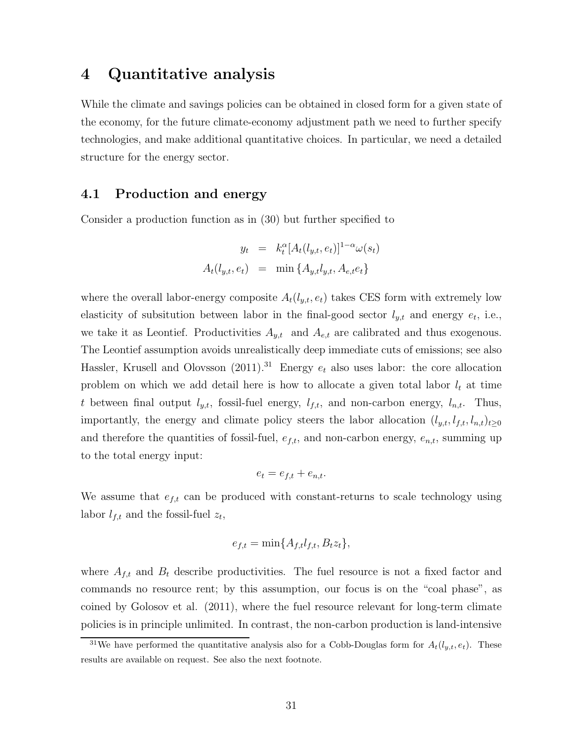# 4 Quantitative analysis

While the climate and savings policies can be obtained in closed form for a given state of the economy, for the future climate-economy adjustment path we need to further specify technologies, and make additional quantitative choices. In particular, we need a detailed structure for the energy sector.

## 4.1 Production and energy

Consider a production function as in (30) but further specified to

$$
\begin{aligned}
y_t &= k_t^{\alpha}[A_t(l_{y,t}, e_t)]^{1-\alpha}\omega(s_t) \\
A_t(l_{y,t}, e_t) &= \min\{A_{y,t}l_{y,t}, A_{e,t}e_t\}
\end{aligned}
$$

where the overall labor-energy composite $A_t(l_{y,t}, e_t)$ takes CES form with extremely low elasticity of subsitution between labor in the final-good sector $l_{y,t}$ and energy $e_t$, i.e., we take it as Leontief. Productivities $A_{y,t}$ and $A_{e,t}$ are calibrated and thus exogenous. The Leontief assumption avoids unrealistically deep immediate cuts of emissions; see also Hassler, Krusell and Olovsson (2011).[31] Energy $e_t$ also uses labor: the core allocation problem on which we add detail here is how to allocate a given total labor $l_t$ at time $t$ between final output $l_{y,t}$, fossil-fuel energy, $l_{f,t}$, and non-carbon energy, $l_{n,t}$. Thus, importantly, the energy and climate policy steers the labor allocation $(l_{y,t}, l_{f,t}, l_{n,t})_{t\geq 0}$ and therefore the quantities of fossil-fuel, $e_{f,t}$, and non-carbon energy, $e_{n,t}$, summing up to the total energy input:

$$
e_t = e_{f,t} + e_{n,t}.
$$

We assume that $e_{f,t}$ can be produced with constant-returns to scale technology using labor $l_{f,t}$ and the fossil-fuel $z_t$,

$$
e_{f,t} = \min\{A_{f,t}l_{f,t}, B_t z_t\},
$$

where $A_{f,t}$ and $B_t$ describe productivities. The fuel resource is not a fixed factor and commands no resource rent; by this assumption, our focus is on the "coal phase", as coined by Golosov et al. (2011), where the fuel resource relevant for long-term climate policies is in principle unlimited. In contrast, the non-carbon production is land-intensive

[31] We have performed the quantitative analysis also for a Cobb-Douglas form for $A_t(l_{y,t}, e_t)$. These results are available on request. See also the next footnote.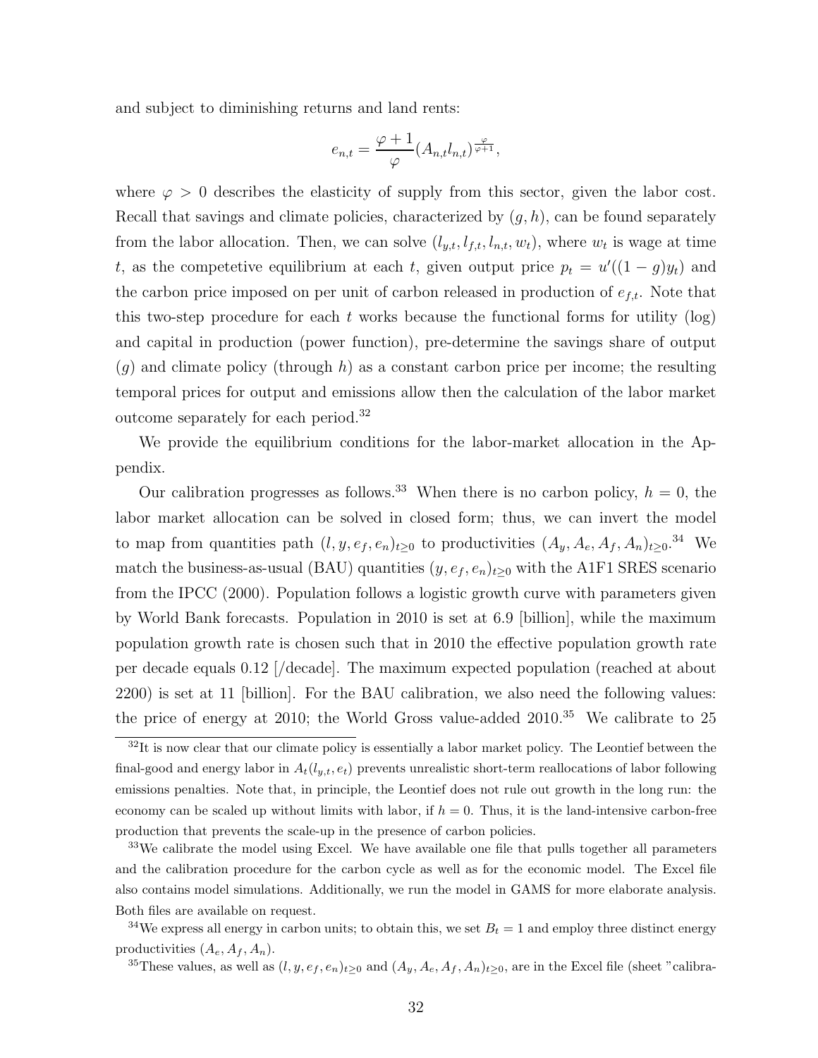and subject to diminishing returns and land rents:

$$e_{n,t} = \frac{\varphi + 1}{\varphi}(A_{n,t} l_{n,t})^{\frac{\varphi}{\varphi+1}},$$

where $\varphi > 0$ describes the elasticity of supply from this sector, given the labor cost. Recall that savings and climate policies, characterized by $(g, h)$, can be found separately from the labor allocation. Then, we can solve $(l_{y,t}, l_{f,t}, l_{n,t}, w_t)$, where $w_t$ is wage at time $t$, as the competetive equilibrium at each $t$, given output price $p_t = u'((1-g)y_t)$ and the carbon price imposed on per unit of carbon released in production of $e_{f,t}$. Note that this two-step procedure for each $t$ works because the functional forms for utility (log) and capital in production (power function), pre-determine the savings share of output ($g$) and climate policy (through $h$) as a constant carbon price per income; the resulting temporal prices for output and emissions allow then the calculation of the labor market outcome separately for each period.[32]

We provide the equilibrium conditions for the labor-market allocation in the Appendix.

Our calibration progresses as follows.[33] When there is no carbon policy, $h = 0$, the labor market allocation can be solved in closed form; thus, we can invert the model to map from quantities path $(l, y, e_f, e_n)_{t \geq 0}$ to productivities $(A_y, A_e, A_f, A_n)_{t \geq 0}$.[34] We match the business-as-usual (BAU) quantities $(y, e_f, e_n)_{t \geq 0}$ with the A1F1 SRES scenario from the IPCC (2000). Population follows a logistic growth curve with parameters given by World Bank forecasts. Population in 2010 is set at 6.9 [billion], while the maximum population growth rate is chosen such that in 2010 the effective population growth rate per decade equals 0.12 [/decade]. The maximum expected population (reached at about 2200) is set at 11 [billion]. For the BAU calibration, we also need the following values: the price of energy at 2010; the World Gross value-added 2010.[35] We calibrate to 25

[32] It is now clear that our climate policy is essentially a labor market policy. The Leontief between the final-good and energy labor in $A_t(l_{y,t}, e_t)$ prevents unrealistic short-term reallocations of labor following emissions penalties. Note that, in principle, the Leontief does not rule out growth in the long run: the economy can be scaled up without limits with labor, if $h = 0$. Thus, it is the land-intensive carbon-free production that prevents the scale-up in the presence of carbon policies.

[33] We calibrate the model using Excel. We have available one file that pulls together all parameters and the calibration procedure for the carbon cycle as well as for the economic model. The Excel file also contains model simulations. Additionally, we run the model in GAMS for more elaborate analysis. Both files are available on request.

[34] We express all energy in carbon units; to obtain this, we set $B_t = 1$ and employ three distinct energy productivities $(A_e, A_f, A_n)$.

[35] These values, as well as $(l, y, e_f, e_n)_{t \geq 0}$ and $(A_y, A_e, A_f, A_n)_{t \geq 0}$, are in the Excel file (sheet "calibra-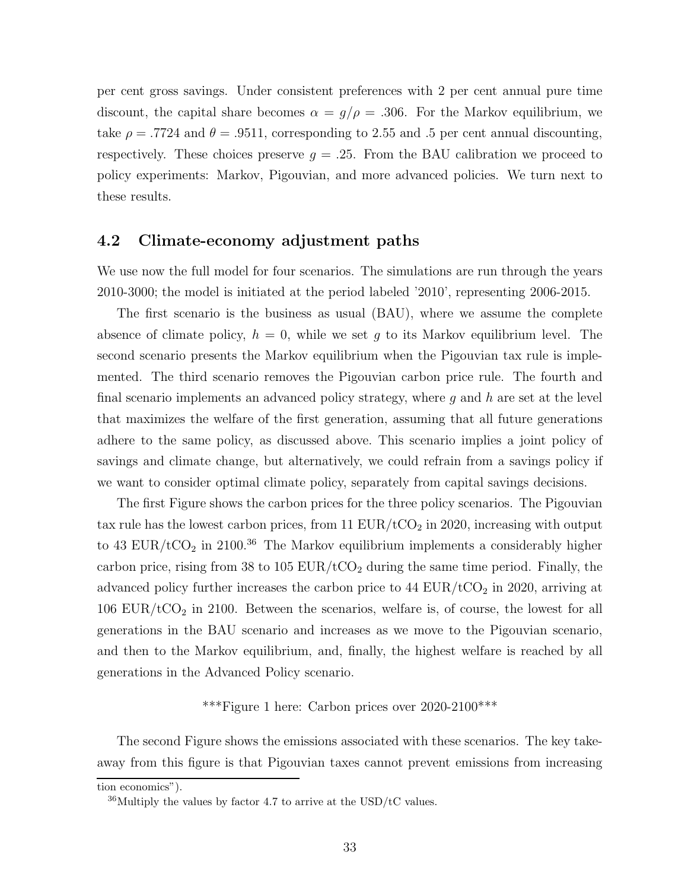per cent gross savings. Under consistent preferences with 2 per cent annual pure time discount, the capital share becomes $\alpha = g/\rho = .306$. For the Markov equilibrium, we take $\rho = .7724$ and $\theta = .9511$, corresponding to 2.55 and .5 per cent annual discounting, respectively. These choices preserve $g = .25$. From the BAU calibration we proceed to policy experiments: Markov, Pigouvian, and more advanced policies. We turn next to these results.

## 4.2 Climate-economy adjustment paths

We use now the full model for four scenarios. The simulations are run through the years 2010-3000; the model is initiated at the period labeled '2010', representing 2006-2015.

The first scenario is the business as usual (BAU), where we assume the complete absence of climate policy, $h = 0$, while we set $g$ to its Markov equilibrium level. The second scenario presents the Markov equilibrium when the Pigouvian tax rule is implemented. The third scenario removes the Pigouvian carbon price rule. The fourth and final scenario implements an advanced policy strategy, where $g$ and $h$ are set at the level that maximizes the welfare of the first generation, assuming that all future generations adhere to the same policy, as discussed above. This scenario implies a joint policy of savings and climate change, but alternatively, we could refrain from a savings policy if we want to consider optimal climate policy, separately from capital savings decisions.

The first Figure shows the carbon prices for the three policy scenarios. The Pigouvian tax rule has the lowest carbon prices, from 11 EUR/t$CO_2$ in 2020, increasing with output to 43 EUR/t$CO_2$ in 2100.[36] The Markov equilibrium implements a considerably higher carbon price, rising from 38 to 105 EUR/t$CO_2$ during the same time period. Finally, the advanced policy further increases the carbon price to 44 EUR/t$CO_2$ in 2020, arriving at 106 EUR/t$CO_2$ in 2100. Between the scenarios, welfare is, of course, the lowest for all generations in the BAU scenario and increases as we move to the Pigouvian scenario, and then to the Markov equilibrium, and, finally, the highest welfare is reached by all generations in the Advanced Policy scenario.

***Figure 1 here: Carbon prices over 2020-2100***

The second Figure shows the emissions associated with these scenarios. The key takeaway from this figure is that Pigouvian taxes cannot prevent emissions from increasing

tion economics").

[36] Multiply the values by factor 4.7 to arrive at the USD/tC values.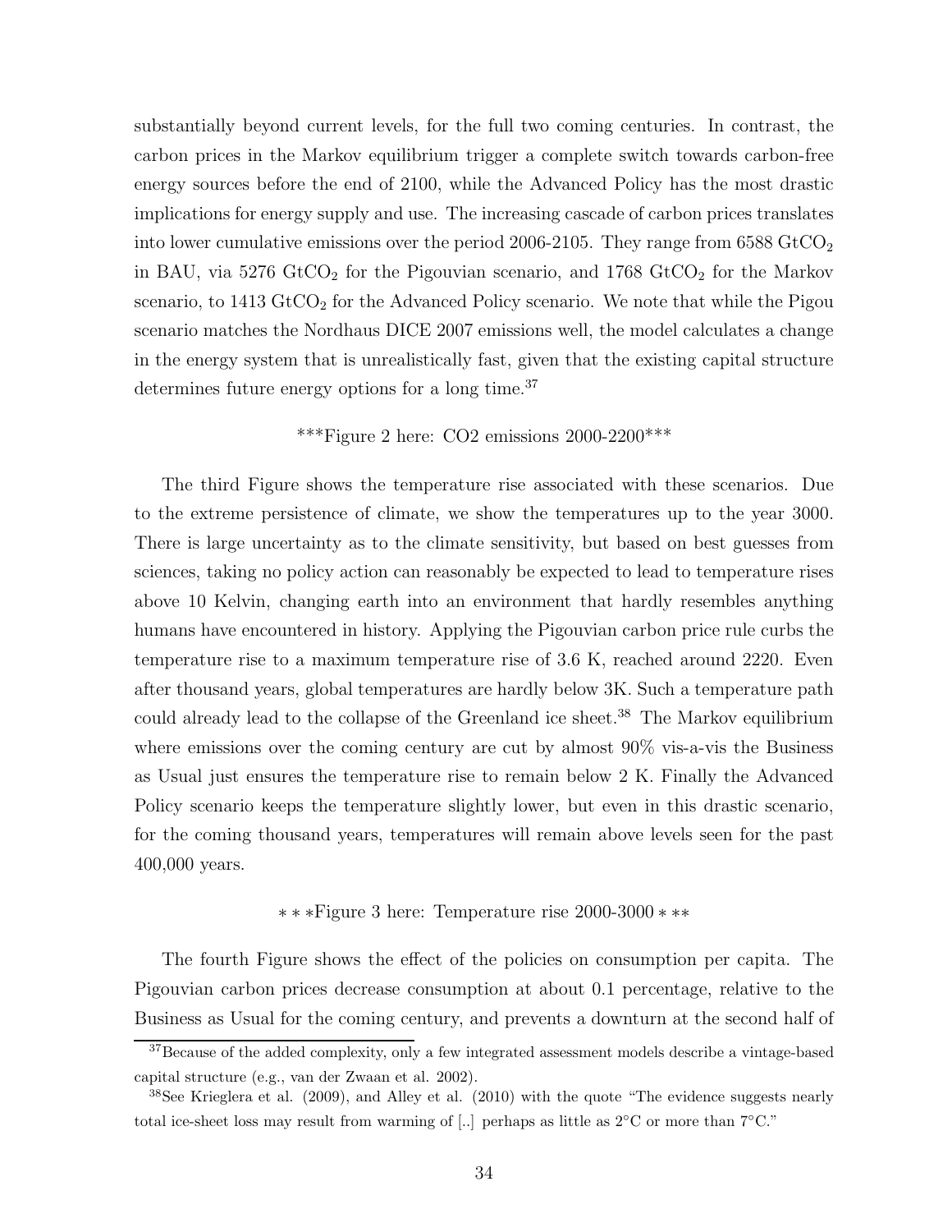substantially beyond current levels, for the full two coming centuries. In contrast, the carbon prices in the Markov equilibrium trigger a complete switch towards carbon-free energy sources before the end of 2100, while the Advanced Policy has the most drastic implications for energy supply and use. The increasing cascade of carbon prices translates into lower cumulative emissions over the period 2006-2105. They range from 6588 $GtCO_2$ in BAU, via 5276 $GtCO_2$ for the Pigouvian scenario, and 1768 $GtCO_2$ for the Markov scenario, to 1413 $GtCO_2$ for the Advanced Policy scenario. We note that while the Pigou scenario matches the Nordhaus DICE 2007 emissions well, the model calculates a change in the energy system that is unrealistically fast, given that the existing capital structure determines future energy options for a long time.[37]

***Figure 2 here: CO2 emissions 2000-2200***

The third Figure shows the temperature rise associated with these scenarios. Due to the extreme persistence of climate, we show the temperatures up to the year 3000. There is large uncertainty as to the climate sensitivity, but based on best guesses from sciences, taking no policy action can reasonably be expected to lead to temperature rises above 10 Kelvin, changing earth into an environment that hardly resembles anything humans have encountered in history. Applying the Pigouvian carbon price rule curbs the temperature rise to a maximum temperature rise of 3.6 K, reached around 2220. Even after thousand years, global temperatures are hardly below 3K. Such a temperature path could already lead to the collapse of the Greenland ice sheet.[38] The Markov equilibrium where emissions over the coming century are cut by almost 90% vis-a-vis the Business as Usual just ensures the temperature rise to remain below 2 K. Finally the Advanced Policy scenario keeps the temperature slightly lower, but even in this drastic scenario, for the coming thousand years, temperatures will remain above levels seen for the past 400,000 years.

∗ ∗ ∗Figure 3 here: Temperature rise 2000-3000 ∗ ∗∗

The fourth Figure shows the effect of the policies on consumption per capita. The Pigouvian carbon prices decrease consumption at about 0.1 percentage, relative to the Business as Usual for the coming century, and prevents a downturn at the second half of

[37] Because of the added complexity, only a few integrated assessment models describe a vintage-based capital structure (e.g., van der Zwaan et al. 2002).

[38] See Krieglera et al. (2009), and Alley et al. (2010) with the quote "The evidence suggests nearly total ice-sheet loss may result from warming of [..] perhaps as little as 2°C or more than 7°C."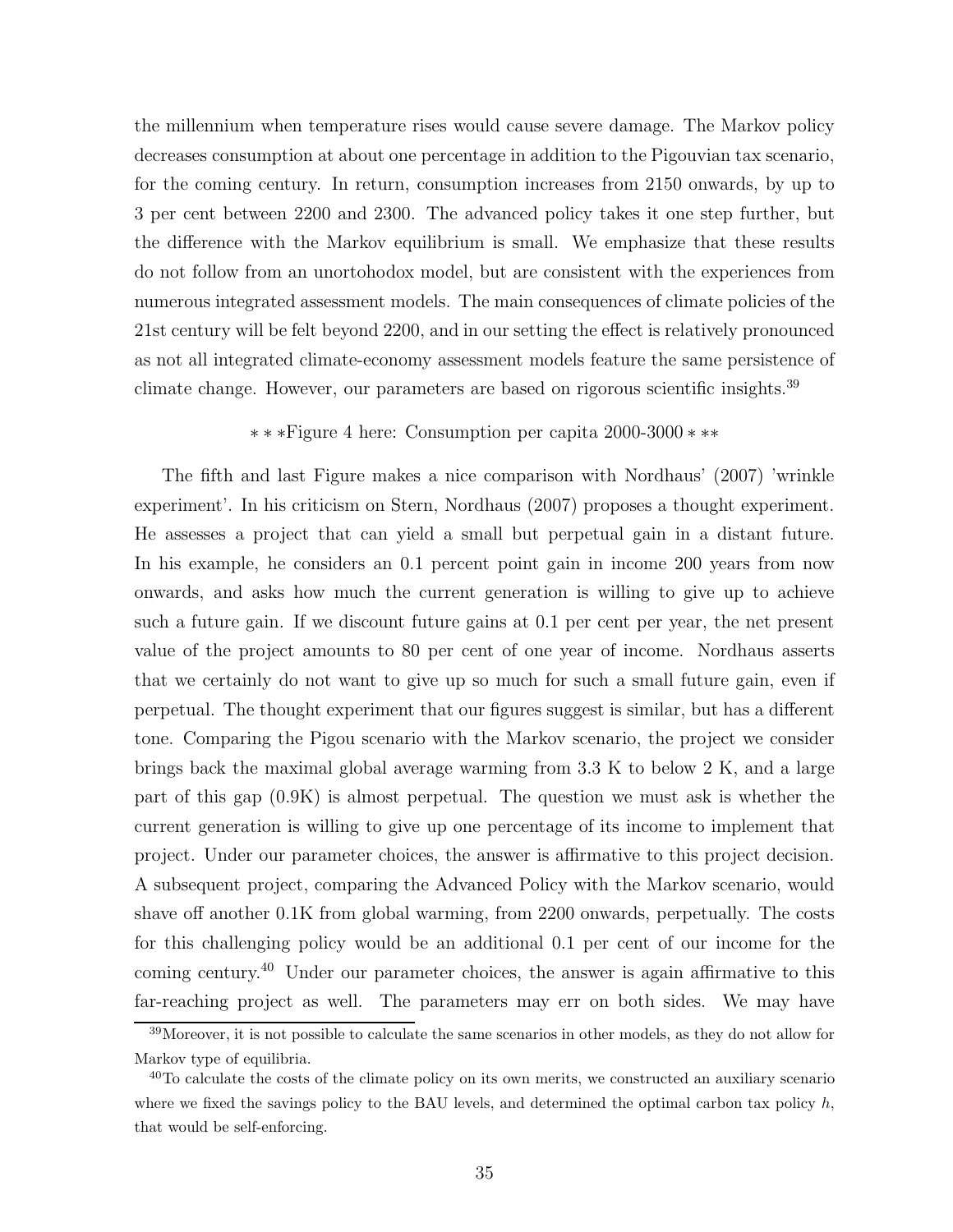the millennium when temperature rises would cause severe damage. The Markov policy decreases consumption at about one percentage in addition to the Pigouvian tax scenario, for the coming century. In return, consumption increases from 2150 onwards, by up to 3 per cent between 2200 and 2300. The advanced policy takes it one step further, but the difference with the Markov equilibrium is small. We emphasize that these results do not follow from an unortohodox model, but are consistent with the experiences from numerous integrated assessment models. The main consequences of climate policies of the 21st century will be felt beyond 2200, and in our setting the effect is relatively pronounced as not all integrated climate-economy assessment models feature the same persistence of climate change. However, our parameters are based on rigorous scientific insights.[39]

$***$Figure 4 here: Consumption per capita 2000-3000$***$

The fifth and last Figure makes a nice comparison with Nordhaus' (2007) 'wrinkle experiment'. In his criticism on Stern, Nordhaus (2007) proposes a thought experiment. He assesses a project that can yield a small but perpetual gain in a distant future. In his example, he considers an 0.1 percent point gain in income 200 years from now onwards, and asks how much the current generation is willing to give up to achieve such a future gain. If we discount future gains at 0.1 per cent per year, the net present value of the project amounts to 80 per cent of one year of income. Nordhaus asserts that we certainly do not want to give up so much for such a small future gain, even if perpetual. The thought experiment that our figures suggest is similar, but has a different tone. Comparing the Pigou scenario with the Markov scenario, the project we consider brings back the maximal global average warming from 3.3 K to below 2 K, and a large part of this gap (0.9K) is almost perpetual. The question we must ask is whether the current generation is willing to give up one percentage of its income to implement that project. Under our parameter choices, the answer is affirmative to this project decision. A subsequent project, comparing the Advanced Policy with the Markov scenario, would shave off another 0.1K from global warming, from 2200 onwards, perpetually. The costs for this challenging policy would be an additional 0.1 per cent of our income for the coming century.[40] Under our parameter choices, the answer is again affirmative to this far-reaching project as well. The parameters may err on both sides. We may have

---

[39] Moreover, it is not possible to calculate the same scenarios in other models, as they do not allow for Markov type of equilibria.

[40] To calculate the costs of the climate policy on its own merits, we constructed an auxiliary scenario where we fixed the savings policy to the BAU levels, and determined the optimal carbon tax policy $h$, that would be self-enforcing.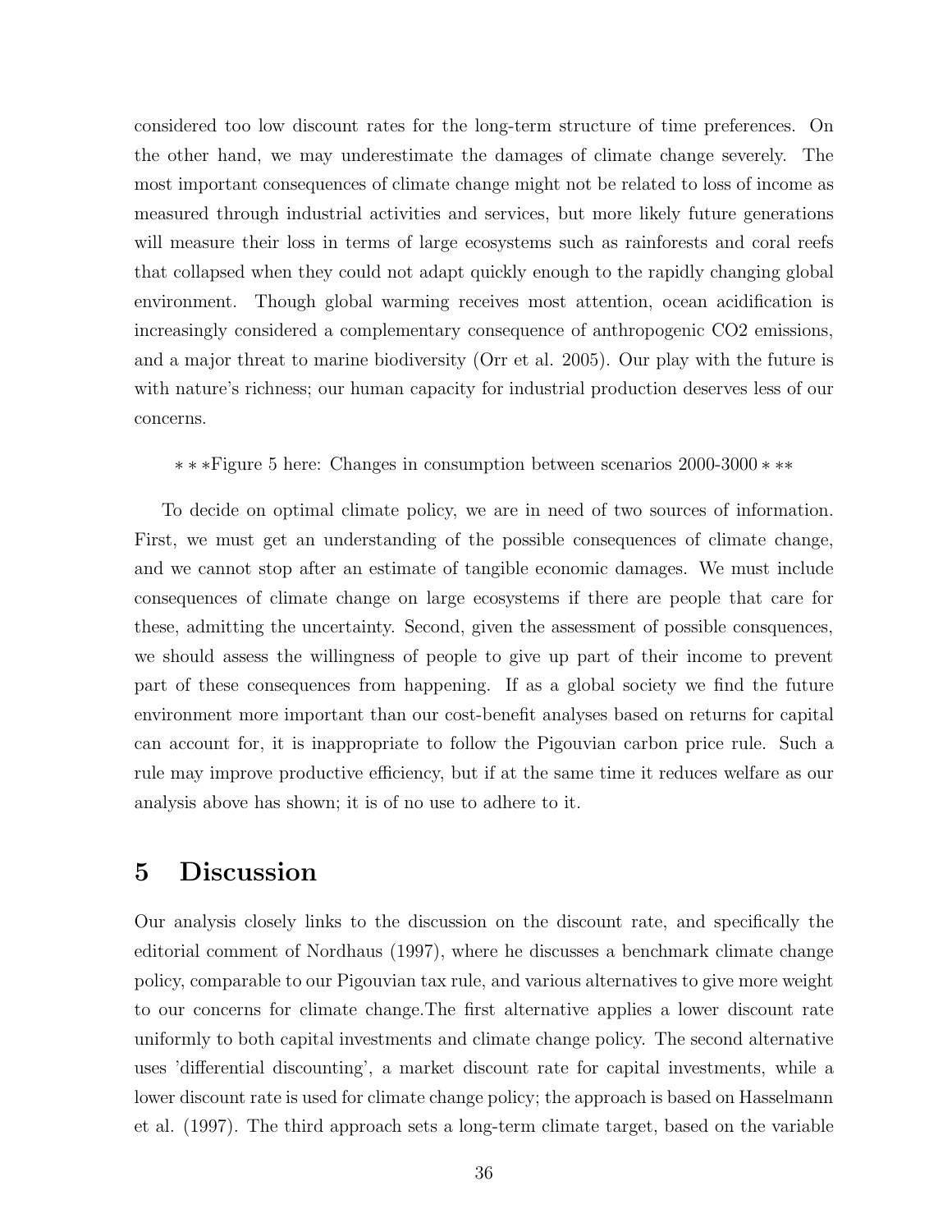considered too low discount rates for the long-term structure of time preferences. On the other hand, we may underestimate the damages of climate change severely. The most important consequences of climate change might not be related to loss of income as measured through industrial activities and services, but more likely future generations will measure their loss in terms of large ecosystems such as rainforests and coral reefs that collapsed when they could not adapt quickly enough to the rapidly changing global environment. Though global warming receives most attention, ocean acidification is increasingly considered a complementary consequence of anthropogenic CO2 emissions, and a major threat to marine biodiversity (Orr et al. 2005). Our play with the future is with nature's richness; our human capacity for industrial production deserves less of our concerns.

$***$Figure 5 here: Changes in consumption between scenarios 2000-3000$***$

To decide on optimal climate policy, we are in need of two sources of information. First, we must get an understanding of the possible consequences of climate change, and we cannot stop after an estimate of tangible economic damages. We must include consequences of climate change on large ecosystems if there are people that care for these, admitting the uncertainty. Second, given the assessment of possible consquences, we should assess the willingness of people to give up part of their income to prevent part of these consequences from happening. If as a global society we find the future environment more important than our cost-benefit analyses based on returns for capital can account for, it is inappropriate to follow the Pigouvian carbon price rule. Such a rule may improve productive efficiency, but if at the same time it reduces welfare as our analysis above has shown; it is of no use to adhere to it.

# 5 Discussion

Our analysis closely links to the discussion on the discount rate, and specifically the editorial comment of Nordhaus (1997), where he discusses a benchmark climate change policy, comparable to our Pigouvian tax rule, and various alternatives to give more weight to our concerns for climate change.The first alternative applies a lower discount rate uniformly to both capital investments and climate change policy. The second alternative uses 'differential discounting', a market discount rate for capital investments, while a lower discount rate is used for climate change policy; the approach is based on Hasselmann et al. (1997). The third approach sets a long-term climate target, based on the variable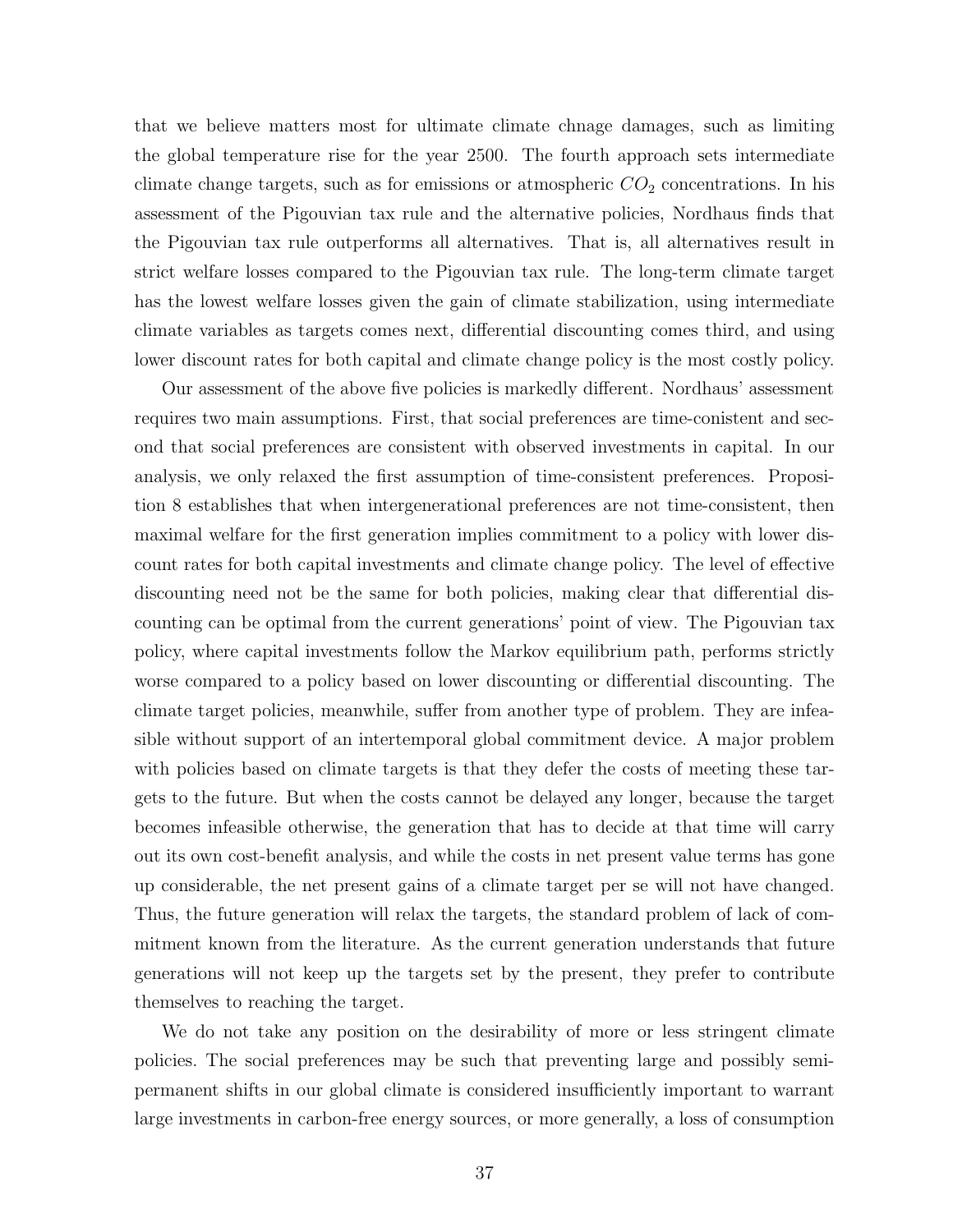that we believe matters most for ultimate climate chnage damages, such as limiting the global temperature rise for the year 2500. The fourth approach sets intermediate climate change targets, such as for emissions or atmospheric $CO_2$ concentrations. In his assessment of the Pigouvian tax rule and the alternative policies, Nordhaus finds that the Pigouvian tax rule outperforms all alternatives. That is, all alternatives result in strict welfare losses compared to the Pigouvian tax rule. The long-term climate target has the lowest welfare losses given the gain of climate stabilization, using intermediate climate variables as targets comes next, differential discounting comes third, and using lower discount rates for both capital and climate change policy is the most costly policy.

Our assessment of the above five policies is markedly different. Nordhaus' assessment requires two main assumptions. First, that social preferences are time-conistent and second that social preferences are consistent with observed investments in capital. In our analysis, we only relaxed the first assumption of time-consistent preferences. Proposition 8 establishes that when intergenerational preferences are not time-consistent, then maximal welfare for the first generation implies commitment to a policy with lower discount rates for both capital investments and climate change policy. The level of effective discounting need not be the same for both policies, making clear that differential discounting can be optimal from the current generations' point of view. The Pigouvian tax policy, where capital investments follow the Markov equilibrium path, performs strictly worse compared to a policy based on lower discounting or differential discounting. The climate target policies, meanwhile, suffer from another type of problem. They are infeasible without support of an intertemporal global commitment device. A major problem with policies based on climate targets is that they defer the costs of meeting these targets to the future. But when the costs cannot be delayed any longer, because the target becomes infeasible otherwise, the generation that has to decide at that time will carry out its own cost-benefit analysis, and while the costs in net present value terms has gone up considerable, the net present gains of a climate target per se will not have changed. Thus, the future generation will relax the targets, the standard problem of lack of commitment known from the literature. As the current generation understands that future generations will not keep up the targets set by the present, they prefer to contribute themselves to reaching the target.

We do not take any position on the desirability of more or less stringent climate policies. The social preferences may be such that preventing large and possibly semi-permanent shifts in our global climate is considered insufficiently important to warrant large investments in carbon-free energy sources, or more generally, a loss of consumption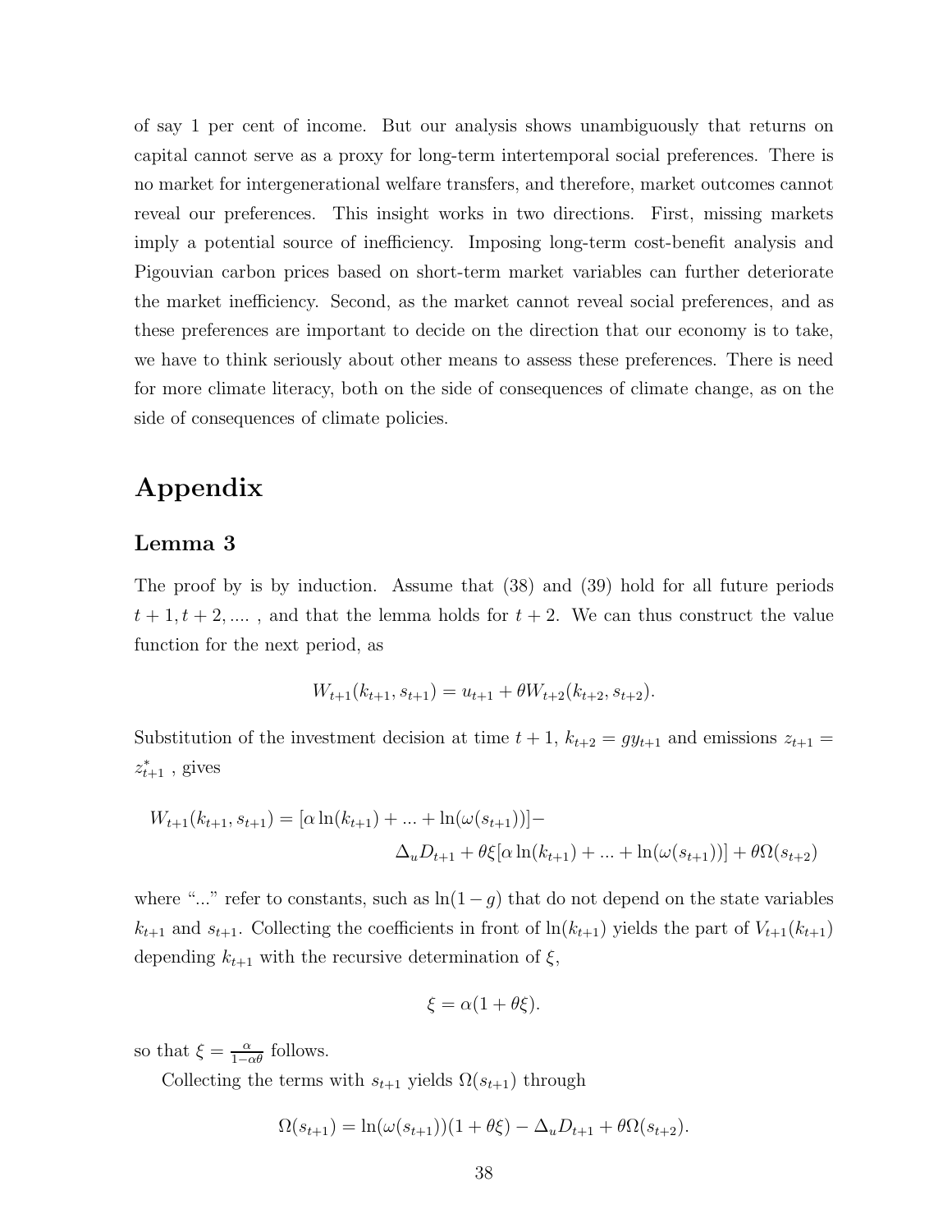of say 1 per cent of income. But our analysis shows unambiguously that returns on capital cannot serve as a proxy for long-term intertemporal social preferences. There is no market for intergenerational welfare transfers, and therefore, market outcomes cannot reveal our preferences. This insight works in two directions. First, missing markets imply a potential source of inefficiency. Imposing long-term cost-benefit analysis and Pigouvian carbon prices based on short-term market variables can further deteriorate the market inefficiency. Second, as the market cannot reveal social preferences, and as these preferences are important to decide on the direction that our economy is to take, we have to think seriously about other means to assess these preferences. There is need for more climate literacy, both on the side of consequences of climate change, as on the side of consequences of climate policies.

# Appendix

## Lemma 3

The proof by is by induction. Assume that (38) and (39) hold for all future periods $t+1, t+2, ....$ , and that the lemma holds for $t+2$. We can thus construct the value function for the next period, as

$$W_{t+1}(k_{t+1}, s_{t+1}) = u_{t+1} + \theta W_{t+2}(k_{t+2}, s_{t+2}).$$

Substitution of the investment decision at time $t+1$, $k_{t+2} = g y_{t+1}$ and emissions $z_{t+1} = z^*_{t+1}$ , gives

$$W_{t+1}(k_{t+1}, s_{t+1}) = [\alpha \ln(k_{t+1}) + ... + \ln(\omega(s_{t+1}))] - \Delta_u D_{t+1} + \theta\xi[\alpha \ln(k_{t+1}) + ... + \ln(\omega(s_{t+1}))] + \theta\Omega(s_{t+2})$$

where "..." refer to constants, such as $\ln(1-g)$ that do not depend on the state variables $k_{t+1}$ and $s_{t+1}$. Collecting the coefficients in front of $\ln(k_{t+1})$ yields the part of $V_{t+1}(k_{t+1})$ depending $k_{t+1}$ with the recursive determination of $\xi$,

$$\xi = \alpha(1 + \theta\xi).$$

so that $\xi = \frac{\alpha}{1-\alpha\theta}$ follows.

Collecting the terms with $s_{t+1}$ yields $\Omega(s_{t+1})$ through

$$\Omega(s_{t+1}) = \ln(\omega(s_{t+1}))(1 + \theta\xi) - \Delta_u D_{t+1} + \theta\Omega(s_{t+2}).$$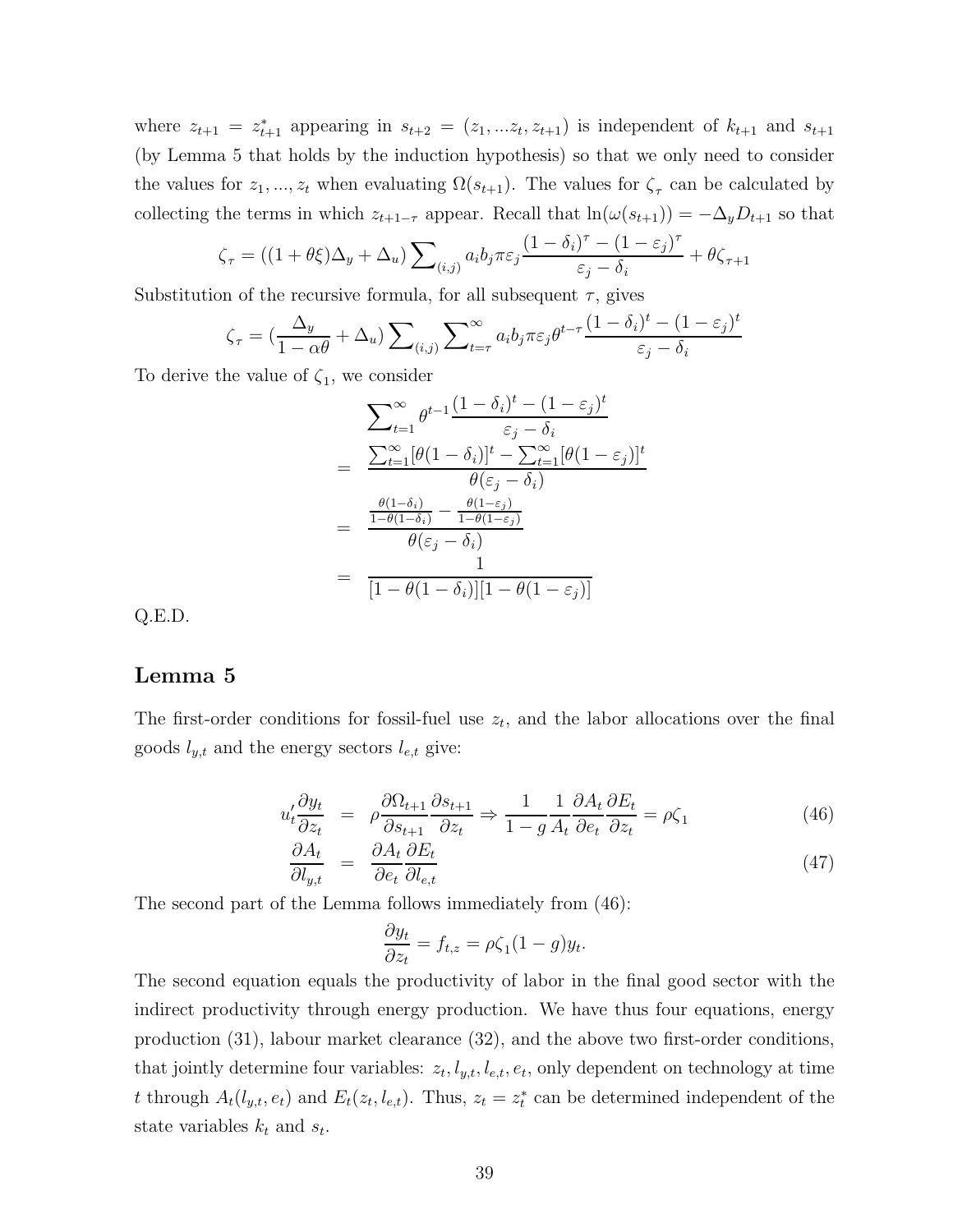where $z_{t+1} = z^*_{t+1}$ appearing in $s_{t+2} = (z_1, ...z_t, z_{t+1})$ is independent of $k_{t+1}$ and $s_{t+1}$ (by Lemma 5 that holds by the induction hypothesis) so that we only need to consider the values for $z_1, ..., z_t$ when evaluating $\Omega(s_{t+1})$. The values for $\zeta_\tau$ can be calculated by collecting the terms in which $z_{t+1-\tau}$ appear. Recall that $\ln(\omega(s_{t+1})) = -\Delta_y D_{t+1}$ so that

$$\zeta_\tau = ((1 + \theta\xi)\Delta_y + \Delta_u) \sum_{(i,j)} a_i b_j \pi \varepsilon_j \frac{(1 - \delta_i)^\tau - (1 - \varepsilon_j)^\tau}{\varepsilon_j - \delta_i} + \theta\zeta_{\tau+1}$$

Substitution of the recursive formula, for all subsequent $\tau$, gives

$$\zeta_\tau = (\frac{\Delta_y}{1 - \alpha\theta} + \Delta_u) \sum_{(i,j)} \sum_{t=\tau}^{\infty} a_i b_j \pi \varepsilon_j \theta^{t-\tau} \frac{(1 - \delta_i)^t - (1 - \varepsilon_j)^t}{\varepsilon_j - \delta_i}$$

To derive the value of $\zeta_1$, we consider

$$\begin{aligned}
& \sum_{t=1}^{\infty} \theta^{t-1} \frac{(1 - \delta_i)^t - (1 - \varepsilon_j)^t}{\varepsilon_j - \delta_i} \\
= & \frac{\sum_{t=1}^{\infty} [\theta(1 - \delta_i)]^t - \sum_{t=1}^{\infty} [\theta(1 - \varepsilon_j)]^t}{\theta(\varepsilon_j - \delta_i)} \\
= & \frac{\frac{\theta(1-\delta_i)}{1-\theta(1-\delta_i)} - \frac{\theta(1-\varepsilon_j)}{1-\theta(1-\varepsilon_j)}}{\theta(\varepsilon_j - \delta_i)} \\
= & \frac{1}{[1 - \theta(1 - \delta_i)][1 - \theta(1 - \varepsilon_j)]}
\end{aligned}$$

Q.E.D.

## Lemma 5

The first-order conditions for fossil-fuel use $z_t$, and the labor allocations over the final goods $l_{y,t}$ and the energy sectors $l_{e,t}$ give:

$$u'_t \frac{\partial y_t}{\partial z_t} = \rho \frac{\partial \Omega_{t+1}}{\partial s_{t+1}} \frac{\partial s_{t+1}}{\partial z_t} \Rightarrow \frac{1}{1-g} \frac{1}{A_t} \frac{\partial A_t}{\partial e_t} \frac{\partial E_t}{\partial z_t} = \rho\zeta_1 \tag{46}$$

$$\frac{\partial A_t}{\partial l_{y,t}} = \frac{\partial A_t}{\partial e_t} \frac{\partial E_t}{\partial l_{e,t}} \tag{47}$$

The second part of the Lemma follows immediately from (46):

$$\frac{\partial y_t}{\partial z_t} = f_{t,z} = \rho\zeta_1(1 - g)y_t.$$

The second equation equals the productivity of labor in the final good sector with the indirect productivity through energy production. We have thus four equations, energy production (31), labour market clearance (32), and the above two first-order conditions, that jointly determine four variables: $z_t, l_{y,t}, l_{e,t}, e_t$, only dependent on technology at time $t$ through $A_t(l_{y,t}, e_t)$ and $E_t(z_t, l_{e,t})$. Thus, $z_t = z^*_t$ can be determined independent of the state variables $k_t$ and $s_t$.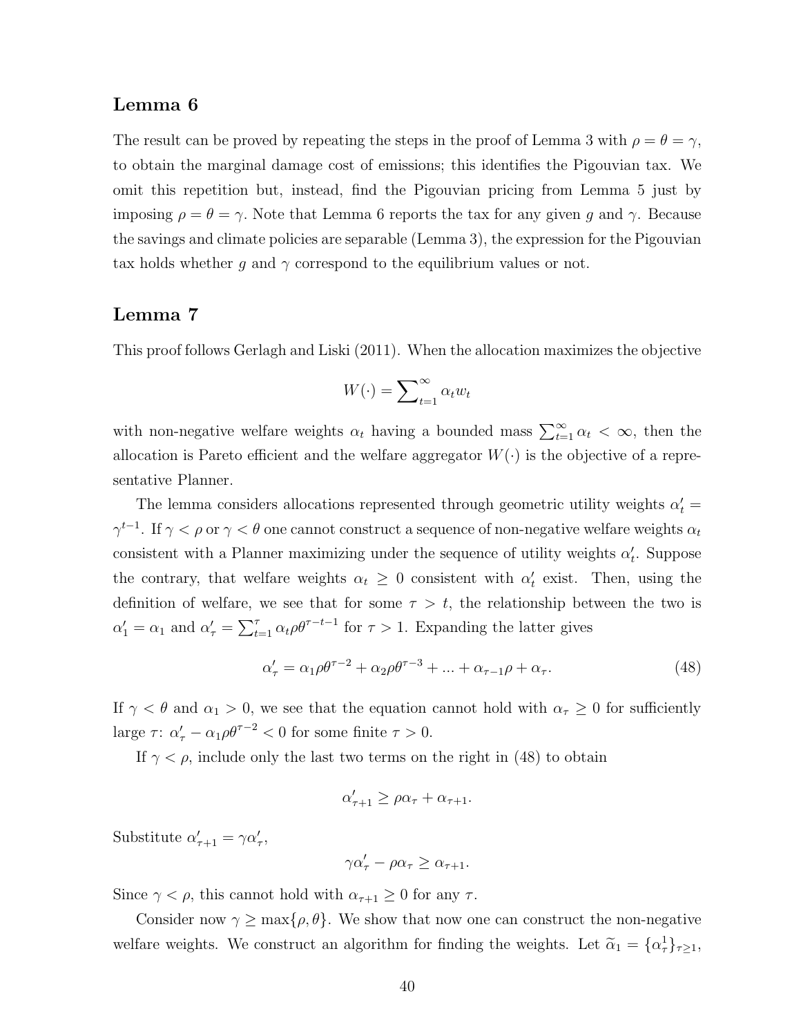## Lemma 6

The result can be proved by repeating the steps in the proof of Lemma 3 with $\rho = \theta = \gamma$, to obtain the marginal damage cost of emissions; this identifies the Pigouvian tax. We omit this repetition but, instead, find the Pigouvian pricing from Lemma 5 just by imposing $\rho = \theta = \gamma$. Note that Lemma 6 reports the tax for any given $g$ and $\gamma$. Because the savings and climate policies are separable (Lemma 3), the expression for the Pigouvian tax holds whether $g$ and $\gamma$ correspond to the equilibrium values or not.

## Lemma 7

This proof follows Gerlagh and Liski (2011). When the allocation maximizes the objective

$$W(\cdot) = \sum\nolimits_{t=1}^{\infty} \alpha_t w_t$$

with non-negative welfare weights $\alpha_t$ having a bounded mass $\sum_{t=1}^{\infty} \alpha_t < \infty$, then the allocation is Pareto efficient and the welfare aggregator $W(\cdot)$ is the objective of a representative Planner.

The lemma considers allocations represented through geometric utility weights $\alpha'_t = \gamma^{t-1}$. If $\gamma < \rho$ or $\gamma < \theta$ one cannot construct a sequence of non-negative welfare weights $\alpha_t$ consistent with a Planner maximizing under the sequence of utility weights $\alpha'_t$. Suppose the contrary, that welfare weights $\alpha_t \geq 0$ consistent with $\alpha'_t$ exist. Then, using the definition of welfare, we see that for some $\tau > t$, the relationship between the two is $\alpha'_1 = \alpha_1$ and $\alpha'_\tau = \sum_{t=1}^{\tau} \alpha_t \rho \theta^{\tau-t-1}$ for $\tau > 1$. Expanding the latter gives

$$\alpha'_\tau = \alpha_1 \rho \theta^{\tau-2} + \alpha_2 \rho \theta^{\tau-3} + ... + \alpha_{\tau-1}\rho + \alpha_\tau. \tag{48}$$

If $\gamma < \theta$ and $\alpha_1 > 0$, we see that the equation cannot hold with $\alpha_\tau \geq 0$ for sufficiently large $\tau$: $\alpha'_\tau - \alpha_1 \rho \theta^{\tau-2} < 0$ for some finite $\tau > 0$.

If $\gamma < \rho$, include only the last two terms on the right in (48) to obtain

$$\alpha'_{\tau+1} \geq \rho \alpha_\tau + \alpha_{\tau+1}.$$

Substitute $\alpha'_{\tau+1} = \gamma \alpha'_\tau$,

$$\gamma \alpha'_\tau - \rho \alpha_\tau \geq \alpha_{\tau+1}.$$

Since $\gamma < \rho$, this cannot hold with $\alpha_{\tau+1} \geq 0$ for any $\tau$.

Consider now $\gamma \geq \max\{\rho, \theta\}$. We show that now one can construct the non-negative welfare weights. We construct an algorithm for finding the weights. Let $\widetilde{\alpha}_1 = \{\alpha^1_\tau\}_{\tau \geq 1}$,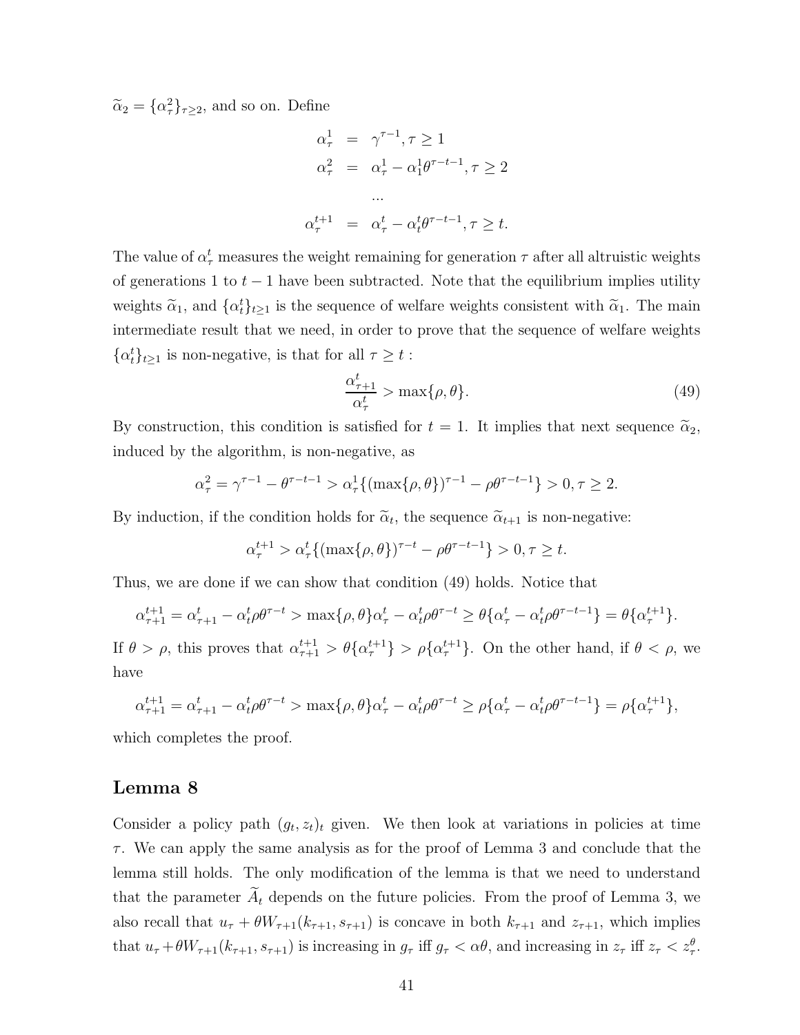$\widetilde{\alpha}_2 = \{\alpha^2_\tau\}_{\tau \geq 2}$, and so on. Define

$$\begin{aligned}
\alpha^1_\tau &= \gamma^{\tau-1}, \tau \geq 1 \\
\alpha^2_\tau &= \alpha^1_\tau - \alpha^1_1 \theta^{\tau-t-1}, \tau \geq 2 \\
&\quad ... \\
\alpha^{t+1}_\tau &= \alpha^t_\tau - \alpha^t_t \theta^{\tau-t-1}, \tau \geq t.
\end{aligned}$$

The value of $\alpha^t_\tau$ measures the weight remaining for generation $\tau$ after all altruistic weights of generations 1 to $t-1$ have been subtracted. Note that the equilibrium implies utility weights $\widetilde{\alpha}_1$, and $\{\alpha^t_t\}_{t\geq 1}$ is the sequence of welfare weights consistent with $\widetilde{\alpha}_1$. The main intermediate result that we need, in order to prove that the sequence of welfare weights $\{\alpha^t_t\}_{t\geq 1}$ is non-negative, is that for all $\tau \geq t$ :

$$\frac{\alpha^t_{\tau+1}}{\alpha^t_\tau} > \max\{\rho, \theta\}. \tag{49}$$

By construction, this condition is satisfied for $t = 1$. It implies that next sequence $\widetilde{\alpha}_2$, induced by the algorithm, is non-negative, as

$$\alpha^2_\tau = \gamma^{\tau-1} - \theta^{\tau-t-1} > \alpha^1_\tau\{(\max\{\rho, \theta\})^{\tau-1} - \rho\theta^{\tau-t-1}\} > 0, \tau \geq 2.$$

By induction, if the condition holds for $\widetilde{\alpha}_t$, the sequence $\widetilde{\alpha}_{t+1}$ is non-negative:

$$\alpha^{t+1}_\tau > \alpha^t_\tau\{(\max\{\rho, \theta\})^{\tau-t} - \rho\theta^{\tau-t-1}\} > 0, \tau \geq t.$$

Thus, we are done if we can show that condition (49) holds. Notice that

$$\alpha^{t+1}_{\tau+1} = \alpha^t_{\tau+1} - \alpha^t_t\rho\theta^{\tau-t} > \max\{\rho, \theta\}\alpha^t_\tau - \alpha^t_t\rho\theta^{\tau-t} \geq \theta\{\alpha^t_\tau - \alpha^t_t\rho\theta^{\tau-t-1}\} = \theta\{\alpha^{t+1}_\tau\}.$$

If $\theta > \rho$, this proves that $\alpha^{t+1}_{\tau+1} > \theta\{\alpha^{t+1}_\tau\} > \rho\{\alpha^{t+1}_\tau\}$. On the other hand, if $\theta < \rho$, we have

$$\alpha^{t+1}_{\tau+1} = \alpha^t_{\tau+1} - \alpha^t_t\rho\theta^{\tau-t} > \max\{\rho, \theta\}\alpha^t_\tau - \alpha^t_t\rho\theta^{\tau-t} \geq \rho\{\alpha^t_\tau - \alpha^t_t\rho\theta^{\tau-t-1}\} = \rho\{\alpha^{t+1}_\tau\},$$

which completes the proof.

## Lemma 8

Consider a policy path $(g_t, z_t)_t$ given. We then look at variations in policies at time $\tau$. We can apply the same analysis as for the proof of Lemma 3 and conclude that the lemma still holds. The only modification of the lemma is that we need to understand that the parameter $\widetilde{A}_t$ depends on the future policies. From the proof of Lemma 3, we also recall that $u_\tau + \theta W_{\tau+1}(k_{\tau+1}, s_{\tau+1})$ is concave in both $k_{\tau+1}$ and $z_{\tau+1}$, which implies that $u_\tau + \theta W_{\tau+1}(k_{\tau+1}, s_{\tau+1})$ is increasing in $g_\tau$ iff $g_\tau < \alpha\theta$, and increasing in $z_\tau$ iff $z_\tau < z^\theta_\tau$.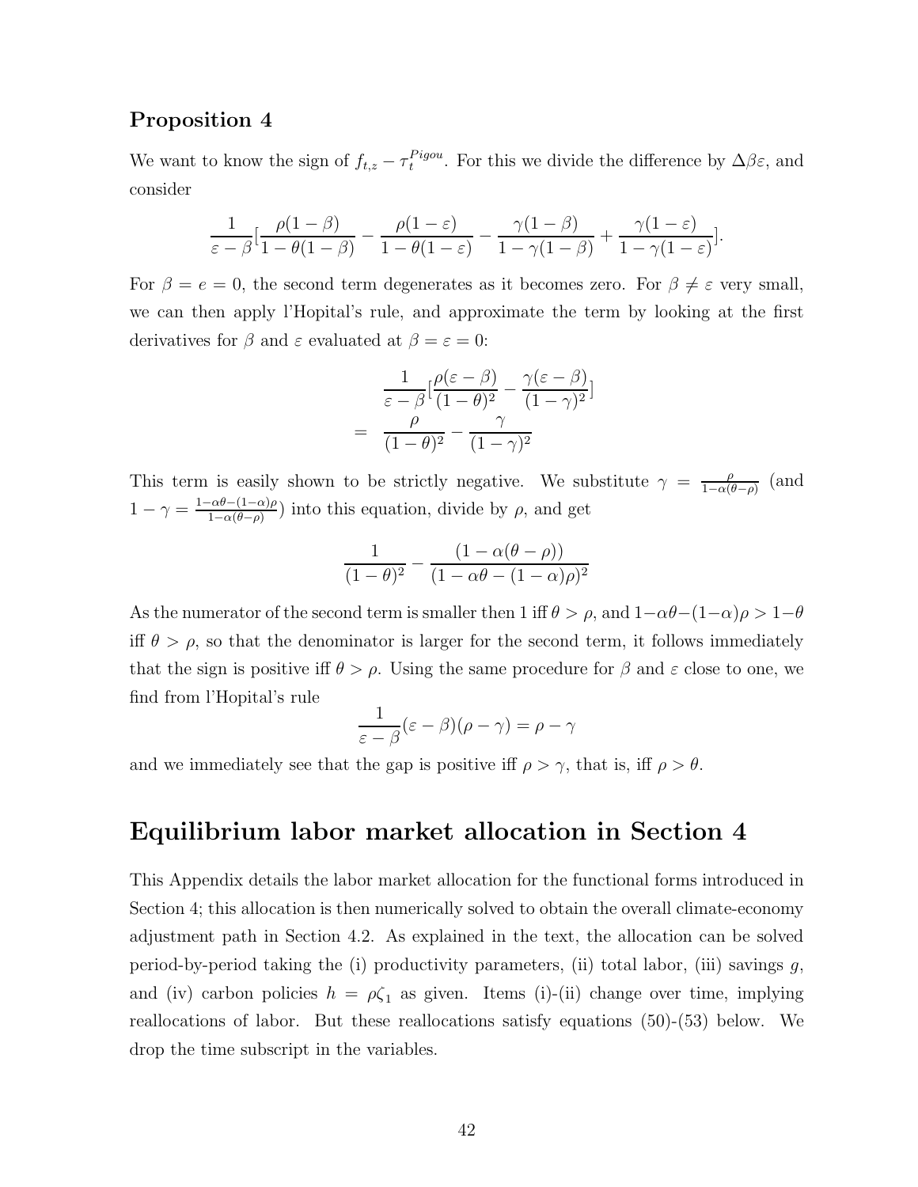### Proposition 4

We want to know the sign of $f_{t,z} - \tau_t^{Pigou}$. For this we divide the difference by $\Delta\beta\varepsilon$, and consider

$$\frac{1}{\varepsilon - \beta}\left[\frac{\rho(1-\beta)}{1-\theta(1-\beta)} - \frac{\rho(1-\varepsilon)}{1-\theta(1-\varepsilon)} - \frac{\gamma(1-\beta)}{1-\gamma(1-\beta)} + \frac{\gamma(1-\varepsilon)}{1-\gamma(1-\varepsilon)}\right].$$

For $\beta = e = 0$, the second term degenerates as it becomes zero. For $\beta \neq \varepsilon$ very small, we can then apply l'Hopital's rule, and approximate the term by looking at the first derivatives for $\beta$ and $\varepsilon$ evaluated at $\beta = \varepsilon = 0$:

$$\begin{aligned}
&\frac{1}{\varepsilon - \beta}\left[\frac{\rho(\varepsilon - \beta)}{(1-\theta)^2} - \frac{\gamma(\varepsilon - \beta)}{(1-\gamma)^2}\right] \\
= \quad & \frac{\rho}{(1-\theta)^2} - \frac{\gamma}{(1-\gamma)^2}
\end{aligned}$$

This term is easily shown to be strictly negative. We substitute $\gamma = \frac{\rho}{1-\alpha(\theta-\rho)}$ (and $1-\gamma = \frac{1-\alpha\theta-(1-\alpha)\rho}{1-\alpha(\theta-\rho)}$) into this equation, divide by $\rho$, and get

$$\frac{1}{(1-\theta)^2} - \frac{(1-\alpha(\theta-\rho))}{(1-\alpha\theta-(1-\alpha)\rho)^2}$$

As the numerator of the second term is smaller then 1 iff $\theta > \rho$, and $1-\alpha\theta-(1-\alpha)\rho > 1-\theta$ iff $\theta > \rho$, so that the denominator is larger for the second term, it follows immediately that the sign is positive iff $\theta > \rho$. Using the same procedure for $\beta$ and $\varepsilon$ close to one, we find from l'Hopital's rule

$$\frac{1}{\varepsilon - \beta}(\varepsilon - \beta)(\rho - \gamma) = \rho - \gamma$$

and we immediately see that the gap is positive iff $\rho > \gamma$, that is, iff $\rho > \theta$.

# Equilibrium labor market allocation in Section 4

This Appendix details the labor market allocation for the functional forms introduced in Section 4; this allocation is then numerically solved to obtain the overall climate-economy adjustment path in Section 4.2. As explained in the text, the allocation can be solved period-by-period taking the (i) productivity parameters, (ii) total labor, (iii) savings $g$, and (iv) carbon policies $h = \rho\zeta_1$ as given. Items (i)-(ii) change over time, implying reallocations of labor. But these reallocations satisfy equations (50)-(53) below. We drop the time subscript in the variables.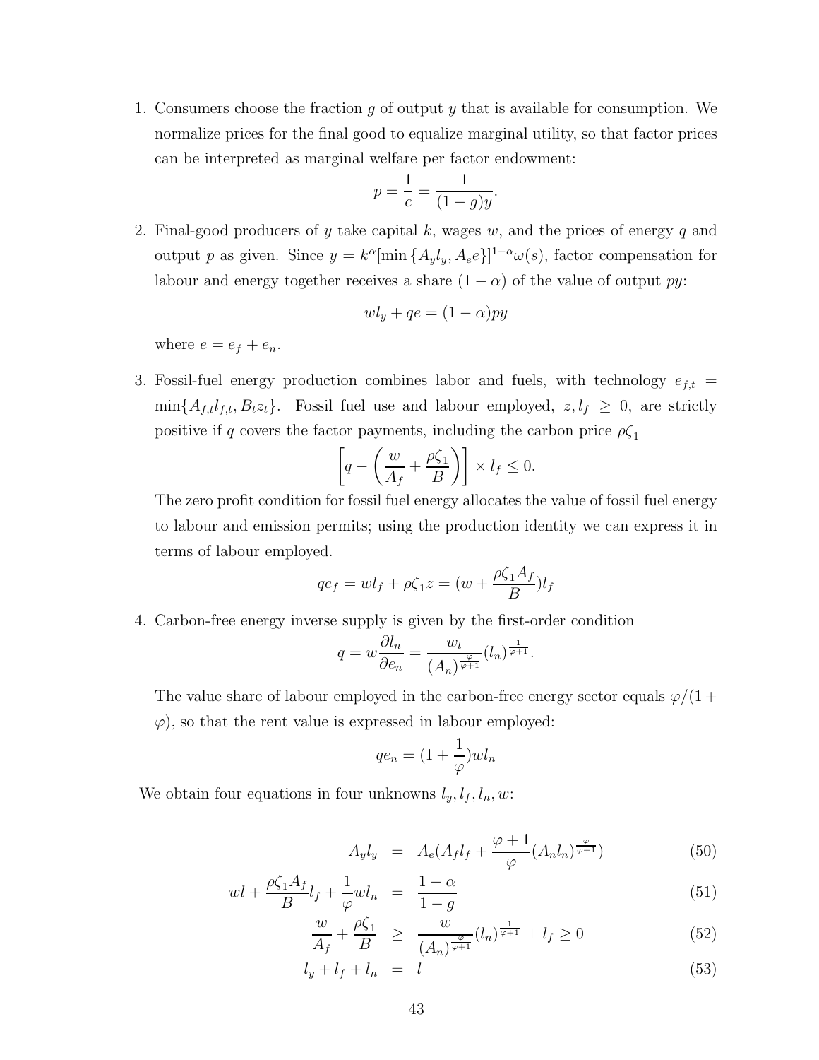1. Consumers choose the fraction $g$ of output $y$ that is available for consumption. We normalize prices for the final good to equalize marginal utility, so that factor prices can be interpreted as marginal welfare per factor endowment:

$$p = \frac{1}{c} = \frac{1}{(1-g)y}.$$

2. Final-good producers of $y$ take capital $k$, wages $w$, and the prices of energy $q$ and output $p$ as given. Since $y = k^{\alpha}[\min\{A_y l_y, A_e e\}]^{1-\alpha}\omega(s)$, factor compensation for labour and energy together receives a share $(1-\alpha)$ of the value of output $py$:

$$wl_y + qe = (1-\alpha)py$$

   where $e = e_f + e_n$.

3. Fossil-fuel energy production combines labor and fuels, with technology $e_{f,t} = \min\{A_{f,t}l_{f,t}, B_t z_t\}$. Fossil fuel use and labour employed, $z, l_f \geq 0$, are strictly positive if $q$ covers the factor payments, including the carbon price $\rho\zeta_1$

$$\left[q - \left(\frac{w}{A_f} + \frac{\rho\zeta_1}{B}\right)\right] \times l_f \leq 0.$$

   The zero profit condition for fossil fuel energy allocates the value of fossil fuel energy to labour and emission permits; using the production identity we can express it in terms of labour employed.

$$qe_f = wl_f + \rho\zeta_1 z = (w + \frac{\rho\zeta_1 A_f}{B})l_f$$

4. Carbon-free energy inverse supply is given by the first-order condition

$$q = w\frac{\partial l_n}{\partial e_n} = \frac{w_t}{(A_n)^{\frac{\varphi}{\varphi+1}}}(l_n)^{\frac{1}{\varphi+1}}.$$

   The value share of labour employed in the carbon-free energy sector equals $\varphi/(1+\varphi)$, so that the rent value is expressed in labour employed:

$$qe_n = (1 + \frac{1}{\varphi})wl_n$$

We obtain four equations in four unknowns $l_y, l_f, l_n, w$:

$$A_y l_y = A_e(A_f l_f + \frac{\varphi+1}{\varphi}(A_n l_n)^{\frac{\varphi}{\varphi+1}}) \quad (50)$$

$$wl + \frac{\rho\zeta_1 A_f}{B}l_f + \frac{1}{\varphi}wl_n = \frac{1-\alpha}{1-g} \quad (51)$$

$$\frac{w}{A_f} + \frac{\rho\zeta_1}{B} \geq \frac{w}{(A_n)^{\frac{\varphi}{\varphi+1}}}(l_n)^{\frac{1}{\varphi+1}} \perp l_f \geq 0 \quad (52)$$

$$l_y + l_f + l_n = l \quad (53)$$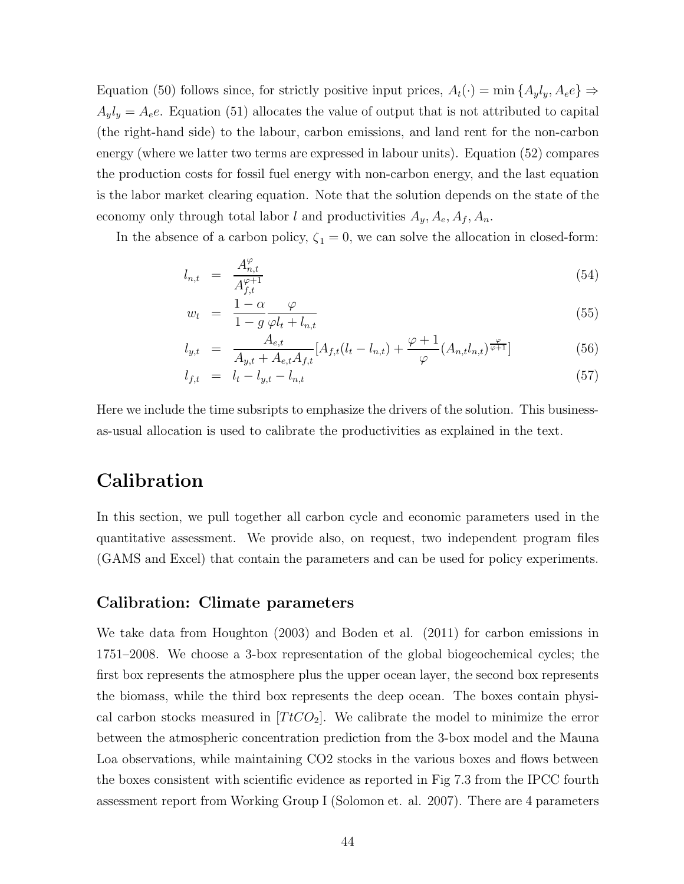Equation (50) follows since, for strictly positive input prices, $A_t(\cdot) = \min\{A_y l_y, A_e e\} \Rightarrow A_y l_y = A_e e$. Equation (51) allocates the value of output that is not attributed to capital (the right-hand side) to the labour, carbon emissions, and land rent for the non-carbon energy (where we latter two terms are expressed in labour units). Equation (52) compares the production costs for fossil fuel energy with non-carbon energy, and the last equation is the labor market clearing equation. Note that the solution depends on the state of the economy only through total labor $l$ and productivities $A_y, A_e, A_f, A_n$.

In the absence of a carbon policy, $\zeta_1 = 0$, we can solve the allocation in closed-form:

$$l_{n,t} = \frac{A_{n,t}^{\varphi}}{A_{f,t}^{\varphi+1}} \tag{54}$$

$$w_t = \frac{1-\alpha}{1-g} \frac{\varphi}{\varphi l_t + l_{n,t}} \tag{55}$$

$$l_{y,t} = \frac{A_{e,t}}{A_{y,t} + A_{e,t} A_{f,t}} [A_{f,t}(l_t - l_{n,t}) + \frac{\varphi+1}{\varphi}(A_{n,t} l_{n,t})^{\frac{\varphi}{\varphi+1}}] \tag{56}$$

$$l_{f,t} = l_t - l_{y,t} - l_{n,t} \tag{57}$$

Here we include the time subsripts to emphasize the drivers of the solution. This business-as-usual allocation is used to calibrate the productivities as explained in the text.

# Calibration

In this section, we pull together all carbon cycle and economic parameters used in the quantitative assessment. We provide also, on request, two independent program files (GAMS and Excel) that contain the parameters and can be used for policy experiments.

## Calibration: Climate parameters

We take data from Houghton (2003) and Boden et al. (2011) for carbon emissions in 1751–2008. We choose a 3-box representation of the global biogeochemical cycles; the first box represents the atmosphere plus the upper ocean layer, the second box represents the biomass, while the third box represents the deep ocean. The boxes contain physical carbon stocks measured in $[TtCO_2]$. We calibrate the model to minimize the error between the atmospheric concentration prediction from the 3-box model and the Mauna Loa observations, while maintaining CO2 stocks in the various boxes and flows between the boxes consistent with scientific evidence as reported in Fig 7.3 from the IPCC fourth assessment report from Working Group I (Solomon et. al. 2007). There are 4 parameters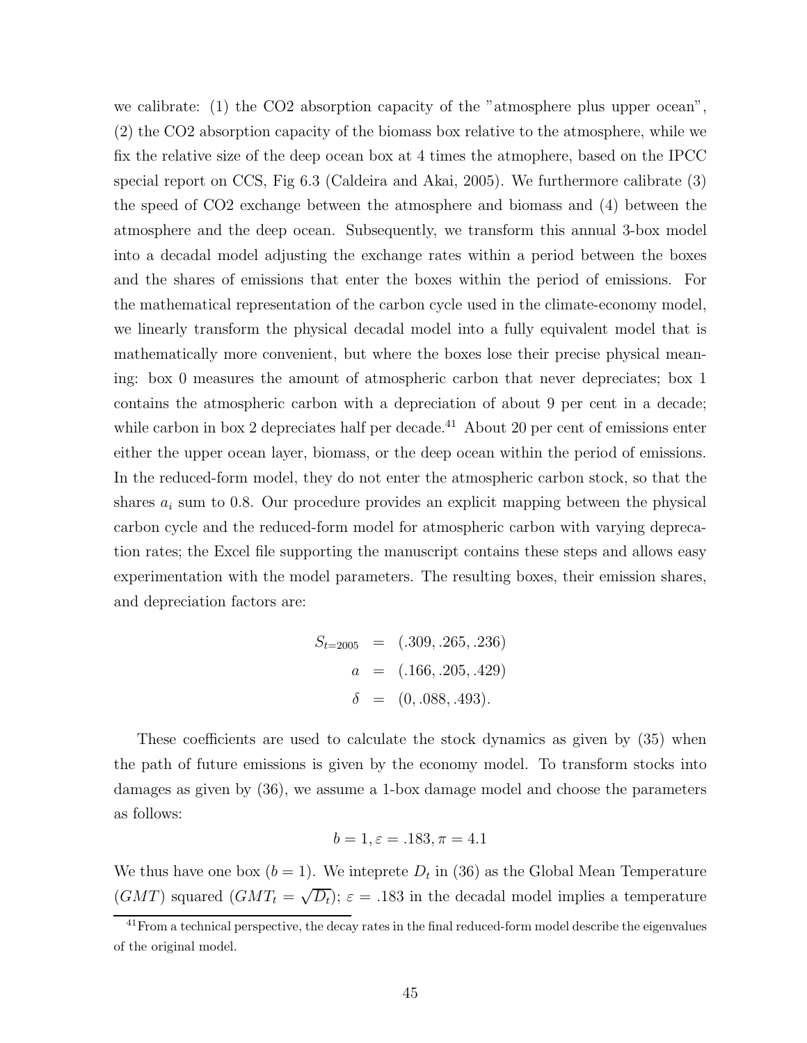we calibrate: (1) the CO2 absorption capacity of the "atmosphere plus upper ocean", (2) the CO2 absorption capacity of the biomass box relative to the atmosphere, while we fix the relative size of the deep ocean box at 4 times the atmophere, based on the IPCC special report on CCS, Fig 6.3 (Caldeira and Akai, 2005). We furthermore calibrate (3) the speed of CO2 exchange between the atmosphere and biomass and (4) between the atmosphere and the deep ocean. Subsequently, we transform this annual 3-box model into a decadal model adjusting the exchange rates within a period between the boxes and the shares of emissions that enter the boxes within the period of emissions. For the mathematical representation of the carbon cycle used in the climate-economy model, we linearly transform the physical decadal model into a fully equivalent model that is mathematically more convenient, but where the boxes lose their precise physical meaning: box 0 measures the amount of atmospheric carbon that never depreciates; box 1 contains the atmospheric carbon with a depreciation of about 9 per cent in a decade; while carbon in box 2 depreciates half per decade.[41] About 20 per cent of emissions enter either the upper ocean layer, biomass, or the deep ocean within the period of emissions. In the reduced-form model, they do not enter the atmospheric carbon stock, so that the shares $a_i$ sum to 0.8. Our procedure provides an explicit mapping between the physical carbon cycle and the reduced-form model for atmospheric carbon with varying deprecation rates; the Excel file supporting the manuscript contains these steps and allows easy experimentation with the model parameters. The resulting boxes, their emission shares, and depreciation factors are:

$$
\begin{aligned}
S_{t=2005} &= (.309, .265, .236) \\
a &= (.166, .205, .429) \\
\delta &= (0, .088, .493).
\end{aligned}
$$

These coefficients are used to calculate the stock dynamics as given by (35) when the path of future emissions is given by the economy model. To transform stocks into damages as given by (36), we assume a 1-box damage model and choose the parameters as follows:

$$
b = 1, \varepsilon = .183, \pi = 4.1
$$

We thus have one box ($b = 1$). We inteprete $D_t$ in (36) as the Global Mean Temperature ($GMT$) squared ($GMT_t = \sqrt{D_t}$); $\varepsilon = .183$ in the decadal model implies a temperature

[41] From a technical perspective, the decay rates in the final reduced-form model describe the eigenvalues of the original model.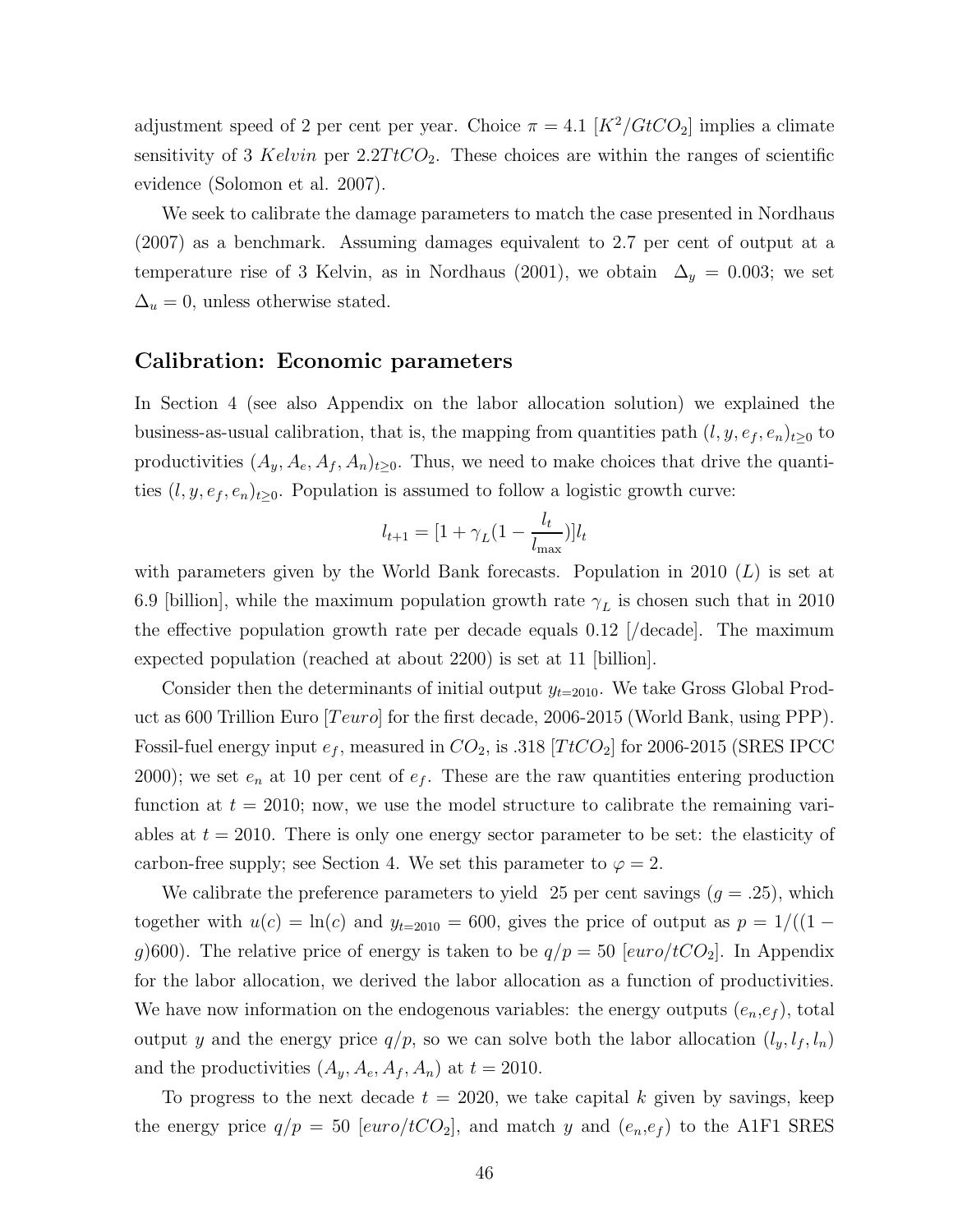adjustment speed of 2 per cent per year. Choice $\pi = 4.1$ $[K^2/GtCO_2]$ implies a climate sensitivity of 3 $Kelvin$ per $2.2TtCO_2$. These choices are within the ranges of scientific evidence (Solomon et al. 2007).

We seek to calibrate the damage parameters to match the case presented in Nordhaus (2007) as a benchmark. Assuming damages equivalent to 2.7 per cent of output at a temperature rise of 3 Kelvin, as in Nordhaus (2001), we obtain $\Delta_y = 0.003$; we set $\Delta_u = 0$, unless otherwise stated.

## Calibration: Economic parameters

In Section 4 (see also Appendix on the labor allocation solution) we explained the business-as-usual calibration, that is, the mapping from quantities path $(l, y, e_f, e_n)_{t\geq 0}$ to productivities $(A_y, A_e, A_f, A_n)_{t\geq 0}$. Thus, we need to make choices that drive the quantities $(l, y, e_f, e_n)_{t\geq 0}$. Population is assumed to follow a logistic growth curve:

$$l_{t+1} = [1 + \gamma_L(1 - \frac{l_t}{l_{\max}})]l_t$$

with parameters given by the World Bank forecasts. Population in 2010 ($L$) is set at 6.9 [billion], while the maximum population growth rate $\gamma_L$ is chosen such that in 2010 the effective population growth rate per decade equals 0.12 [/decade]. The maximum expected population (reached at about 2200) is set at 11 [billion].

Consider then the determinants of initial output $y_{t=2010}$. We take Gross Global Product as 600 Trillion Euro [$Teuro$] for the first decade, 2006-2015 (World Bank, using PPP). Fossil-fuel energy input $e_f$, measured in $CO_2$, is .318 $[TtCO_2]$ for 2006-2015 (SRES IPCC 2000); we set $e_n$ at 10 per cent of $e_f$. These are the raw quantities entering production function at $t = 2010$; now, we use the model structure to calibrate the remaining variables at $t = 2010$. There is only one energy sector parameter to be set: the elasticity of carbon-free supply; see Section 4. We set this parameter to $\varphi = 2$.

We calibrate the preference parameters to yield 25 per cent savings ($g = .25$), which together with $u(c) = \ln(c)$ and $y_{t=2010} = 600$, gives the price of output as $p = 1/((1-g)600)$. The relative price of energy is taken to be $q/p = 50$ $[euro/tCO_2]$. In Appendix for the labor allocation, we derived the labor allocation as a function of productivities. We have now information on the endogenous variables: the energy outputs ($e_n$,$e_f$), total output $y$ and the energy price $q/p$, so we can solve both the labor allocation $(l_y, l_f, l_n)$ and the productivities $(A_y, A_e, A_f, A_n)$ at $t = 2010$.

To progress to the next decade $t = 2020$, we take capital $k$ given by savings, keep the energy price $q/p = 50$ $[euro/tCO_2]$, and match $y$ and ($e_n$,$e_f$) to the A1F1 SRES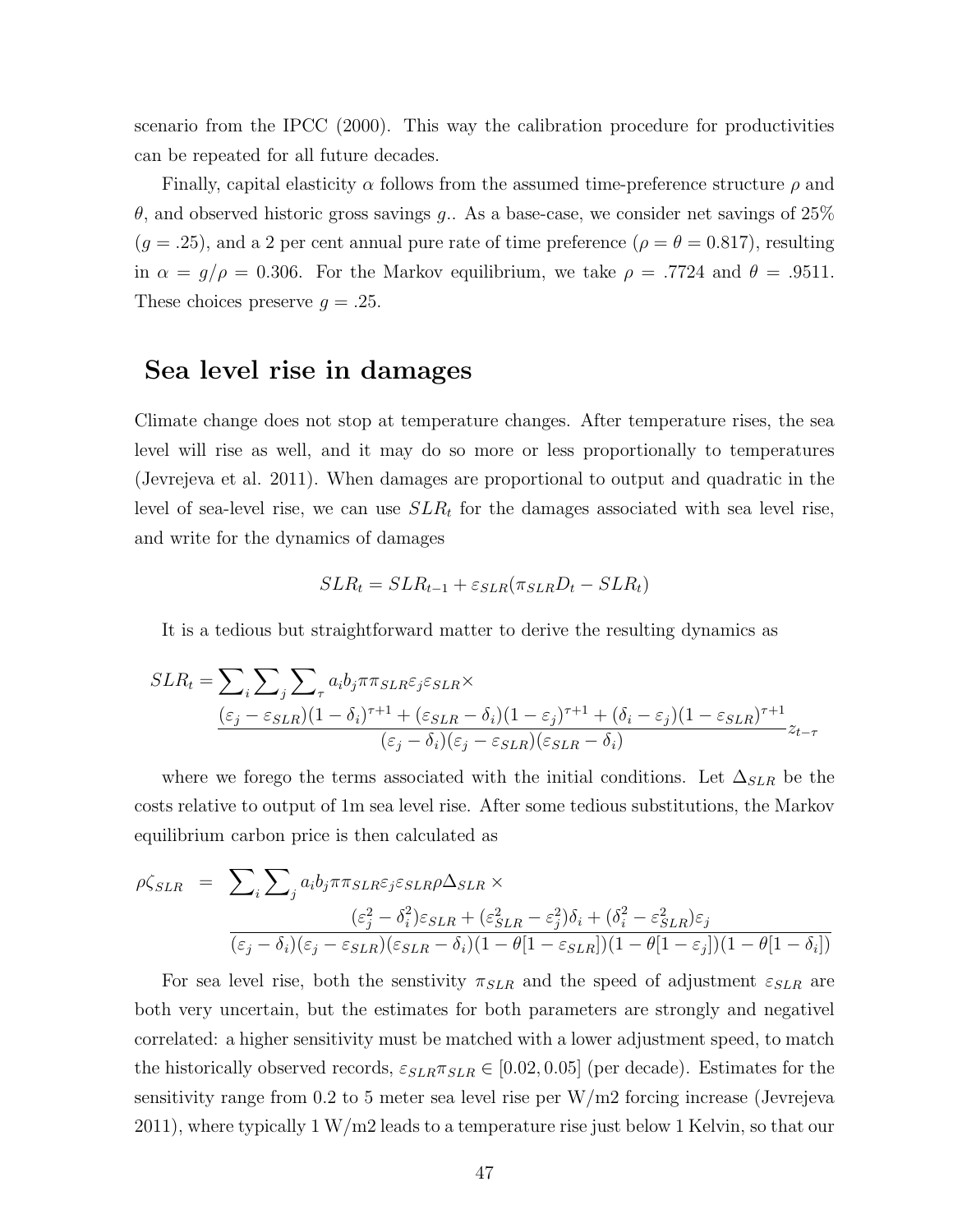scenario from the IPCC (2000). This way the calibration procedure for productivities can be repeated for all future decades.

Finally, capital elasticity $\alpha$ follows from the assumed time-preference structure $\rho$ and $\theta$, and observed historic gross savings $g$.. As a base-case, we consider net savings of 25% ($g = .25$), and a 2 per cent annual pure rate of time preference ($\rho = \theta = 0.817$), resulting in $\alpha = g/\rho = 0.306$. For the Markov equilibrium, we take $\rho = .7724$ and $\theta = .9511$. These choices preserve $g = .25$.

## Sea level rise in damages

Climate change does not stop at temperature changes. After temperature rises, the sea level will rise as well, and it may do so more or less proportionally to temperatures (Jevrejeva et al. 2011). When damages are proportional to output and quadratic in the level of sea-level rise, we can use $SLR_t$ for the damages associated with sea level rise, and write for the dynamics of damages

$$SLR_t = SLR_{t-1} + \varepsilon_{SLR}(\pi_{SLR} D_t - SLR_t)$$

It is a tedious but straightforward matter to derive the resulting dynamics as

$$SLR_t = \sum_i \sum_j \sum_\tau a_i b_j \pi \pi_{SLR} \varepsilon_j \varepsilon_{SLR} \times \frac{(\varepsilon_j - \varepsilon_{SLR})(1-\delta_i)^{\tau+1} + (\varepsilon_{SLR} - \delta_i)(1-\varepsilon_j)^{\tau+1} + (\delta_i - \varepsilon_j)(1-\varepsilon_{SLR})^{\tau+1}}{(\varepsilon_j - \delta_i)(\varepsilon_j - \varepsilon_{SLR})(\varepsilon_{SLR} - \delta_i)} z_{t-\tau}$$

where we forego the terms associated with the initial conditions. Let $\Delta_{SLR}$ be the costs relative to output of 1m sea level rise. After some tedious substitutions, the Markov equilibrium carbon price is then calculated as

$$\rho\zeta_{SLR} = \sum_i \sum_j a_i b_j \pi \pi_{SLR} \varepsilon_j \varepsilon_{SLR} \rho \Delta_{SLR} \times \frac{(\varepsilon_j^2 - \delta_i^2)\varepsilon_{SLR} + (\varepsilon_{SLR}^2 - \varepsilon_j^2)\delta_i + (\delta_i^2 - \varepsilon_{SLR}^2)\varepsilon_j}{(\varepsilon_j - \delta_i)(\varepsilon_j - \varepsilon_{SLR})(\varepsilon_{SLR} - \delta_i)(1-\theta[1-\varepsilon_{SLR}])(1-\theta[1-\varepsilon_j])(1-\theta[1-\delta_i])}$$

For sea level rise, both the senstivity $\pi_{SLR}$ and the speed of adjustment $\varepsilon_{SLR}$ are both very uncertain, but the estimates for both parameters are strongly and negativel correlated: a higher sensitivity must be matched with a lower adjustment speed, to match the historically observed records, $\varepsilon_{SLR}\pi_{SLR} \in [0.02, 0.05]$ (per decade). Estimates for the sensitivity range from 0.2 to 5 meter sea level rise per W/m2 forcing increase (Jevrejeva 2011), where typically 1 W/m2 leads to a temperature rise just below 1 Kelvin, so that our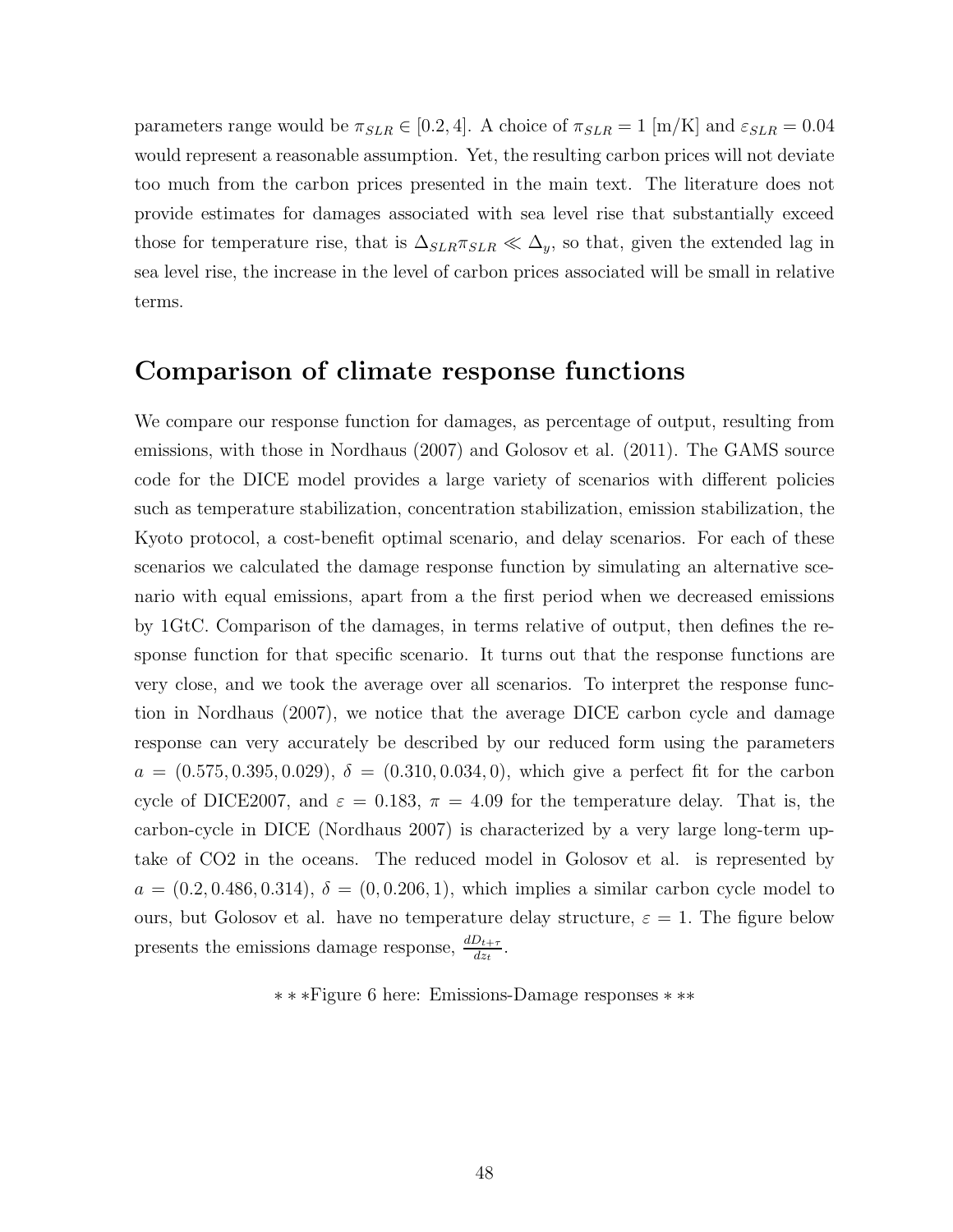parameters range would be $\pi_{SLR} \in [0.2, 4]$. A choice of $\pi_{SLR} = 1$ [m/K] and $\varepsilon_{SLR} = 0.04$ would represent a reasonable assumption. Yet, the resulting carbon prices will not deviate too much from the carbon prices presented in the main text. The literature does not provide estimates for damages associated with sea level rise that substantially exceed those for temperature rise, that is $\Delta_{SLR}\pi_{SLR} \ll \Delta_y$, so that, given the extended lag in sea level rise, the increase in the level of carbon prices associated will be small in relative terms.

## Comparison of climate response functions

We compare our response function for damages, as percentage of output, resulting from emissions, with those in Nordhaus (2007) and Golosov et al. (2011). The GAMS source code for the DICE model provides a large variety of scenarios with different policies such as temperature stabilization, concentration stabilization, emission stabilization, the Kyoto protocol, a cost-benefit optimal scenario, and delay scenarios. For each of these scenarios we calculated the damage response function by simulating an alternative scenario with equal emissions, apart from a the first period when we decreased emissions by 1GtC. Comparison of the damages, in terms relative of output, then defines the response function for that specific scenario. It turns out that the response functions are very close, and we took the average over all scenarios. To interpret the response function in Nordhaus (2007), we notice that the average DICE carbon cycle and damage response can very accurately be described by our reduced form using the parameters $a = (0.575, 0.395, 0.029)$, $\delta = (0.310, 0.034, 0)$, which give a perfect fit for the carbon cycle of DICE2007, and $\varepsilon = 0.183$, $\pi = 4.09$ for the temperature delay. That is, the carbon-cycle in DICE (Nordhaus 2007) is characterized by a very large long-term uptake of CO2 in the oceans. The reduced model in Golosov et al. is represented by $a = (0.2, 0.486, 0.314)$, $\delta = (0, 0.206, 1)$, which implies a similar carbon cycle model to ours, but Golosov et al. have no temperature delay structure, $\varepsilon = 1$. The figure below presents the emissions damage response, $\frac{dD_{t+\tau}}{dz_t}$.

* * *Figure 6 here: Emissions-Damage responses * **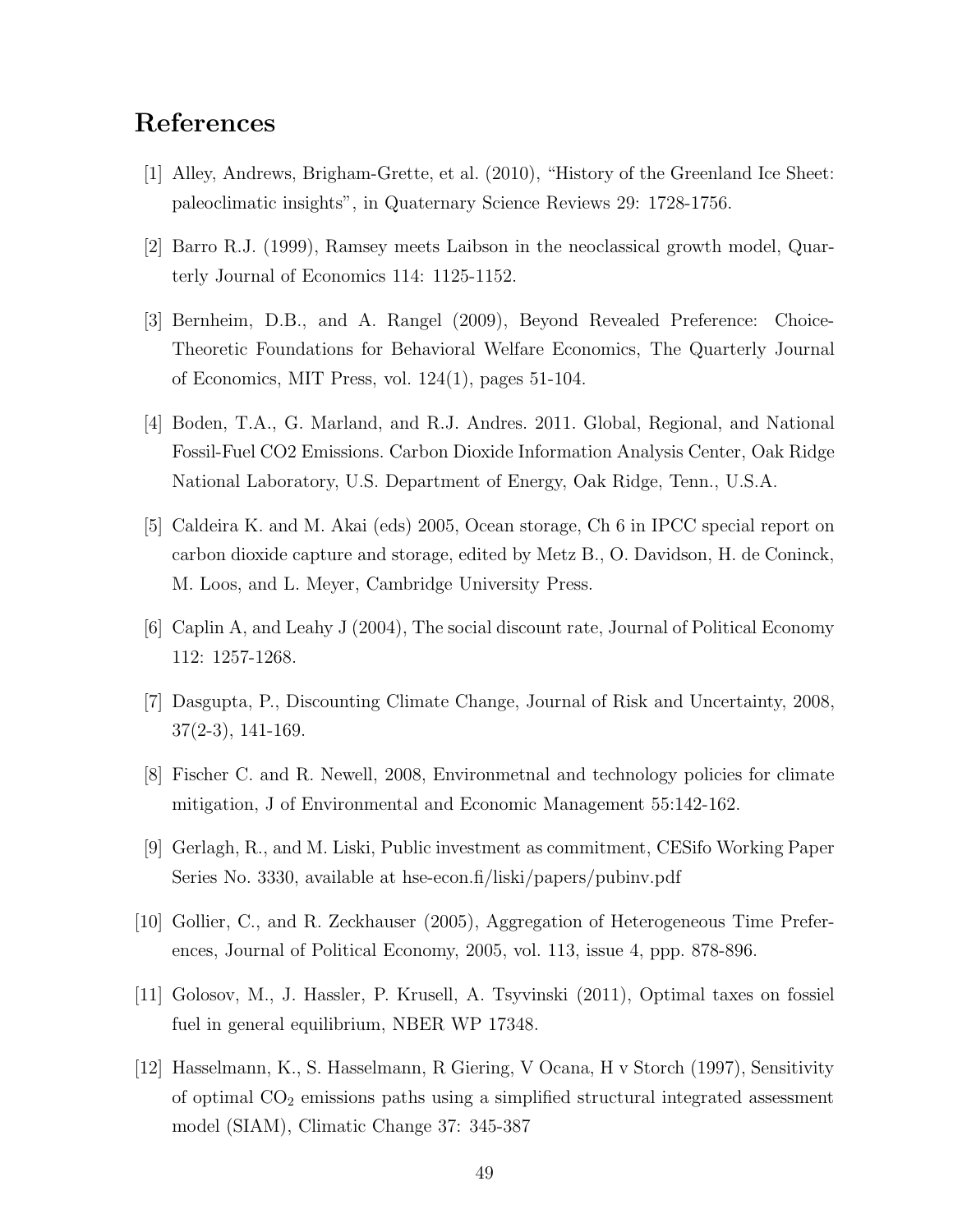# References

[1] Alley, Andrews, Brigham-Grette, et al. (2010), "History of the Greenland Ice Sheet: paleoclimatic insights", in Quaternary Science Reviews 29: 1728-1756.

[2] Barro R.J. (1999), Ramsey meets Laibson in the neoclassical growth model, Quarterly Journal of Economics 114: 1125-1152.

[3] Bernheim, D.B., and A. Rangel (2009), Beyond Revealed Preference: Choice-Theoretic Foundations for Behavioral Welfare Economics, The Quarterly Journal of Economics, MIT Press, vol. 124(1), pages 51-104.

[4] Boden, T.A., G. Marland, and R.J. Andres. 2011. Global, Regional, and National Fossil-Fuel CO2 Emissions. Carbon Dioxide Information Analysis Center, Oak Ridge National Laboratory, U.S. Department of Energy, Oak Ridge, Tenn., U.S.A.

[5] Caldeira K. and M. Akai (eds) 2005, Ocean storage, Ch 6 in IPCC special report on carbon dioxide capture and storage, edited by Metz B., O. Davidson, H. de Coninck, M. Loos, and L. Meyer, Cambridge University Press.

[6] Caplin A, and Leahy J (2004), The social discount rate, Journal of Political Economy 112: 1257-1268.

[7] Dasgupta, P., Discounting Climate Change, Journal of Risk and Uncertainty, 2008, 37(2-3), 141-169.

[8] Fischer C. and R. Newell, 2008, Environmetnal and technology policies for climate mitigation, J of Environmental and Economic Management 55:142-162.

[9] Gerlagh, R., and M. Liski, Public investment as commitment, CESifo Working Paper Series No. 3330, available at hse-econ.fi/liski/papers/pubinv.pdf

[10] Gollier, C., and R. Zeckhauser (2005), Aggregation of Heterogeneous Time Preferences, Journal of Political Economy, 2005, vol. 113, issue 4, ppp. 878-896.

[11] Golosov, M., J. Hassler, P. Krusell, A. Tsyvinski (2011), Optimal taxes on fossiel fuel in general equilibrium, NBER WP 17348.

[12] Hasselmann, K., S. Hasselmann, R Giering, V Ocana, H v Storch (1997), Sensitivity of optimal $CO_2$ emissions paths using a simplified structural integrated assessment model (SIAM), Climatic Change 37: 345-387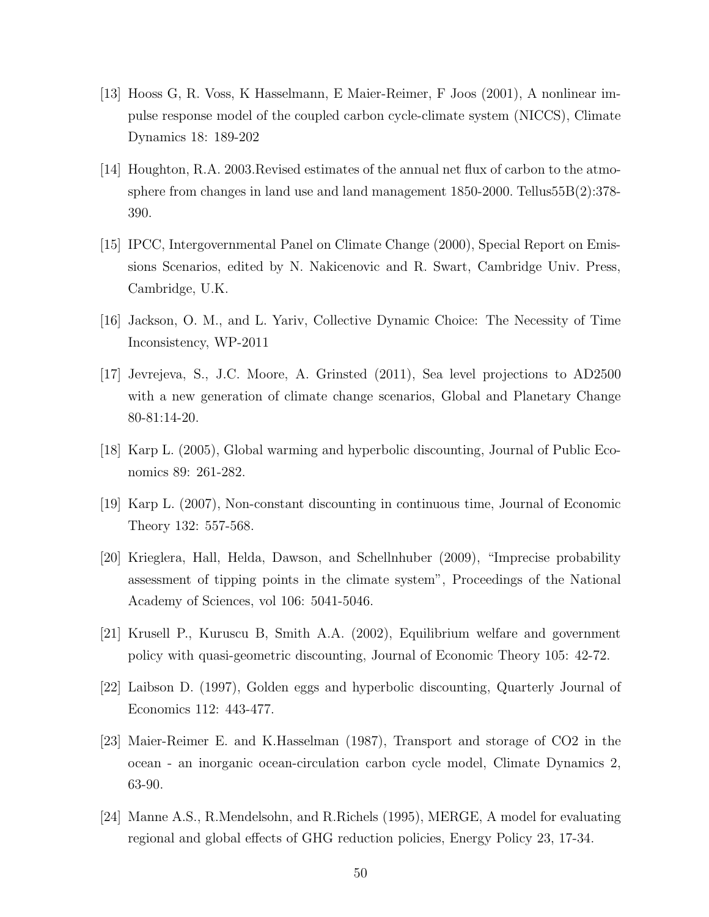[13] Hooss G, R. Voss, K Hasselmann, E Maier-Reimer, F Joos (2001), A nonlinear impulse response model of the coupled carbon cycle-climate system (NICCS), Climate Dynamics 18: 189-202

[14] Houghton, R.A. 2003.Revised estimates of the annual net flux of carbon to the atmosphere from changes in land use and land management 1850-2000. Tellus55B(2):378-390.

[15] IPCC, Intergovernmental Panel on Climate Change (2000), Special Report on Emissions Scenarios, edited by N. Nakicenovic and R. Swart, Cambridge Univ. Press, Cambridge, U.K.

[16] Jackson, O. M., and L. Yariv, Collective Dynamic Choice: The Necessity of Time Inconsistency, WP-2011

[17] Jevrejeva, S., J.C. Moore, A. Grinsted (2011), Sea level projections to AD2500 with a new generation of climate change scenarios, Global and Planetary Change 80-81:14-20.

[18] Karp L. (2005), Global warming and hyperbolic discounting, Journal of Public Economics 89: 261-282.

[19] Karp L. (2007), Non-constant discounting in continuous time, Journal of Economic Theory 132: 557-568.

[20] Krieglera, Hall, Helda, Dawson, and Schellnhuber (2009), "Imprecise probability assessment of tipping points in the climate system", Proceedings of the National Academy of Sciences, vol 106: 5041-5046.

[21] Krusell P., Kuruscu B, Smith A.A. (2002), Equilibrium welfare and government policy with quasi-geometric discounting, Journal of Economic Theory 105: 42-72.

[22] Laibson D. (1997), Golden eggs and hyperbolic discounting, Quarterly Journal of Economics 112: 443-477.

[23] Maier-Reimer E. and K.Hasselman (1987), Transport and storage of CO2 in the ocean - an inorganic ocean-circulation carbon cycle model, Climate Dynamics 2, 63-90.

[24] Manne A.S., R.Mendelsohn, and R.Richels (1995), MERGE, A model for evaluating regional and global effects of GHG reduction policies, Energy Policy 23, 17-34.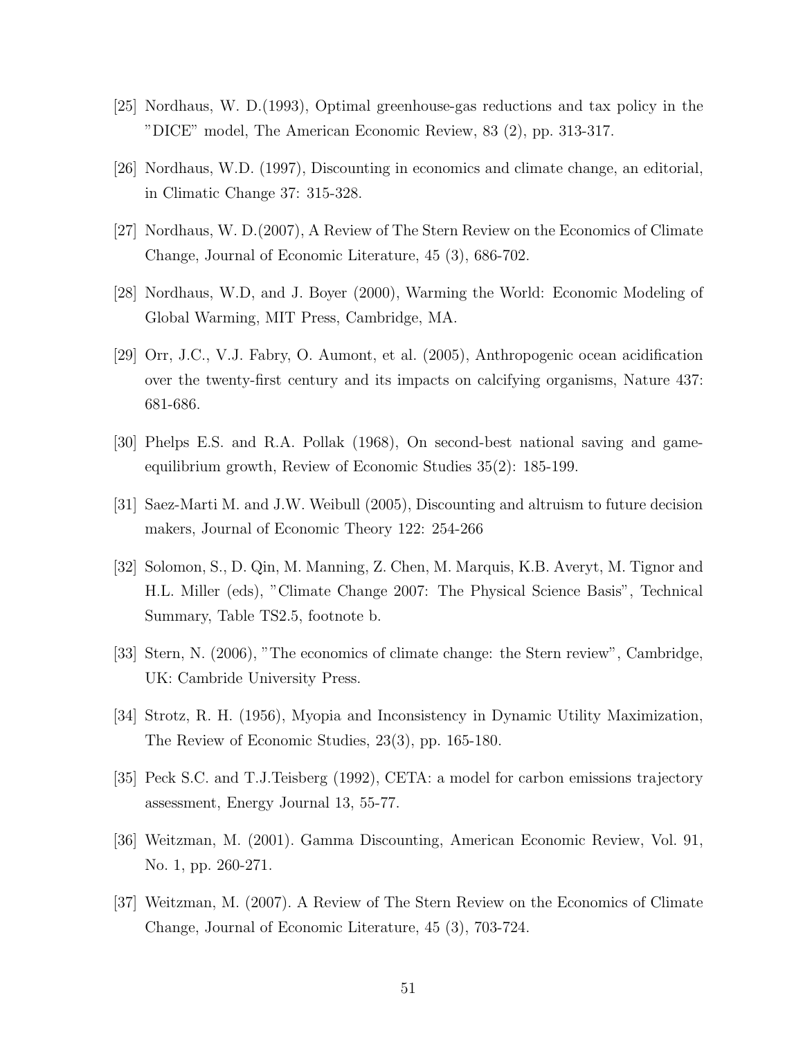[25] Nordhaus, W. D.(1993), Optimal greenhouse-gas reductions and tax policy in the "DICE" model, The American Economic Review, 83 (2), pp. 313-317.

[26] Nordhaus, W.D. (1997), Discounting in economics and climate change, an editorial, in Climatic Change 37: 315-328.

[27] Nordhaus, W. D.(2007), A Review of The Stern Review on the Economics of Climate Change, Journal of Economic Literature, 45 (3), 686-702.

[28] Nordhaus, W.D, and J. Boyer (2000), Warming the World: Economic Modeling of Global Warming, MIT Press, Cambridge, MA.

[29] Orr, J.C., V.J. Fabry, O. Aumont, et al. (2005), Anthropogenic ocean acidification over the twenty-first century and its impacts on calcifying organisms, Nature 437: 681-686.

[30] Phelps E.S. and R.A. Pollak (1968), On second-best national saving and game-equilibrium growth, Review of Economic Studies 35(2): 185-199.

[31] Saez-Marti M. and J.W. Weibull (2005), Discounting and altruism to future decision makers, Journal of Economic Theory 122: 254-266

[32] Solomon, S., D. Qin, M. Manning, Z. Chen, M. Marquis, K.B. Averyt, M. Tignor and H.L. Miller (eds), "Climate Change 2007: The Physical Science Basis", Technical Summary, Table TS2.5, footnote b.

[33] Stern, N. (2006), "The economics of climate change: the Stern review", Cambridge, UK: Cambride University Press.

[34] Strotz, R. H. (1956), Myopia and Inconsistency in Dynamic Utility Maximization, The Review of Economic Studies, 23(3), pp. 165-180.

[35] Peck S.C. and T.J.Teisberg (1992), CETA: a model for carbon emissions trajectory assessment, Energy Journal 13, 55-77.

[36] Weitzman, M. (2001). Gamma Discounting, American Economic Review, Vol. 91, No. 1, pp. 260-271.

[37] Weitzman, M. (2007). A Review of The Stern Review on the Economics of Climate Change, Journal of Economic Literature, 45 (3), 703-724.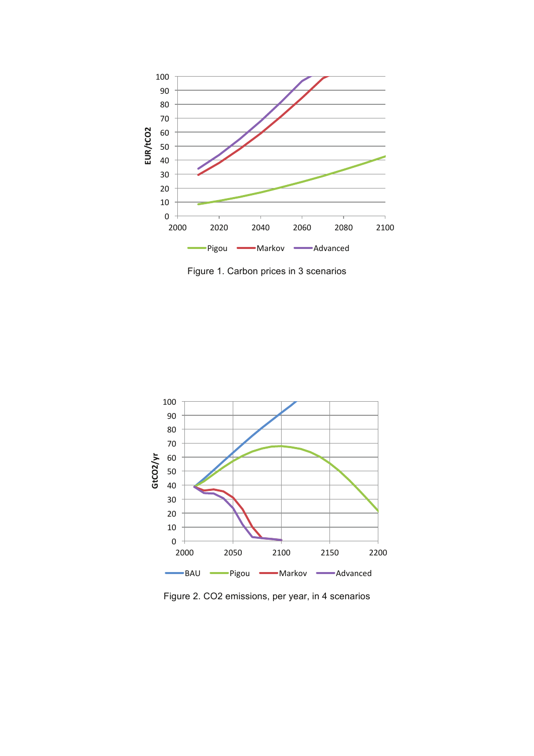Figure 1. Carbon prices in 3 scenarios

Figure 2. CO2 emissions, per year, in 4 scenarios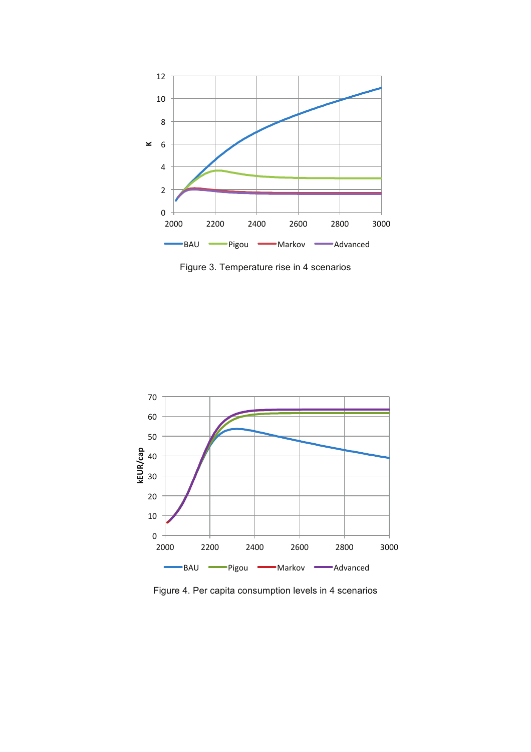Figure 3. Temperature rise in 4 scenarios

Figure 4. Per capita consumption levels in 4 scenarios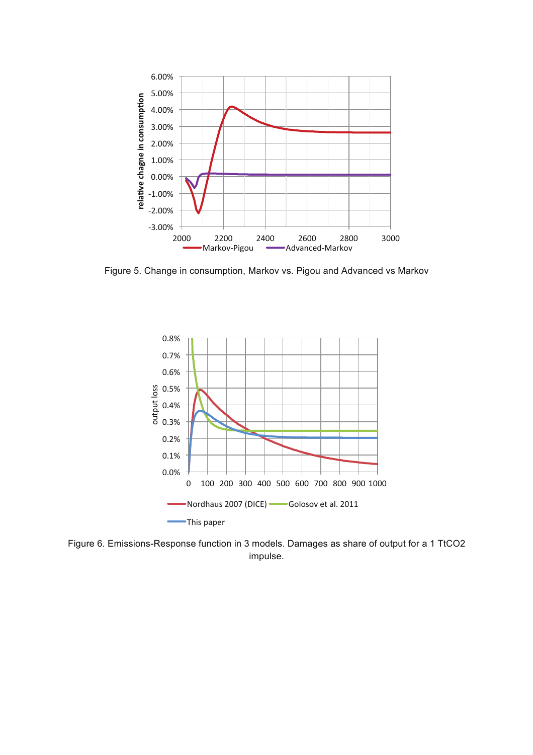6.00%
5.00%
4.00%
3.00%
2.00%
1.00%
0.00%
-1.00%
-2.00%
-3.00%

relative chagne in consumption

2000 2200 2400 2600 2800 3000

Markov-Pigou
Advanced-Markov

Figure 5. Change in consumption, Markov vs. Pigou and Advanced vs Markov

0.8%
0.7%
0.6%
0.5%
0.4%
0.3%
0.2%
0.1%
0.0%

output loss

0 100 200 300 400 500 600 700 800 900 1000

Nordhaus 2007 (DICE)
Golosov et al. 2011
This paper

Figure 6. Emissions-Response function in 3 models. Damages as share of output for a 1 TtCO2 impulse.